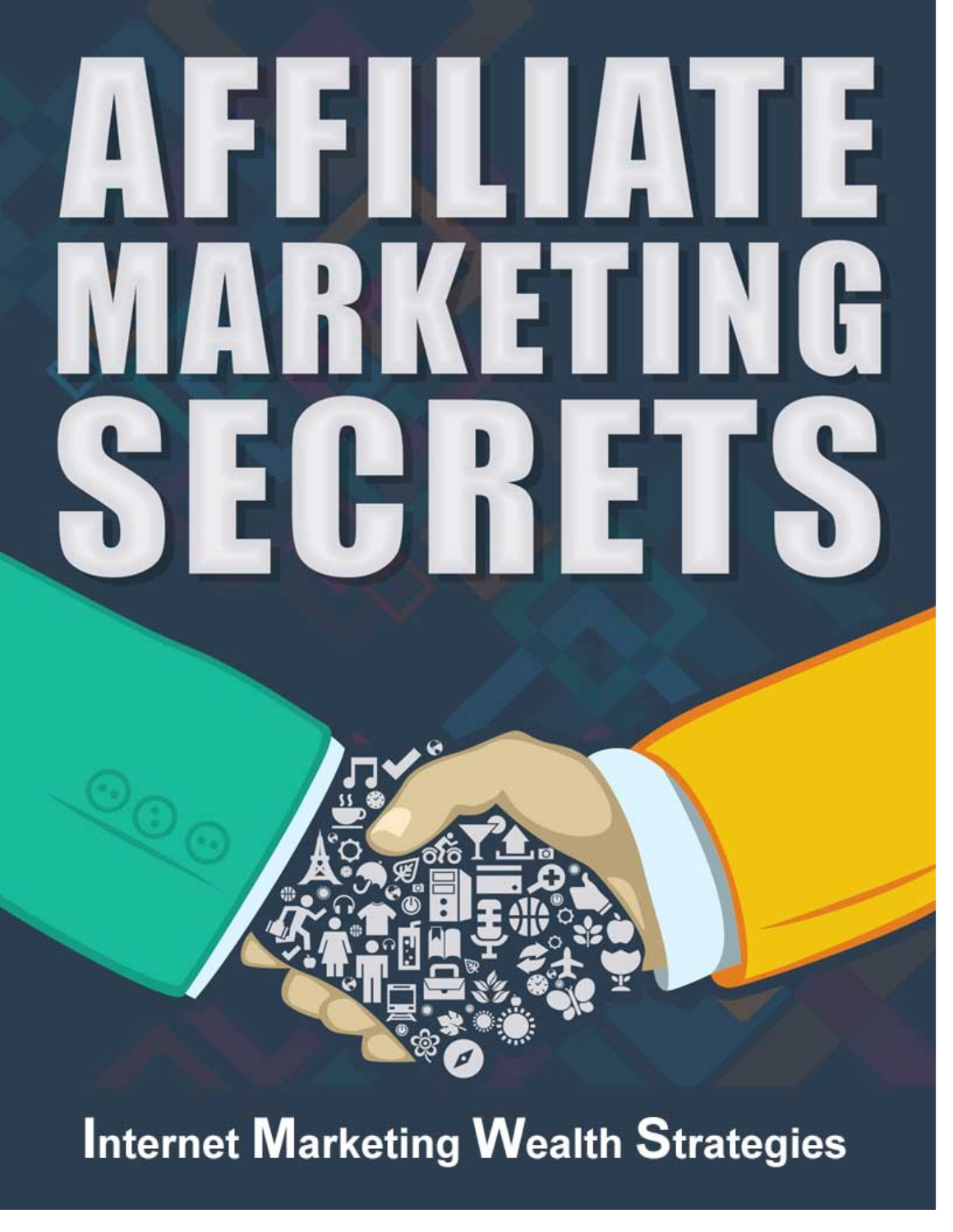# AFFILIATE MARKETING SECRETS

Internet Marketing Wealth Strategies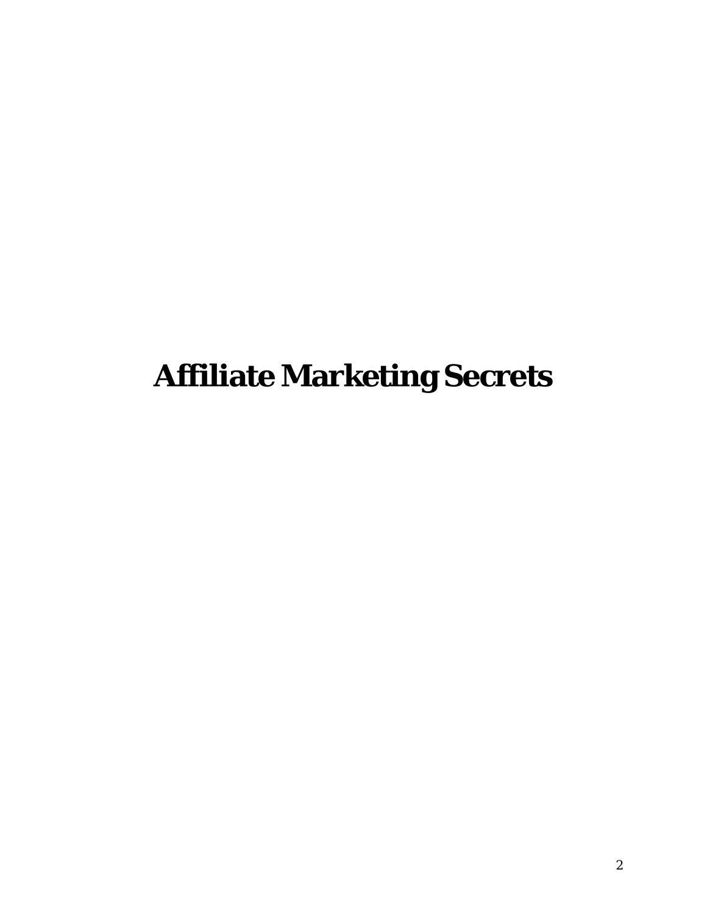# Affiliate Marketing Secrets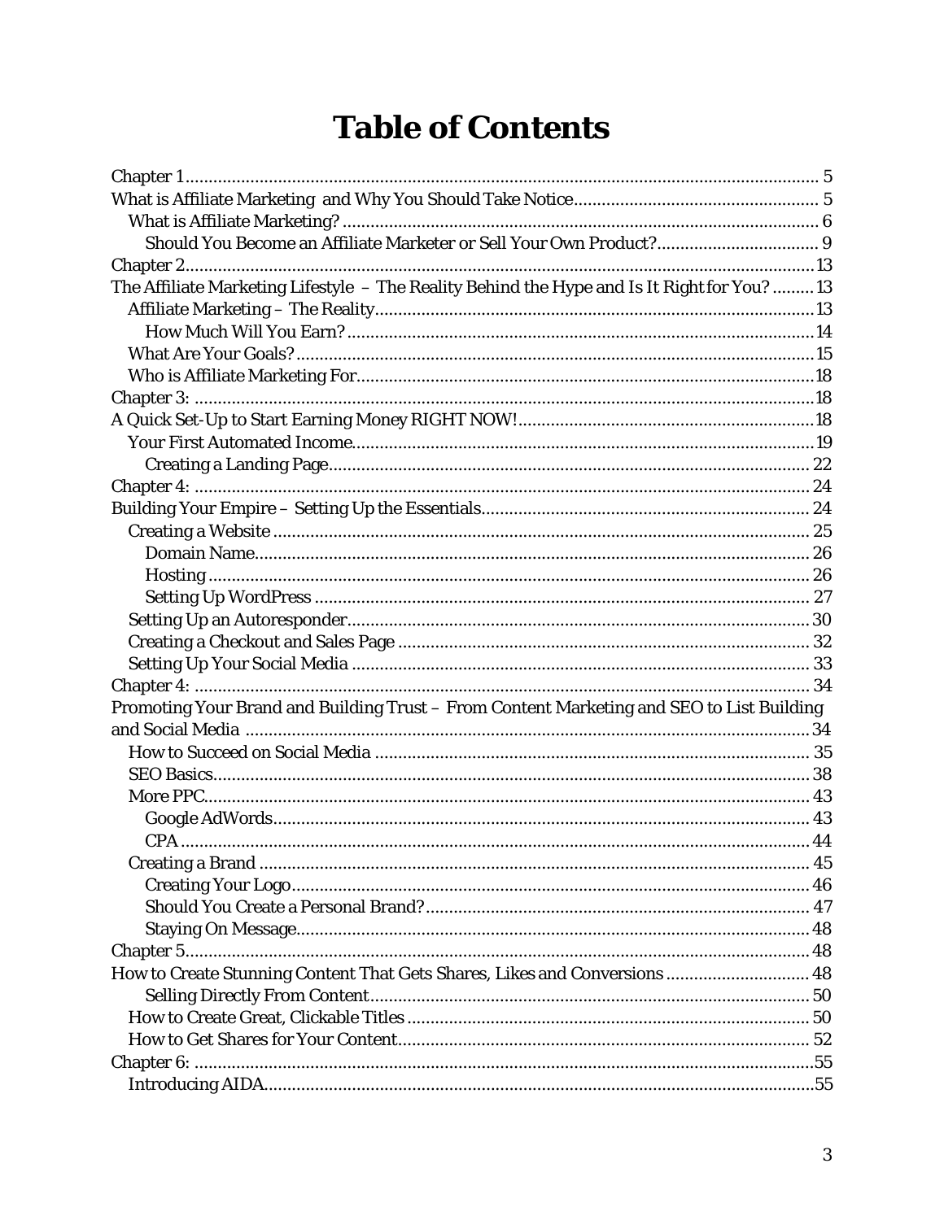# Table of Contents

- Chapter 1 ... 5
- What is Affiliate Marketing and Why You Should Take Notice ... 5
  - What is Affiliate Marketing? ... 6
    - Should You Become an Affiliate Marketer or Sell Your Own Product? ... 9
- Chapter 2 ... 13
- The Affiliate Marketing Lifestyle – The Reality Behind the Hype and Is It Right for You? ... 13
  - Affiliate Marketing – The Reality ... 13
    - How Much Will You Earn? ... 14
  - What Are Your Goals? ... 15
  - Who is Affiliate Marketing For ... 18
- Chapter 3: ... 18
- A Quick Set-Up to Start Earning Money RIGHT NOW! ... 18
  - Your First Automated Income ... 19
    - Creating a Landing Page ... 22
- Chapter 4: ... 24
- Building Your Empire – Setting Up the Essentials ... 24
  - Creating a Website ... 25
    - Domain Name ... 26
    - Hosting ... 26
    - Setting Up WordPress ... 27
  - Setting Up an Autoresponder ... 30
  - Creating a Checkout and Sales Page ... 32
  - Setting Up Your Social Media ... 33
- Chapter 4: ... 34
- Promoting Your Brand and Building Trust – From Content Marketing and SEO to List Building and Social Media ... 34
  - How to Succeed on Social Media ... 35
  - SEO Basics ... 38
  - More PPC ... 43
    - Google AdWords ... 43
    - CPA ... 44
  - Creating a Brand ... 45
    - Creating Your Logo ... 46
    - Should You Create a Personal Brand? ... 47
    - Staying On Message ... 48
- Chapter 5 ... 48
- How to Create Stunning Content That Gets Shares, Likes and Conversions ... 48
    - Selling Directly From Content ... 50
  - How to Create Great, Clickable Titles ... 50
  - How to Get Shares for Your Content ... 52
- Chapter 6: ... 55
  - Introducing AIDA ... 55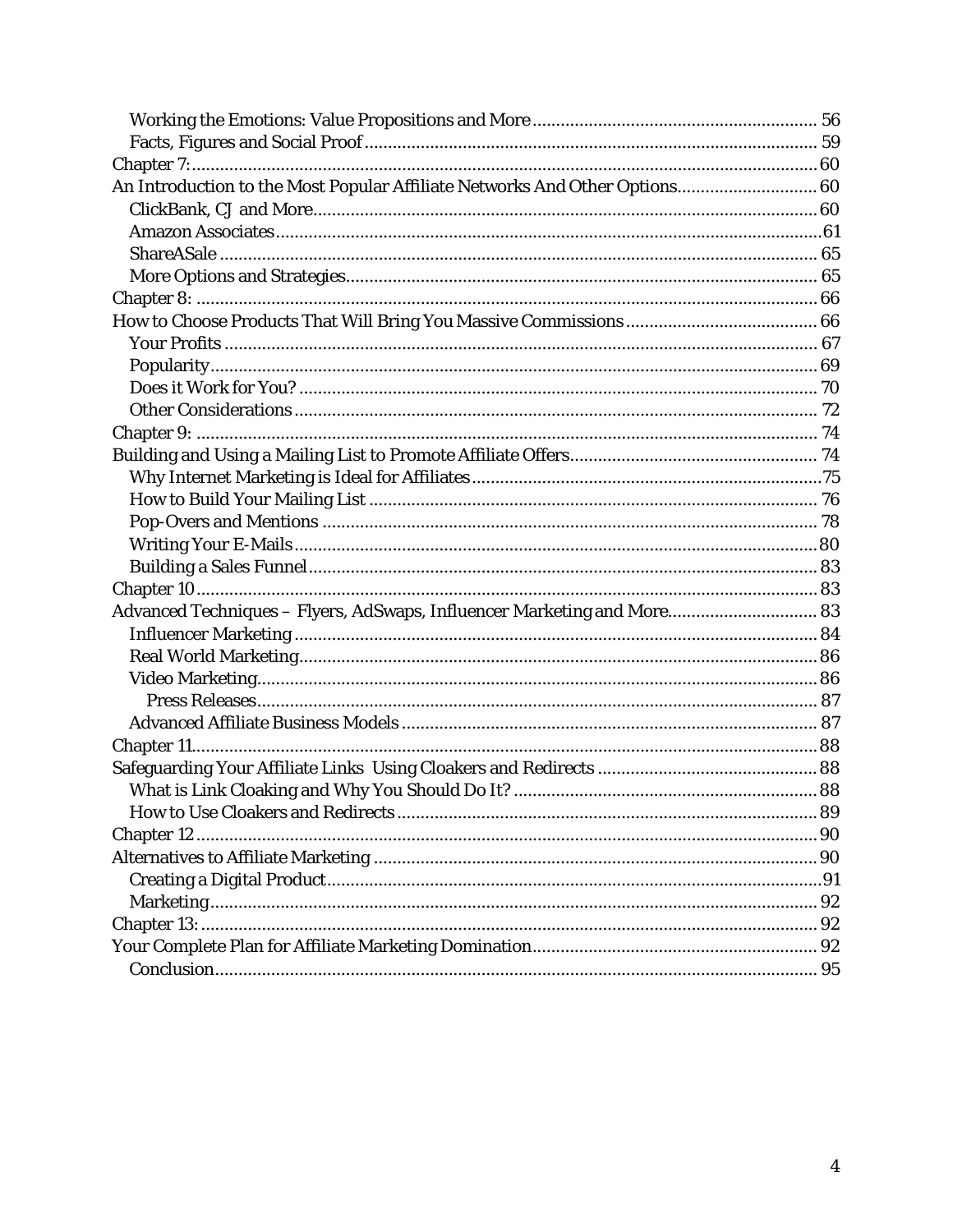- Working the Emotions: Value Propositions and More ........ 56
- Facts, Figures and Social Proof ........ 59

Chapter 7: ........ 60

An Introduction to the Most Popular Affiliate Networks And Other Options ........ 60

- ClickBank, CJ and More ........ 60
- Amazon Associates ........ 61
- ShareASale ........ 65
- More Options and Strategies ........ 65

Chapter 8: ........ 66

How to Choose Products That Will Bring You Massive Commissions ........ 66

- Your Profits ........ 67
- Popularity ........ 69
- Does it Work for You? ........ 70
- Other Considerations ........ 72

Chapter 9: ........ 74

Building and Using a Mailing List to Promote Affiliate Offers ........ 74

- Why Internet Marketing is Ideal for Affiliates ........ 75
- How to Build Your Mailing List ........ 76
- Pop-Overs and Mentions ........ 78
- Writing Your E-Mails ........ 80
- Building a Sales Funnel ........ 83

Chapter 10 ........ 83

Advanced Techniques – Flyers, AdSwaps, Influencer Marketing and More ........ 83

- Influencer Marketing ........ 84
- Real World Marketing ........ 86
- Video Marketing ........ 86
  - Press Releases ........ 87
- Advanced Affiliate Business Models ........ 87

Chapter 11 ........ 88

Safeguarding Your Affiliate Links Using Cloakers and Redirects ........ 88

- What is Link Cloaking and Why You Should Do It? ........ 88
- How to Use Cloakers and Redirects ........ 89

Chapter 12 ........ 90

Alternatives to Affiliate Marketing ........ 90

- Creating a Digital Product ........ 91
- Marketing ........ 92

Chapter 13: ........ 92

Your Complete Plan for Affiliate Marketing Domination ........ 92

- Conclusion ........ 95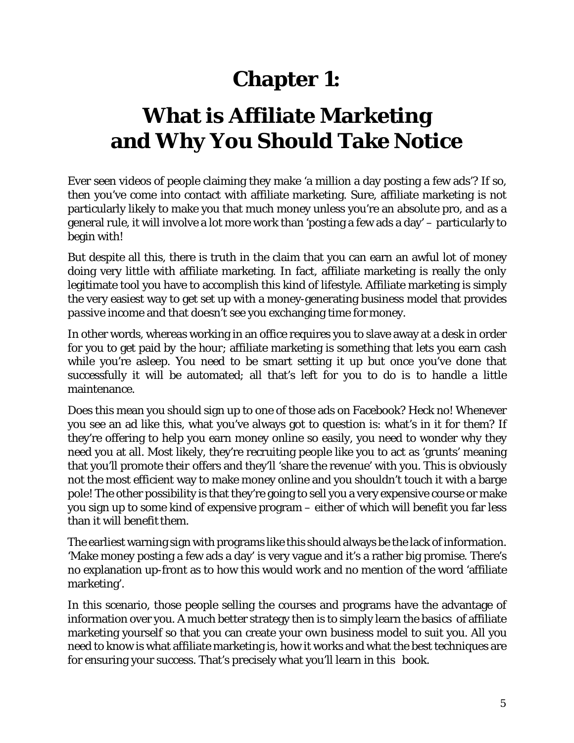# Chapter 1:

# What is Affiliate Marketing and Why You Should Take Notice

Ever seen videos of people claiming they make 'a million a day posting a few ads'? If so, then you've come into contact with affiliate marketing. Sure, affiliate marketing is not particularly likely to make you that much money unless you're an absolute pro, and as a general rule, it will involve a lot more work than 'posting a few ads a day' – particularly to begin with!

But despite all this, there is truth in the claim that you can earn an awful lot of money doing very little with affiliate marketing. In fact, affiliate marketing is really the only legitimate tool you have to accomplish this kind of lifestyle. Affiliate marketing is simply the very easiest way to get set up with a money-generating business model that provides *passive income* and that doesn't see you exchanging time for money.

In other words, whereas working in an office requires you to slave away at a desk in order for you to get paid by the hour; affiliate marketing is something that lets you earn cash while you're asleep. You need to be smart setting it up but once you've done that successfully it will be automated; all that's left for you to do is to handle a little maintenance.

Does this mean you should sign up to one of those ads on Facebook? Heck no! Whenever you see an ad like this, what you've always got to question is: what's in it for them? If they're offering to help you earn money online so easily, you need to wonder why they need you at all. Most likely, they're recruiting people like you to act as 'grunts' meaning that you'll promote their offers and they'll 'share the revenue' with you. This is obviously not the most efficient way to make money online and you shouldn't touch it with a barge pole! The other possibility is that they're going to sell you a very expensive course or make you sign up to some kind of expensive program – either of which will benefit you far less than it will benefit them.

The earliest warning sign with programs like this should always be the lack of information. 'Make money posting a few ads a day' is very vague and it's a rather big promise. There's no explanation up-front as to how this would work and no mention of the word 'affiliate marketing'.

In this scenario, those people selling the courses and programs have the advantage of information over you. A much better strategy then is to simply learn the basics of affiliate marketing yourself so that you can create your own business model to suit you. All you need to know is what affiliate marketing is, how it works and what the best techniques are for ensuring your success. That's precisely what you'll learn in this book.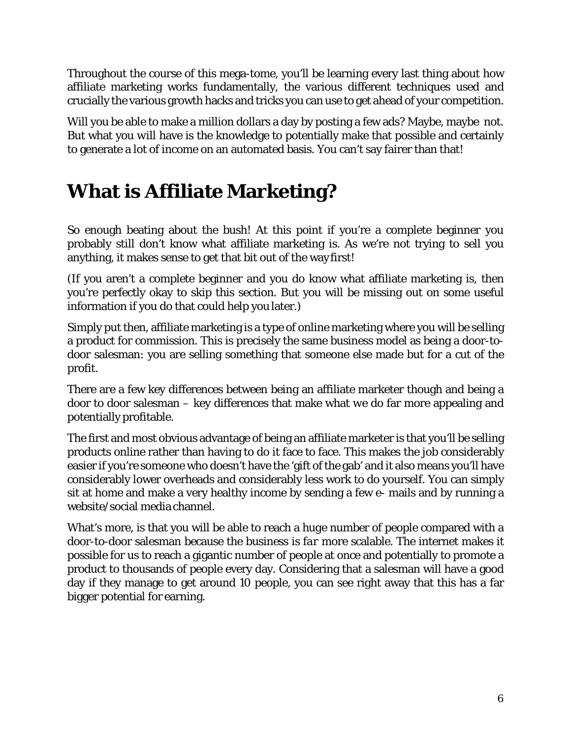Throughout the course of this mega-tome, you'll be learning every last thing about how affiliate marketing works fundamentally, the various different techniques used and crucially the various growth hacks and tricks you can use to get ahead of your competition.

Will you be able to make a million dollars a day by posting a few ads? Maybe, maybe not. But what you will have is the knowledge to potentially make that possible and certainly to generate a lot of income on an automated basis. You can't say fairer than that!

# What is Affiliate Marketing?

So enough beating about the bush! At this point if you're a complete beginner you probably still don't know what affiliate marketing is. As we're not trying to sell you anything, it makes sense to get that bit out of the way first!

(If you aren't a complete beginner and you do know what affiliate marketing is, then you're perfectly okay to skip this section. But you will be missing out on some useful information if you do that could help you later.)

Simply put then, affiliate marketing is a type of online marketing where you will be selling a product for commission. This is precisely the same business model as being a door-to-door salesman: you are selling something that someone else made but for a cut of the profit.

There are a few key differences between being an affiliate marketer though and being a door to door salesman – key differences that make what we do far more appealing and potentially profitable.

The first and most obvious advantage of being an affiliate marketer is that you'll be selling products online rather than having to do it face to face. This makes the job considerably easier if you're someone who doesn't have the 'gift of the gab' and it also means you'll have considerably lower overheads and considerably less work to do yourself. You can simply sit at home and make a very healthy income by sending a few e- mails and by running a website/social media channel.

What's more, is that you will be able to reach a huge number of people compared with a door-to-door salesman because the business is *far* more scalable. The internet makes it possible for us to reach a gigantic number of people at once and potentially to promote a product to thousands of people every day. Considering that a salesman will have a good day if they manage to get around 10 people, you can see right away that this has a far bigger potential for earning.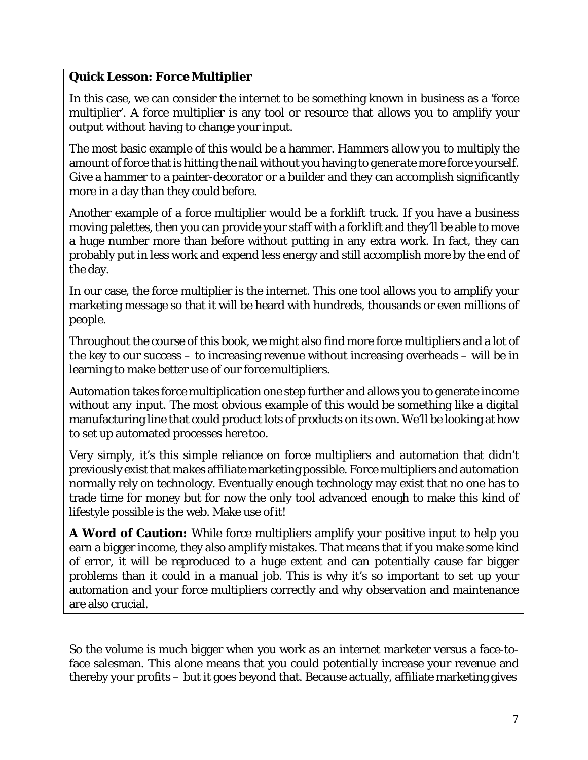**Quick Lesson: Force Multiplier**

In this case, we can consider the internet to be something known in business as a 'force multiplier'. A force multiplier is any tool or resource that allows you to amplify your output without having to change your input.

The most basic example of this would be a hammer. Hammers allow you to multiply the amount of force that is hitting the nail without you having to generate more force yourself. Give a hammer to a painter-decorator or a builder and they can accomplish significantly more in a day than they could before.

Another example of a force multiplier would be a forklift truck. If you have a business moving palettes, then you can provide your staff with a forklift and they'll be able to move a huge number more than before without putting in any extra work. In fact, they can probably put in less work and expend less energy and still accomplish more by the end of the day.

In our case, the force multiplier is the internet. This one tool allows you to amplify your marketing message so that it will be heard with hundreds, thousands or even millions of people.

Throughout the course of this book, we might also find more force multipliers and a lot of the key to our success – to increasing revenue without increasing overheads – will be in learning to make better use of our force multipliers.

Automation takes force multiplication one step further and allows you to generate income without *any* input. The most obvious example of this would be something like a digital manufacturing line that could product lots of products on its own. We'll be looking at how to set up automated processes here too.

Very simply, it's this simple reliance on force multipliers and automation that didn't previously exist that makes affiliate marketing possible. Force multipliers and automation normally rely on technology. Eventually enough technology may exist that no one has to trade time for money but for now the only tool advanced enough to make this kind of lifestyle possible is the web. Make use of it!

**A Word of Caution:** While force multipliers amplify your positive input to help you earn a bigger income, they also amplify mistakes. That means that if you make some kind of error, it will be reproduced to a huge extent and can potentially cause far bigger problems than it could in a manual job. This is why it's so important to set up your automation and your force multipliers correctly and why observation and maintenance are also crucial.

So the volume is much bigger when you work as an internet marketer versus a face-to-face salesman. This alone means that you could potentially increase your revenue and thereby your profits – but it goes beyond that. Because actually, affiliate marketing gives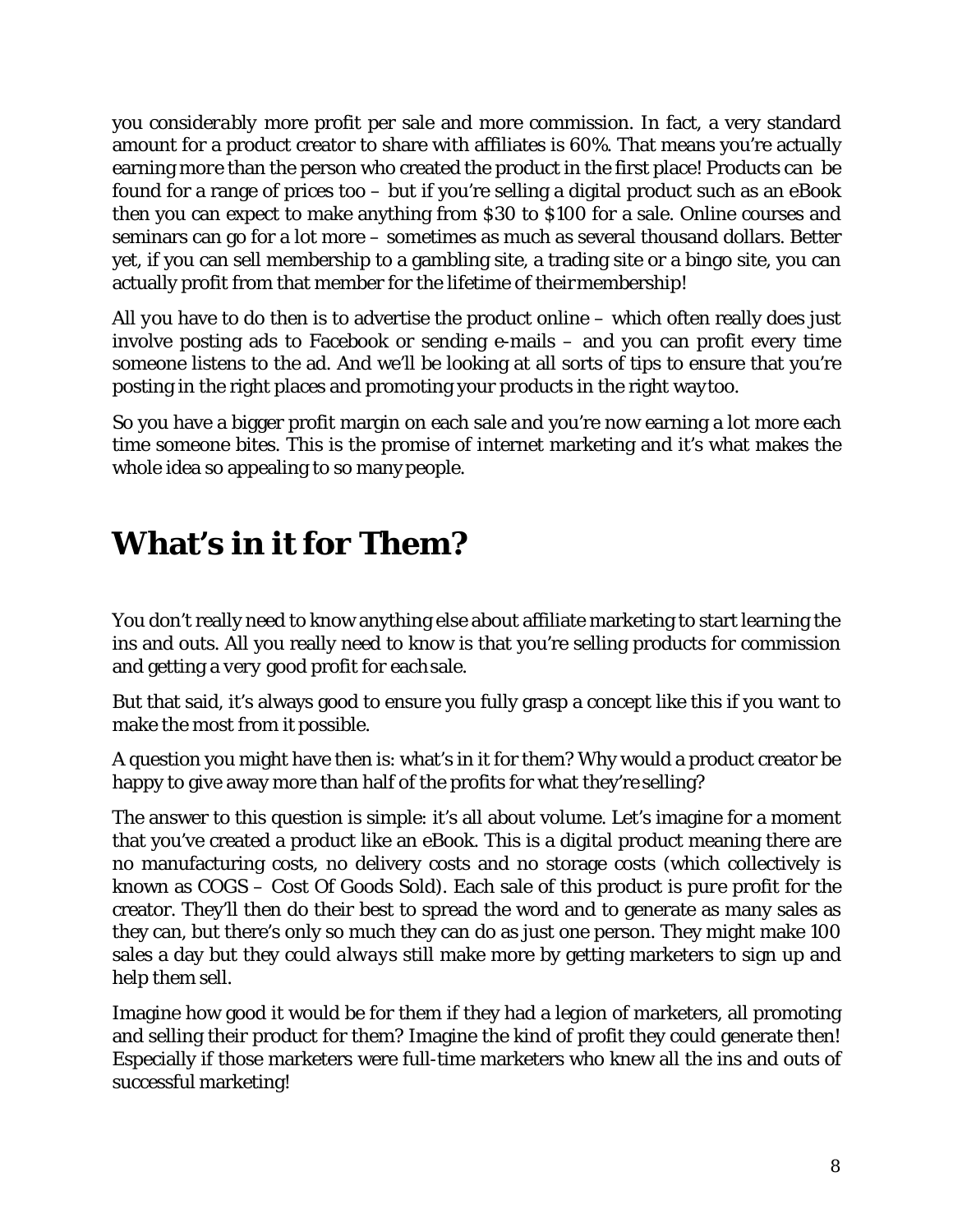you *considerably* more profit per sale and more commission. In fact, a very standard amount for a product creator to share with affiliates is 60%. That means you're actually earning *more* than the person who created the product in the first place! Products can be found for a range of prices too – but if you're selling a digital product such as an eBook then you can expect to make anything from $30 to $100 for a sale. Online courses and seminars can go for a lot more – sometimes as much as several thousand dollars. Better yet, if you can sell membership to a gambling site, a trading site or a bingo site, you can actually profit from that member for the lifetime of their membership!

All you have to do then is to advertise the product online – which often really does just involve posting ads to Facebook or sending e-mails – and you can profit every time someone listens to the ad. And we'll be looking at all sorts of tips to ensure that you're posting in the right places and promoting your products in the right way too.

So you have a bigger profit margin on each sale *and* you're now earning a lot more each time someone bites. This is the promise of internet marketing and it's what makes the whole idea so appealing to so many people.

## What's in it for Them?

You don't really need to know anything else about affiliate marketing to start learning the ins and outs. All you really need to know is that you're selling products for commission and getting a very good profit for each sale.

But that said, it's always good to ensure you fully grasp a concept like this if you want to make the most from it possible.

A question you might have then is: what's in it for them? Why would a product creator be happy to give away more than half of the profits for what they're selling?

The answer to this question is simple: it's all about volume. Let's imagine for a moment that you've created a product like an eBook. This is a digital product meaning there are no manufacturing costs, no delivery costs and no storage costs (which collectively is known as COGS – Cost Of Goods Sold). Each sale of this product is *pure* profit for the creator. They'll then do their best to spread the word and to generate as many sales as they can, but there's only so much they can do as just one person. They might make 100 sales a day but they could *always* still make more by getting marketers to sign up and help them sell.

Imagine how good it would be for them if they had a legion of marketers, all promoting and selling their product for them? Imagine the kind of profit they could generate then! Especially if those marketers were full-time marketers who knew all the ins and outs of successful marketing!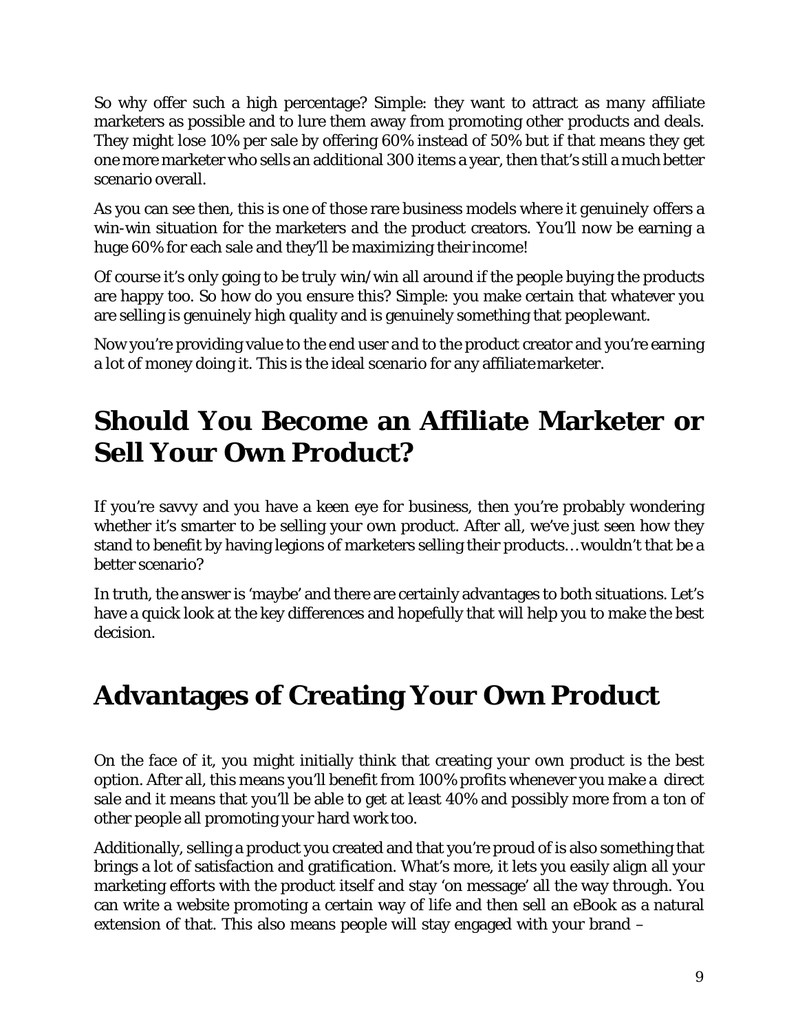So why offer such a high percentage? Simple: they want to attract as many affiliate marketers as possible and to lure them away from promoting other products and deals. They might lose 10% per sale by offering 60% instead of 50% but if that means they get one more marketer who sells an additional 300 items a year, then that's still a much better scenario overall.

As you can see then, this is one of those rare business models where it genuinely offers a win-win situation for the marketers *and* the product creators. You'll now be earning a huge 60% for each sale and they'll be maximizing their income!

Of course it's only going to be *truly* win/win all around if the people buying the products are happy too. So how do you ensure this? Simple: you make certain that whatever you are selling is genuinely high quality and is genuinely something that people want.

Now you're providing value to the end user *and* to the product creator and you're earning a lot of money doing it. This is the ideal scenario for any affiliate marketer.

# Should You Become an Affiliate Marketer or Sell Your Own Product?

If you're savvy and you have a keen eye for business, then you're probably wondering whether it's smarter to be selling your own product. After all, we've just seen how they stand to benefit by having legions of marketers selling their products… wouldn't that be a better scenario?

In truth, the answer is 'maybe' and there are certainly advantages to both situations. Let's have a quick look at the key differences and hopefully that will help you to make the best decision.

# Advantages of Creating Your Own Product

On the face of it, you might initially think that creating your own product is the best option. After all, this means you'll benefit from 100% profits whenever you make a direct sale and it means that you'll be able to get *at least* 40% and possibly more from a ton of other people all promoting your hard work too.

Additionally, selling a product you created and that you're proud of is also something that brings a lot of satisfaction and gratification. What's more, it lets you easily align all your marketing efforts with the product itself and stay 'on message' all the way through. You can write a website promoting a certain way of life and then sell an eBook as a natural extension of that. This also means people will stay engaged with your brand –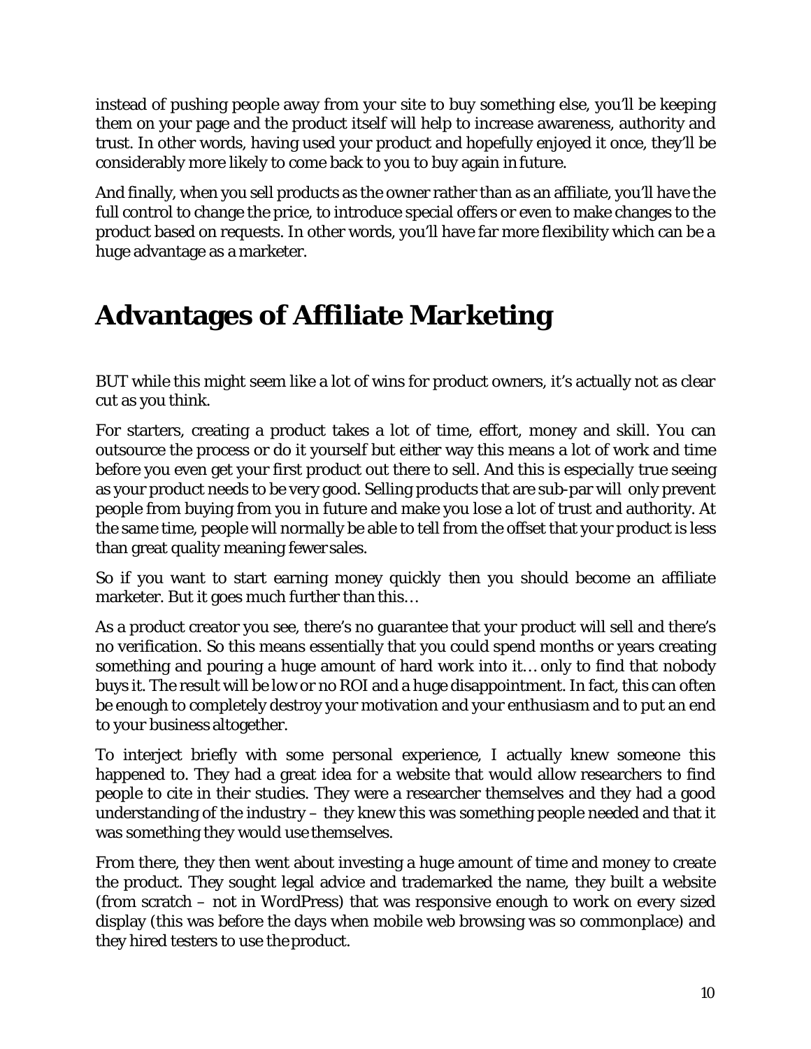instead of pushing people away from your site to buy something else, you'll be keeping them on your page and the product itself will help to increase awareness, authority and trust. In other words, having used your product and hopefully enjoyed it once, they'll be considerably more likely to come back to you to buy again in future.

And finally, when you sell products as the owner rather than as an affiliate, you'll have the full control to change the price, to introduce special offers or even to make changes to the product based on requests. In other words, you'll have far more flexibility which can be a huge advantage as a marketer.

# Advantages of Affiliate Marketing

BUT while this might seem like a lot of wins for product owners, it's actually not as clear cut as you think.

For starters, creating a product takes a lot of time, effort, money and skill. You can outsource the process or do it yourself but either way this means a lot of work and time before you even get your first product out there to sell. And this is *especially* true seeing as your product needs to be very good. Selling products that are sub-par will only prevent people from buying from you in future and make you lose a lot of trust and authority. At the same time, people will normally be able to tell from the offset that your product is less than great quality meaning fewer sales.

So if you want to start earning money quickly then you should become an affiliate marketer. But it goes much further than this…

As a product creator you see, there's no guarantee that your product will sell and there's no verification. So this means essentially that you could spend months or years creating something and pouring a huge amount of hard work into it… only to find that nobody buys it. The result will be low or no ROI and a huge disappointment. In fact, this can often be enough to completely destroy your motivation and your enthusiasm and to put an end to your business altogether.

To interject briefly with some personal experience, I actually knew someone this happened to. They had a great idea for a website that would allow researchers to find people to cite in their studies. They were a researcher themselves and they had a good understanding of the industry – they knew this was something people needed and that it was something they would use themselves.

From there, they then went about investing a huge amount of time and money to create the product. They sought legal advice and trademarked the name, they built a website (from scratch – not in WordPress) that was responsive enough to work on every sized display (this was before the days when mobile web browsing was so commonplace) and they hired testers to use the product.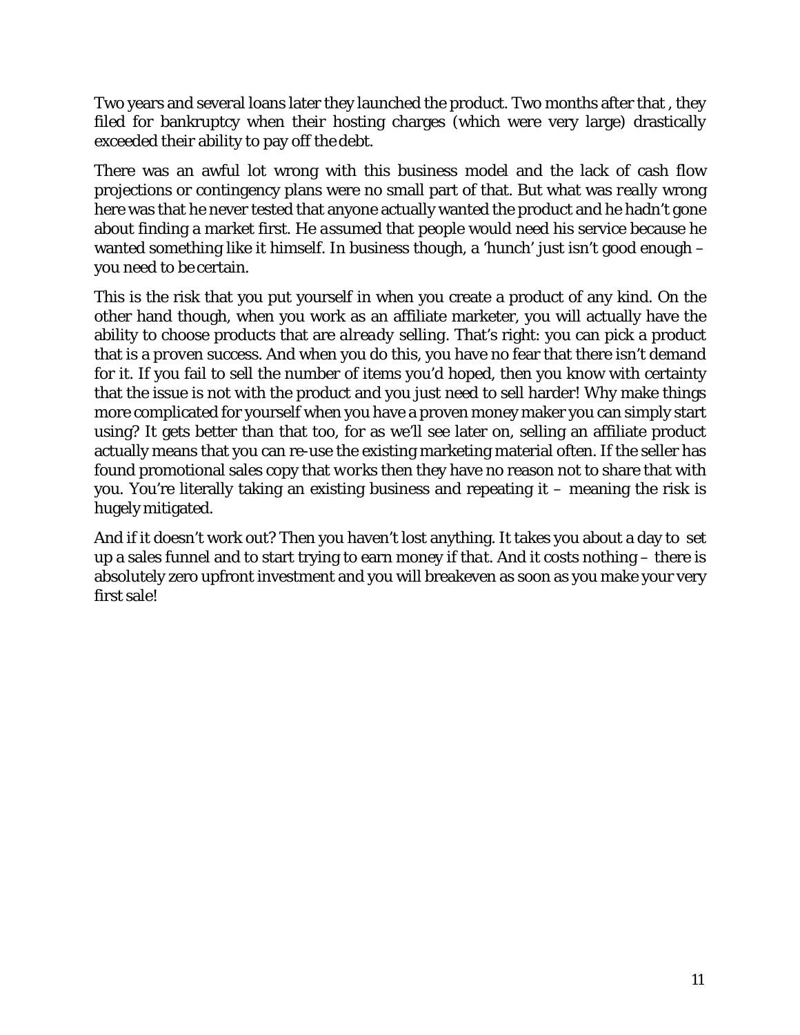Two years and several loans later they launched the product. Two months after that , they filed for bankruptcy when their hosting charges (which were very large) drastically exceeded their ability to pay off the debt.

There was an awful lot wrong with this business model and the lack of cash flow projections or contingency plans were no small part of that. But what was *really* wrong here was that he never tested that anyone actually wanted the product and he hadn't gone about finding a market first. He *assumed* that people would need his service because he wanted something like it himself. In business though, a 'hunch' just isn't good enough – you need to be certain.

This is the risk that you put yourself in when you create a product of any kind. On the other hand though, when you work as an affiliate marketer, you will actually have the ability to choose products that are *already* selling. That's right: you can pick a product that is a *proven* success. And when you do this, you have no fear that there isn't demand for it. If you fail to sell the number of items you'd hoped, then you know with certainty that the issue is not with the product and you just need to sell harder! Why make things more complicated for yourself when you have a proven money maker you can simply start using? It gets better than that too, for as we'll see later on, selling an affiliate product actually means that you can re-use the existing marketing material often. If the seller has found promotional sales copy that *works* then they have no reason not to share that with you. You're literally taking an existing business and repeating it – meaning the risk is hugely mitigated.

And if it doesn't work out? Then you haven't lost anything. It takes you about a day to set up a sales funnel and to start trying to earn money if *that*. And it costs nothing – there is absolutely zero upfront investment and you will breakeven as soon as you make your very first sale!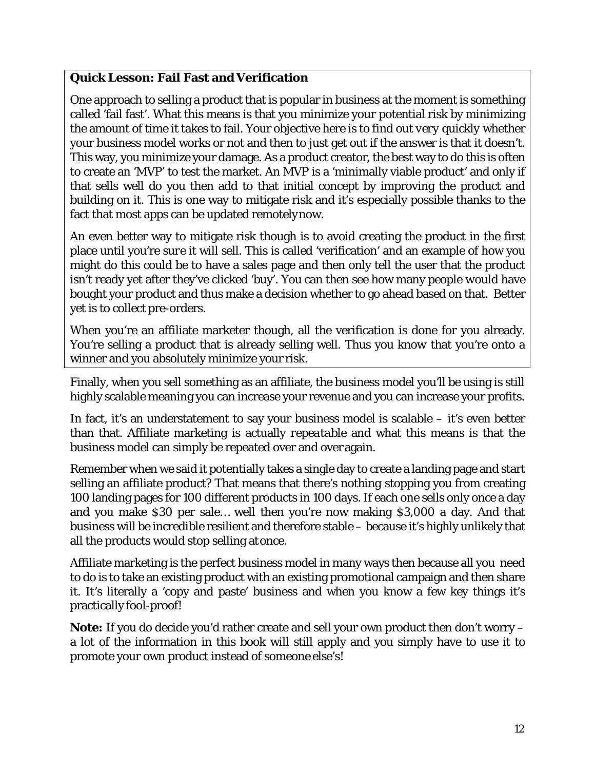**Quick Lesson: Fail Fast and Verification**

One approach to selling a product that is popular in business at the moment is something called 'fail fast'. What this means is that you minimize your potential risk by minimizing the amount of time it takes to fail. Your objective here is to find out *very quickly* whether your business model works or not and then to just get out if the answer is that it doesn't. This way, you minimize your damage. As a product creator, the best way to do this is often to create an 'MVP' to test the market. An MVP is a 'minimally viable product' and only if that sells well do you then add to that initial concept by improving the product and building on it. This is one way to mitigate risk and it's especially possible thanks to the fact that most apps can be updated remotely now.

An even better way to mitigate risk though is to avoid creating the product in the first place until you're *sure* it will sell. This is called 'verification' and an example of how you might do this could be to have a sales page and then only tell the user that the product isn't ready yet after they've clicked 'buy'. You can then see how many people would have bought your product and thus make a decision whether to go ahead based on that. Better yet is to collect pre-orders.

When you're an affiliate marketer though, all the verification is done for you already. You're selling a product that is already selling well. Thus you know that you're onto a winner and you absolutely minimize your risk.

Finally, when you sell something as an affiliate, the business model you'll be using is still highly scalable meaning you can increase your revenue and you can increase your profits.

In fact, it's an understatement to say your business model is scalable – it's even better than that. Affiliate marketing is actually *repeatable* and what this means is that the business model can simply be repeated over and over again.

Remember when we said it potentially takes a single day to create a landing page and start selling an affiliate product? That means that there's nothing stopping you from creating 100 landing pages for 100 different products in 100 days. If each one sells only once a day and you make $30 per sale… well then you're now making $3,000 a day. And that business will be incredible resilient and therefore stable – because it's highly unlikely that all the products would stop selling at once.

Affiliate marketing is the perfect business model in many ways then because all you need to do is to take an existing product with an existing promotional campaign and then share it. It's literally a 'copy and paste' business and when you know a few key things it's practically fool-proof!

**Note:** If you do decide you'd rather create and sell your own product then don't worry – a lot of the information in this book will still apply and you simply have to use it to promote your own product instead of someone else's!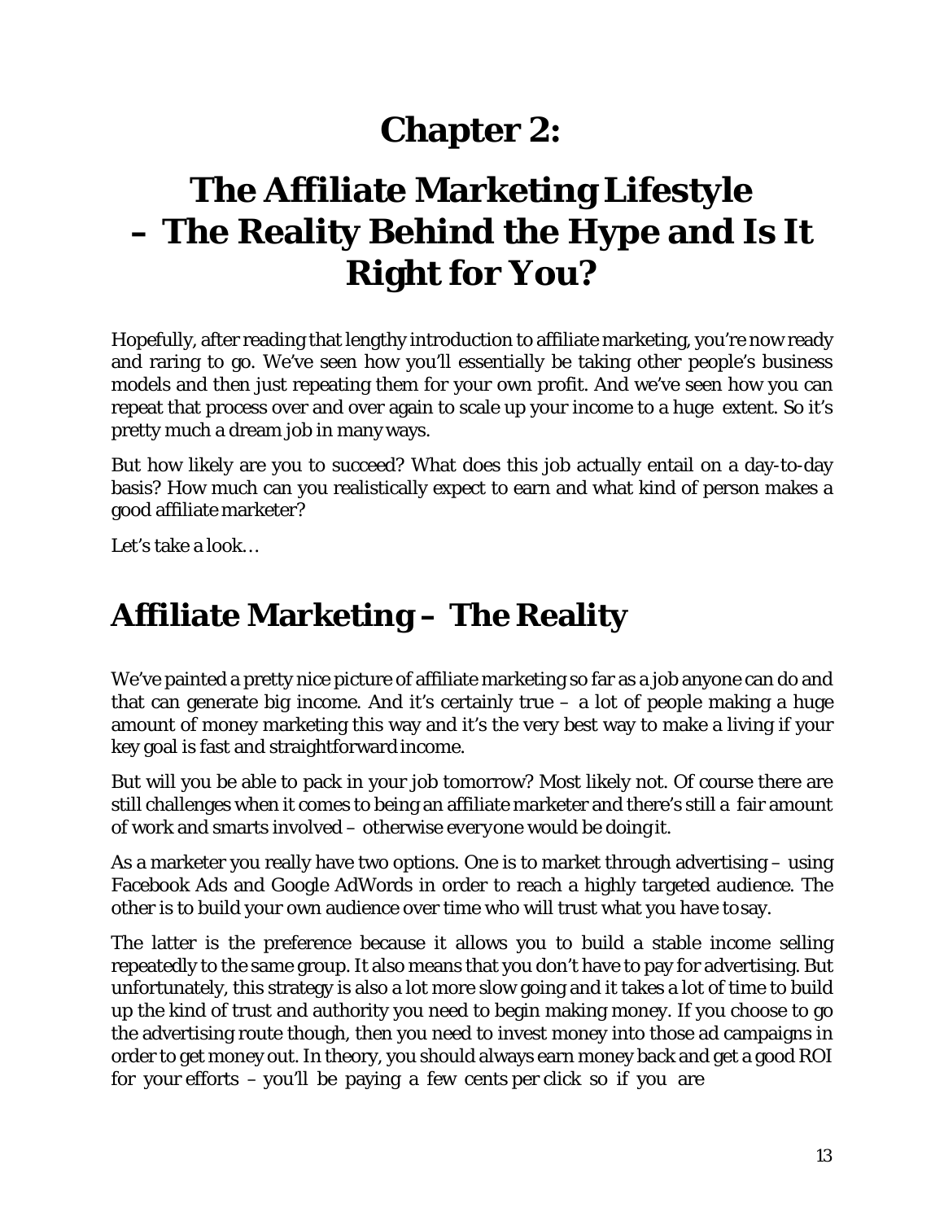# Chapter 2:

# The Affiliate Marketing Lifestyle – The Reality Behind the Hype and Is It Right for You?

Hopefully, after reading that lengthy introduction to affiliate marketing, you're now ready and raring to go. We've seen how you'll essentially be taking other people's business models and then just repeating them for your own profit. And we've seen how you can repeat that process over and over again to scale up your income to a huge extent. So it's pretty much a dream job in many ways.

But how likely are you to succeed? What does this job actually entail on a day-to-day basis? How much can you realistically expect to earn and what kind of person makes a good affiliate marketer?

Let's take a look…

## Affiliate Marketing – The Reality

We've painted a pretty nice picture of affiliate marketing so far as a job anyone can do and that can generate big income. And it's certainly true – a lot of people making a huge amount of money marketing this way and it's the very best way to make a living if your key goal is fast and straightforward income.

But will you be able to pack in your job tomorrow? Most likely not. Of course there are still challenges when it comes to being an affiliate marketer and there's still a fair amount of work and smarts involved – otherwise everyone would be doing it.

As a marketer you really have two options. One is to market through advertising – using Facebook Ads and Google AdWords in order to reach a highly targeted audience. The other is to build your own audience over time who will trust what you have to say.

The latter is the preference because it allows you to build a stable income selling repeatedly to the same group. It also means that you don't have to pay for advertising. But unfortunately, this strategy is also a lot more slow going and it takes a lot of time to build up the kind of trust and authority you need to begin making money. If you choose to go the advertising route though, then you need to invest money into those ad campaigns in order to get money out. In theory, you should always earn money back and get a good ROI for your efforts – you'll be paying a few cents per click so if you are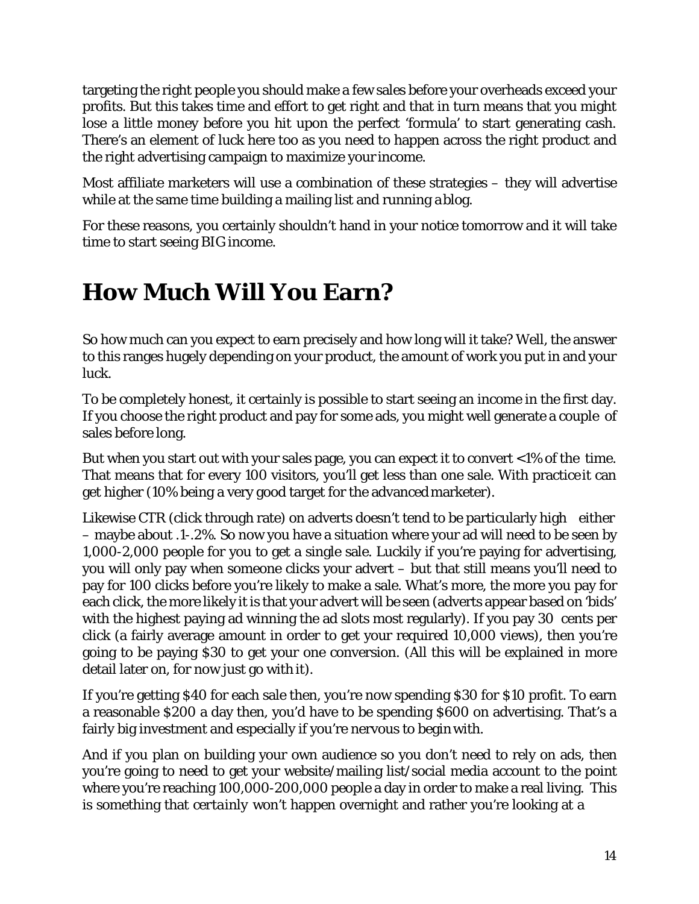targeting the right people you should make a few sales before your overheads exceed your profits. But this takes time and effort to get right and that in turn means that you might lose a little money before you hit upon the perfect 'formula' to start generating cash. There's an element of luck here too as you need to happen across the right product and the right advertising campaign to maximize your income.

Most affiliate marketers will use a combination of these strategies – they will advertise while at the same time building a mailing list and running a blog.

For these reasons, you certainly shouldn't hand in your notice tomorrow and it will take time to start seeing BIG income.

# How Much Will You Earn?

So how much can you expect to earn precisely and how long will it take? Well, the answer to this ranges hugely depending on your product, the amount of work you put in and your luck.

To be completely honest, it certainly is possible to start seeing an income in the first day. If you choose the right product and pay for some ads, you might well generate a couple of sales before long.

But when you start out with your sales page, you can expect it to convert <1% of the time. That means that for every 100 visitors, you'll get less than one sale. With practice it can get higher (10% being a very good target for the advanced marketer).

Likewise CTR (click through rate) on adverts doesn't tend to be particularly high either – maybe about .1-.2%. So now you have a situation where your ad will need to be seen by 1,000-2,000 people for you to get a single sale. Luckily if you're paying for advertising, you will only pay when someone clicks your advert – but that still means you'll need to pay for 100 clicks before you're likely to make a sale. What's more, the more you pay for each click, the more likely it is that your advert will be seen (adverts appear based on 'bids' with the highest paying ad winning the ad slots most regularly). If you pay 30 cents per click (a fairly average amount in order to get your required 10,000 views), then you're going to be paying $30 to get your one conversion. (All this will be explained in more detail later on, for now just go with it).

If you're getting $40 for each sale then, you're now spending $30 for $10 profit. To earn a reasonable $200 a day then, you'd have to be spending $600 on advertising. That's a fairly big investment and especially if you're nervous to begin with.

And if you plan on building your own audience so you don't need to rely on ads, then you're going to need to get your website/mailing list/social media account to the point where you're reaching 100,000-200,000 people a day in order to make a real living. This is something that *certainly* won't happen overnight and rather you're looking at a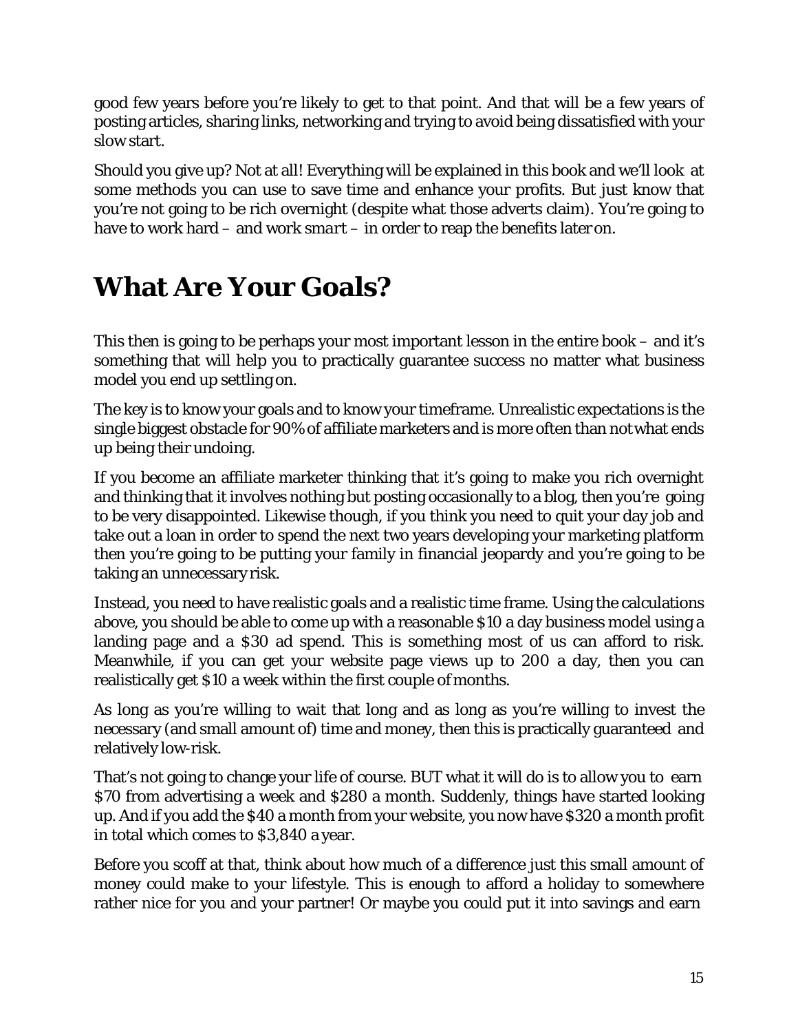good few years before you're likely to get to that point. And that will be a few years of posting articles, sharing links, networking and trying to avoid being dissatisfied with your slow start.

Should you give up? Not at all! Everything will be explained in this book and we'll look at some methods you can use to save time and enhance your profits. But just know that you're not going to be rich overnight (despite what those adverts claim). You're going to have to work hard – and work *smart* – in order to reap the benefits later on.

# What Are Your Goals?

This then is going to be perhaps your most important lesson in the entire book – and it's something that will help you to practically guarantee success no matter what business model you end up settling on.

The key is to know your goals and to know your timeframe. Unrealistic expectations is the single biggest obstacle for 90% of affiliate marketers and is more often than not what ends up being their undoing.

If you become an affiliate marketer thinking that it's going to make you rich overnight and thinking that it involves nothing but posting occasionally to a blog, then you're going to be very disappointed. Likewise though, if you think you need to quit your day job and take out a loan in order to spend the next two years developing your marketing platform then you're going to be putting your family in financial jeopardy and you're going to be taking an unnecessary risk.

Instead, you need to have realistic goals and a realistic time frame. Using the calculations above, you should be able to come up with a reasonable $10 a day business model using a landing page and a $30 ad spend. This is something most of us can afford to risk. Meanwhile, if you can get your website page views up to 200 a day, then you can realistically get $10 a week within the first couple of months.

As long as you're willing to wait that long and as long as you're willing to invest the necessary (and small amount of) time and money, then this is practically guaranteed and relatively low-risk.

That's not going to change your life of course. BUT what it will do is to allow you to earn $70 from advertising a week and $280 a month. Suddenly, things have started looking up. And if you add the $40 a month from your website, you now have $320 a month profit in total which comes to $3,840 a year.

Before you scoff at that, think about how much of a difference just this small amount of money could make to your lifestyle. This is enough to afford a holiday to somewhere rather nice for you and your partner! Or maybe you could put it into savings and earn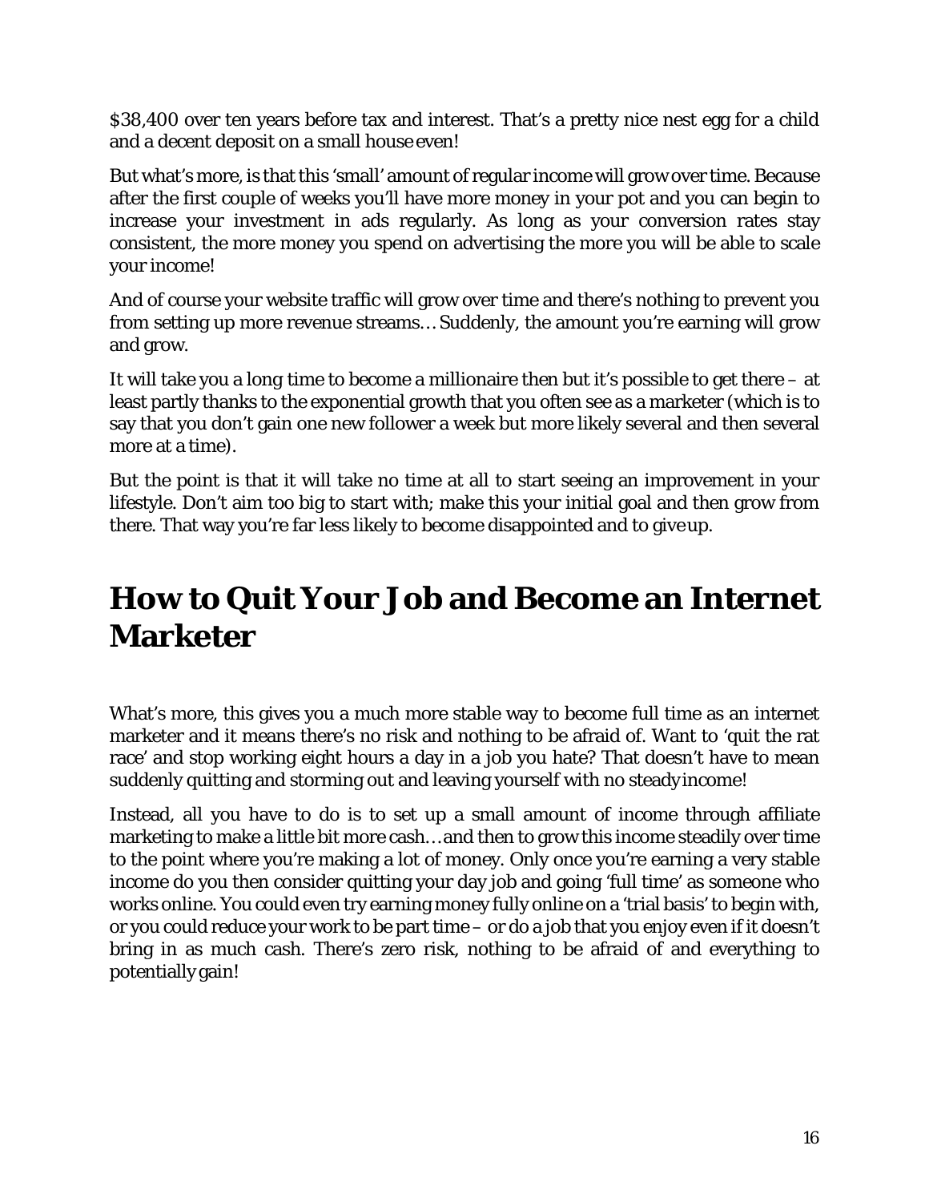$38,400 over ten years before tax and interest. That's a pretty nice nest egg for a child and a decent deposit on a small house even!

But what's more, is that this 'small' amount of regular income will grow over time. Because after the first couple of weeks you'll have more money in your pot and you can begin to increase your investment in ads regularly. As long as your conversion rates stay consistent, the more money you spend on advertising the more you will be able to scale your income!

And of course your website traffic will grow over time and there's nothing to prevent you from setting up more revenue streams… Suddenly, the amount you're earning will grow and grow.

It will take you a long time to become a millionaire then but it's possible to get there – at least partly thanks to the exponential growth that you often see as a marketer (which is to say that you don't gain one new follower a week but more likely several and then several more at a time).

But the point is that it will take no time at all to start seeing an improvement in your lifestyle. Don't aim too big to start with; make this your initial goal and then grow from there. That way you're far less likely to become disappointed and to give up.

# How to Quit Your Job and Become an Internet Marketer

What's more, this gives you a much more stable way to become full time as an internet marketer and it means there's no risk and nothing to be afraid of. Want to 'quit the rat race' and stop working eight hours a day in a job you hate? That doesn't have to mean suddenly quitting and storming out and leaving yourself with no steady income!

Instead, all you have to do is to set up a small amount of income through affiliate marketing to make a little bit more cash… and then to grow this income steadily over time to the point where you're making a lot of money. Only once you're earning a very stable income do you then consider quitting your day job and going 'full time' as someone who works online. You could even try earning money fully online on a 'trial basis' to begin with, or you could reduce your work to be part time – or do a job that you enjoy even if it doesn't bring in as much cash. There's zero risk, nothing to be afraid of and everything to potentially gain!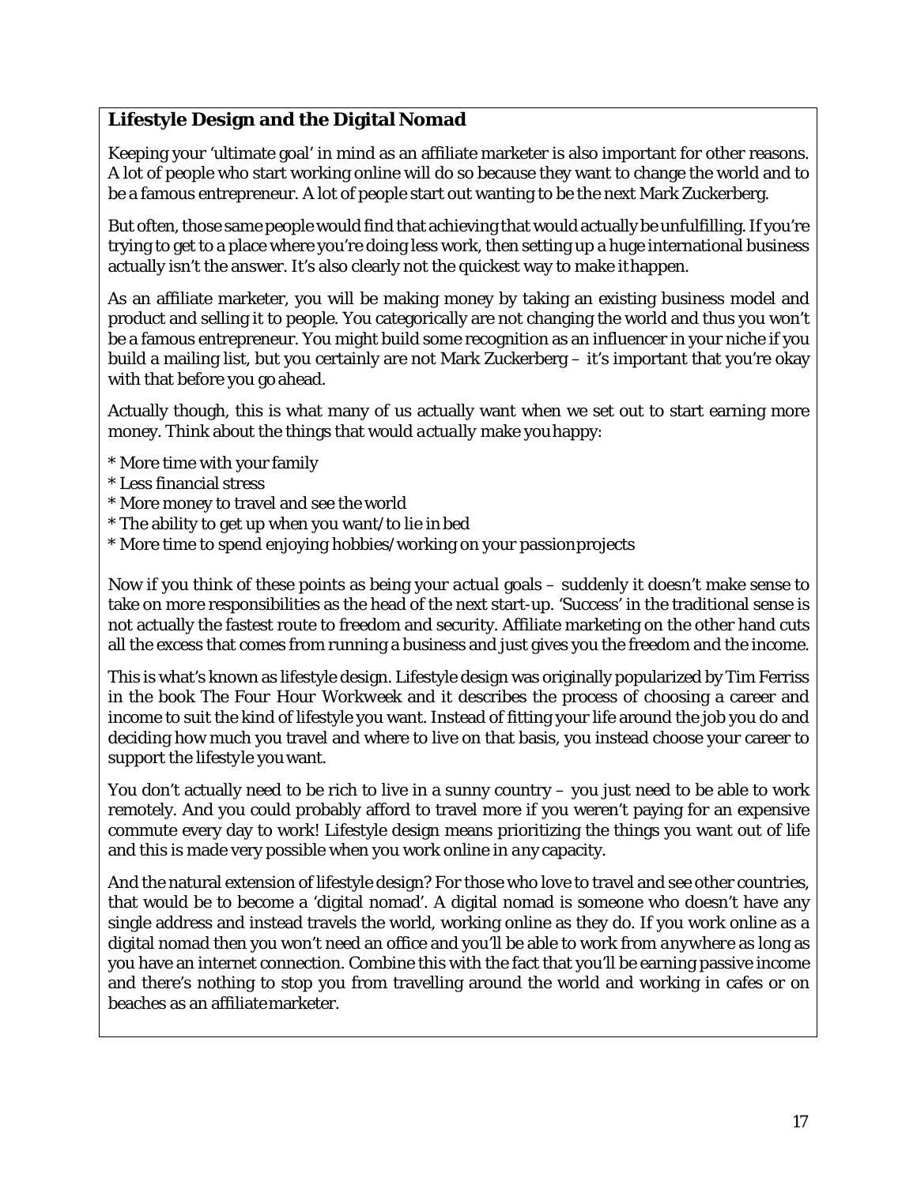## Lifestyle Design and the Digital Nomad

Keeping your 'ultimate goal' in mind as an affiliate marketer is also important for other reasons. A lot of people who start working online will do so because they want to change the world and to be a famous entrepreneur. A lot of people start out wanting to be the next Mark Zuckerberg.

But often, those same people would find that achieving that would actually be unfulfilling. If you're trying to get to a place where you're doing less work, then setting up a huge international business actually isn't the answer. It's also clearly not the quickest way to make it happen.

As an affiliate marketer, you will be making money by taking an existing business model and product and selling it to people. You categorically are not changing the world and thus you won't be a famous entrepreneur. You might build some recognition as an influencer in your niche if you build a mailing list, but you certainly are not Mark Zuckerberg – it's important that you're okay with that before you go ahead.

Actually though, this is what many of us actually want when we set out to start earning more money. Think about the things that would *actually* make you happy:

* More time with your family
* Less financial stress
* More money to travel and see the world
* The ability to get up when you want/to lie in bed
* More time to spend enjoying hobbies/working on your passion projects

Now if you think of these points as being your *actual* goals – suddenly it doesn't make sense to take on *more* responsibilities as the head of the next start-up. 'Success' in the traditional sense is not actually the fastest route to freedom and security. Affiliate marketing on the other hand cuts all the excess that comes from running a business and just gives you the freedom and the income.

This is what's known as lifestyle design. Lifestyle design was originally popularized by Tim Ferriss in the book *The Four Hour Workweek* and it describes the process of choosing a career and income to suit the kind of lifestyle you want. Instead of fitting your life around the job you do and deciding how much you travel and where to live on that basis, you instead choose your career to support the *lifestyle* you want.

You don't actually need to be rich to live in a sunny country – you just need to be able to work remotely. And you could probably afford to travel more if you weren't paying for an expensive commute every day to work! Lifestyle design means prioritizing the things you want out of life and this is made very possible when you work online in *any* capacity.

And the natural extension of lifestyle design? For those who love to travel and see other countries, that would be to become a 'digital nomad'. A digital nomad is someone who doesn't have any single address and instead travels the world, working online as they do. If you work online as a digital nomad then you won't need an office and you'll be able to work from *anywhere* as long as you have an internet connection. Combine this with the fact that you'll be earning passive income and there's nothing to stop you from travelling around the world and working in cafes or on beaches as an affiliate marketer.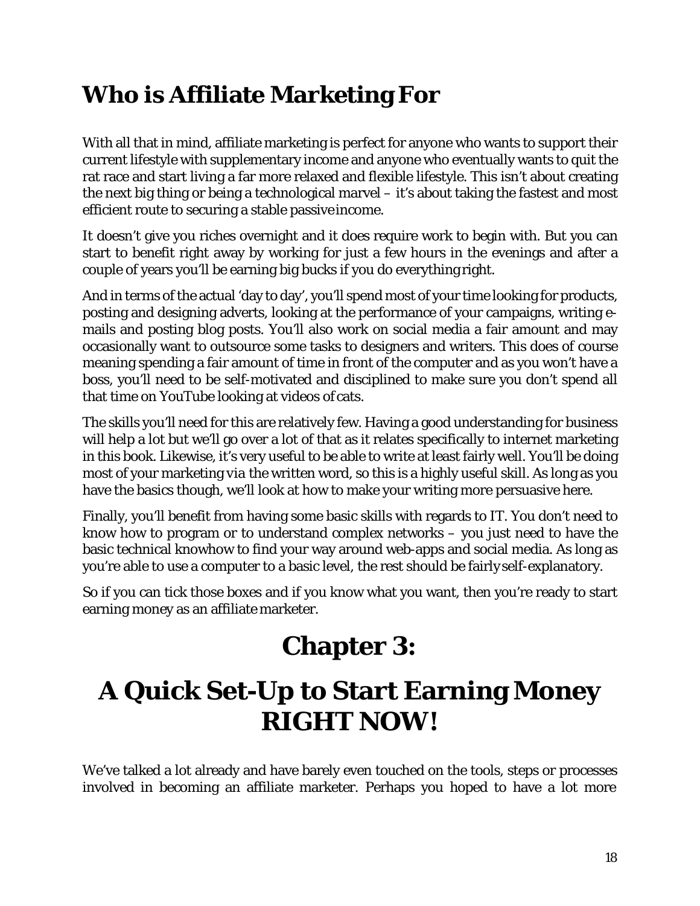## Who is Affiliate Marketing For

With all that in mind, affiliate marketing is perfect for anyone who wants to support their current lifestyle with supplementary income and anyone who eventually wants to quit the rat race and start living a far more relaxed and flexible lifestyle. This isn't about creating the next big thing or being a technological marvel – it's about taking the fastest and most efficient route to securing a stable passive income.

It doesn't give you riches overnight and it does require work to begin with. But you can start to benefit right away by working for just a few hours in the evenings and after a couple of years you'll be earning big bucks if you do everything right.

And in terms of the actual 'day to day', you'll spend most of your time looking for products, posting and designing adverts, looking at the performance of your campaigns, writing e-mails and posting blog posts. You'll also work on social media a fair amount and may occasionally want to outsource some tasks to designers and writers. This does of course meaning spending a fair amount of time in front of the computer and as you won't have a boss, you'll need to be self-motivated and disciplined to make sure you don't spend all that time on YouTube looking at videos of cats.

The skills you'll need for this are relatively few. Having a good understanding for business will help a lot but we'll go over a lot of that as it relates specifically to internet marketing in this book. Likewise, it's very useful to be able to write at least fairly well. You'll be doing most of your marketing via the written word, so this is a highly useful skill. As long as you have the basics though, we'll look at how to make your writing more persuasive here.

Finally, you'll benefit from having some basic skills with regards to IT. You don't need to know how to program or to understand complex networks – you just need to have the basic technical knowhow to find your way around web-apps and social media. As long as you're able to use a computer to a basic level, the rest should be fairly self-explanatory.

So if you can tick those boxes and if you know what you want, then you're ready to start earning money as an affiliate marketer.

# Chapter 3:

# A Quick Set-Up to Start Earning Money RIGHT NOW!

We've talked a lot already and have barely even touched on the tools, steps or processes involved in becoming an affiliate marketer. Perhaps you hoped to have a lot more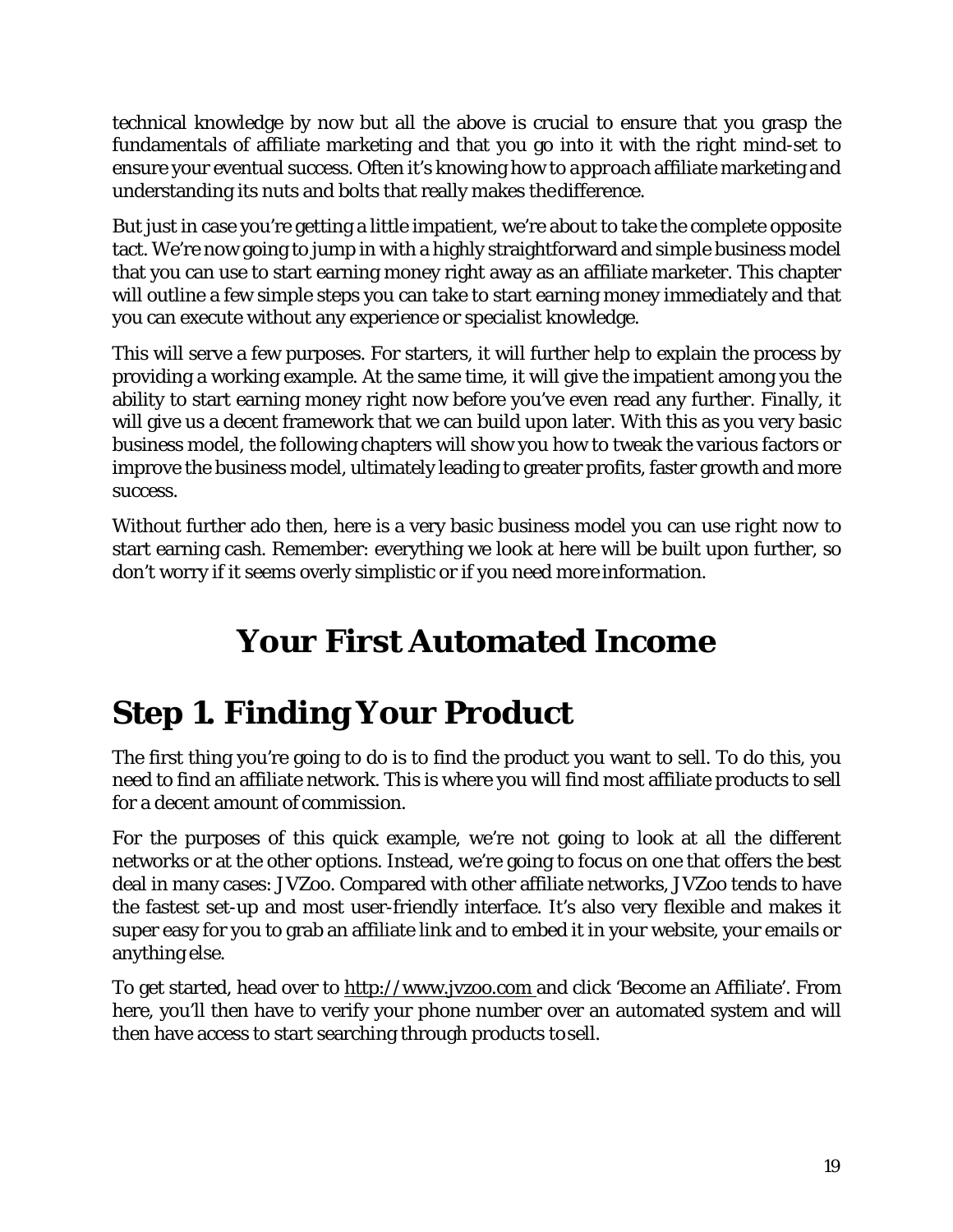technical knowledge by now but all the above is crucial to ensure that you grasp the fundamentals of affiliate marketing and that you go into it with the right mind-set to ensure your eventual success. Often it's knowing how to *approach* affiliate marketing and understanding its nuts and bolts that really makes the difference.

But just in case you're getting a little impatient, we're about to take the complete opposite tact. We're now going to jump in with a highly straightforward and simple business model that you can use to start earning money right away as an affiliate marketer. This chapter will outline a few simple steps you can take to start earning money immediately and that you can execute without any experience or specialist knowledge.

This will serve a few purposes. For starters, it will further help to explain the process by providing a working example. At the same time, it will give the impatient among you the ability to start earning money right now before you've even read any further. Finally, it will give us a decent framework that we can build upon later. With this as you very basic business model, the following chapters will show you how to tweak the various factors or improve the business model, ultimately leading to greater profits, faster growth and more success.

Without further ado then, here is a very basic business model you can use right now to start earning cash. Remember: everything we look at here will be built upon further, so don't worry if it seems overly simplistic or if you need more information.

# Your First Automated Income

## Step 1. Finding Your Product

The first thing you're going to do is to find the product you want to sell. To do this, you need to find an affiliate network. This is where you will find most affiliate products to sell for a decent amount of commission.

For the purposes of this quick example, we're not going to look at all the different networks or at the other options. Instead, we're going to focus on one that offers the best deal in many cases: JVZoo. Compared with other affiliate networks, JVZoo tends to have the fastest set-up and most user-friendly interface. It's also very flexible and makes it super easy for you to grab an affiliate link and to embed it in your website, your emails or anything else.

To get started, head over to http://www.jvzoo.com and click 'Become an Affiliate'. From here, you'll then have to verify your phone number over an automated system and will then have access to start searching through products to sell.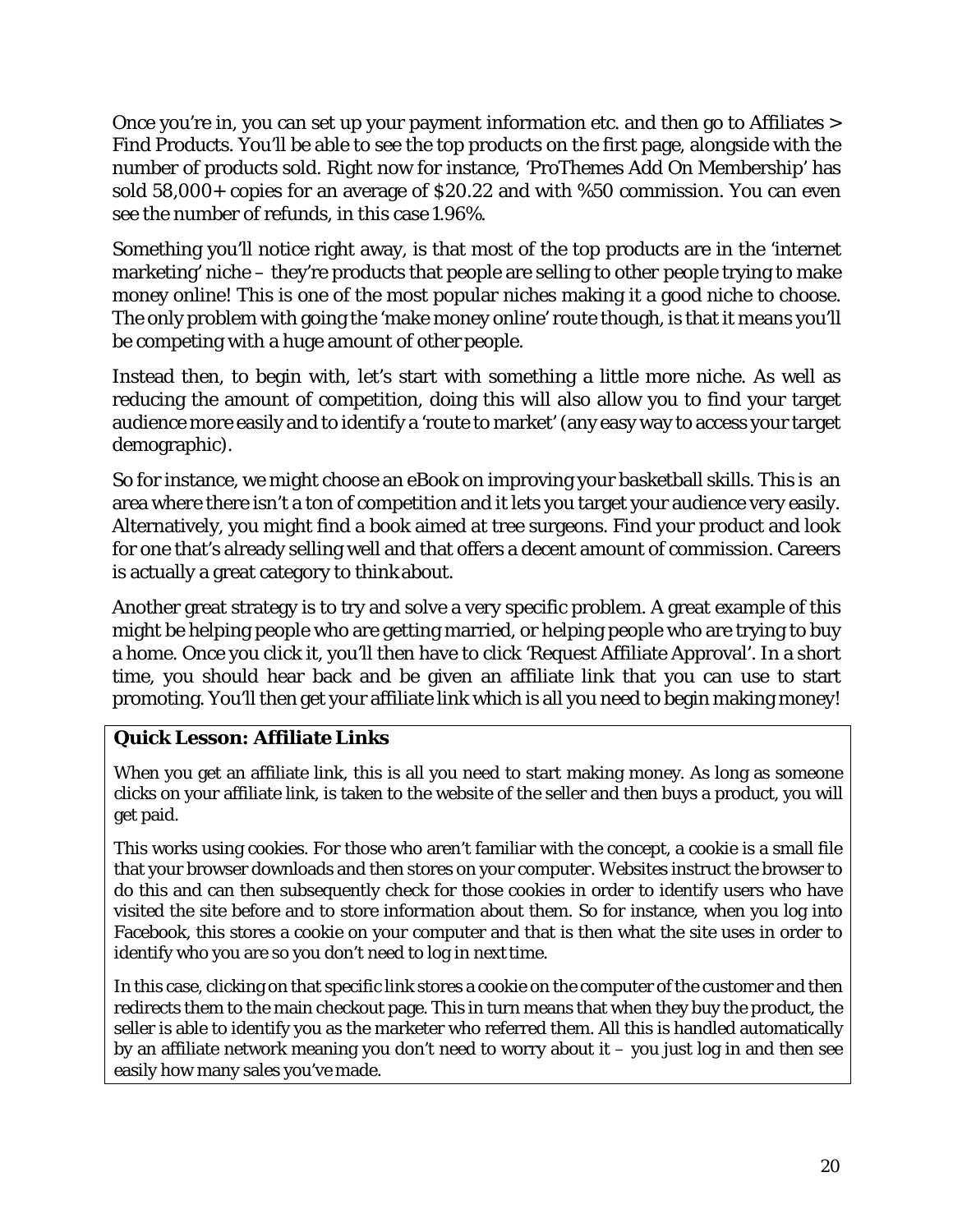Once you're in, you can set up your payment information etc. and then go to Affiliates > Find Products. You'll be able to see the top products on the first page, alongside with the number of products sold. Right now for instance, 'ProThemes Add On Membership' has sold 58,000+ copies for an average of $20.22 and with %50 commission. You can even see the number of refunds, in this case 1.96%.

Something you'll notice right away, is that most of the top products are in the 'internet marketing' niche – they're products that people are selling to other people trying to make money online! This is one of the most popular niches making it a good niche to choose. The only problem with going the 'make money online' route though, is that it means you'll be competing with a huge amount of other people.

Instead then, to begin with, let's start with something a little more niche. As well as reducing the amount of competition, doing this will also allow you to find your target audience more easily and to identify a 'route to market' (any easy way to access your target demographic).

So for instance, we might choose an eBook on improving your basketball skills. This is an area where there isn't a ton of competition and it lets you target your audience very easily. Alternatively, you might find a book aimed at tree surgeons. Find your product and look for one that's already selling well and that offers a decent amount of commission. Careers is actually a great category to think about.

Another great strategy is to try and solve a very specific problem. A great example of this might be helping people who are getting married, or helping people who are trying to buy a home. Once you click it, you'll then have to click 'Request Affiliate Approval'. In a short time, you should hear back and be given an affiliate link that you can use to start promoting. You'll then get your affiliate link which is all you need to begin making money!

**Quick Lesson: Affiliate Links**

When you get an affiliate link, this is all you need to start making money. As long as someone clicks on your affiliate link, is taken to the website of the seller and then buys a product, you will get paid.

This works using cookies. For those who aren't familiar with the concept, a cookie is a small file that your browser downloads and then stores on your computer. Websites instruct the browser to do this and can then subsequently check for those cookies in order to identify users who have visited the site before and to store information about them. So for instance, when you log into Facebook, this stores a cookie on your computer and that is then what the site uses in order to identify who you are so you don't need to log in next time.

In this case, clicking on that specific link stores a cookie on the computer of the customer and then redirects them to the main checkout page. This in turn means that when they buy the product, the seller is able to identify you as the marketer who referred them. All this is handled automatically by an affiliate network meaning you don't need to worry about it – you just log in and then see easily how many sales you've made.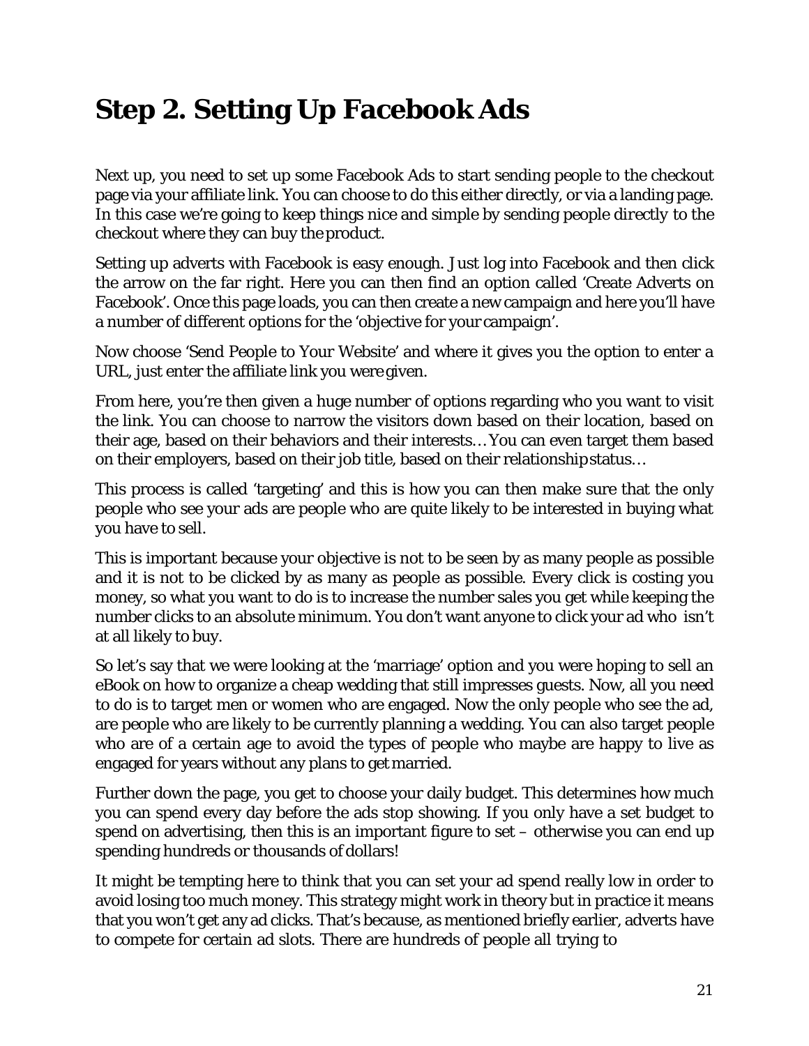# Step 2. Setting Up Facebook Ads

Next up, you need to set up some Facebook Ads to start sending people to the checkout page via your affiliate link. You can choose to do this either directly, or via a landing page. In this case we're going to keep things nice and simple by sending people *directly* to the checkout where they can buy the product.

Setting up adverts with Facebook is easy enough. Just log into Facebook and then click the arrow on the far right. Here you can then find an option called 'Create Adverts on Facebook'. Once this page loads, you can then create a new campaign and here you'll have a number of different options for the 'objective for your campaign'.

Now choose 'Send People to Your Website' and where it gives you the option to enter a URL, just enter the affiliate link you were given.

From here, you're then given a huge number of options regarding who you want to visit the link. You can choose to narrow the visitors down based on their location, based on their age, based on their behaviors and their interests… You can even target them based on their employers, based on their job title, based on their relationship status…

This process is called 'targeting' and this is how you can then make sure that the only people who see your ads are people who are quite likely to be interested in buying what you have to sell.

This is important because your objective is not to be seen by as many people as possible and it is not to be clicked by as many as people as possible. Every click is costing you money, so what you want to do is to increase the number sales you get while keeping the number clicks to an absolute minimum. You don't want anyone to click your ad who isn't at all likely to buy.

So let's say that we were looking at the 'marriage' option and you were hoping to sell an eBook on how to organize a cheap wedding that still impresses guests. Now, all you need to do is to target men or women who are engaged. Now the only people who see the ad, are people who are likely to be currently planning a wedding. You can also target people who are of a certain age to avoid the types of people who maybe are happy to live as engaged for years without any plans to get married.

Further down the page, you get to choose your daily budget. This determines how much you can spend every day before the ads stop showing. If you only have a set budget to spend on advertising, then this is an important figure to set – otherwise you can end up spending hundreds or thousands of dollars!

It might be tempting here to think that you can set your ad spend really low in order to avoid losing too much money. This strategy might work in theory but in practice it means that you won't get any ad clicks. That's because, as mentioned briefly earlier, adverts have to compete for certain ad slots. There are hundreds of people all trying to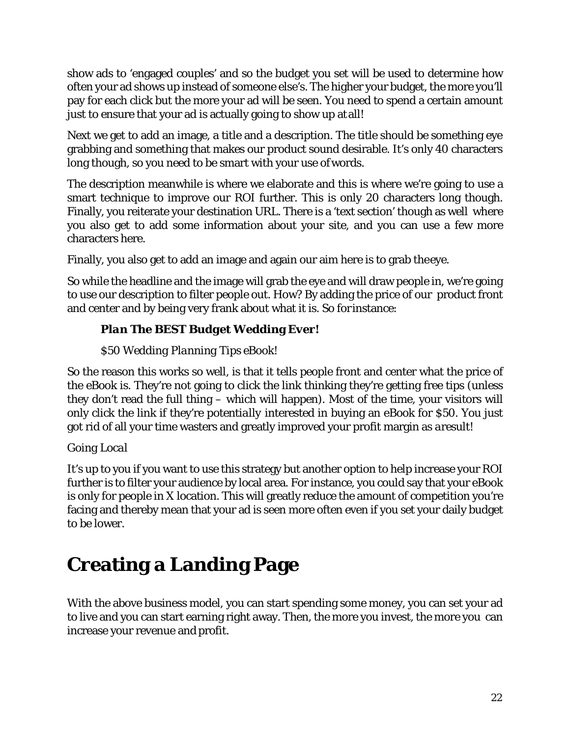show ads to 'engaged couples' and so the budget you set will be used to determine how often your ad shows up instead of someone else's. The higher your budget, the more you'll pay for each click but the more your ad will be seen. You need to spend a certain amount just to ensure that your ad is actually going to show up at all!

Next we get to add an image, a title and a description. The title should be something eye grabbing and something that makes our product sound desirable. It's only 40 characters long though, so you need to be smart with your use of words.

The description meanwhile is where we elaborate and this is where we're going to use a smart technique to improve our ROI further. This is only 20 characters long though. Finally, you reiterate your destination URL. There is a 'text section' though as well where you also get to add some information about your site, and you can use a few more characters here.

Finally, you also get to add an image and again our aim here is to grab the eye.

So while the headline and the image will grab the eye and will draw people in, we're going to use our description to filter people out. How? By adding the price of our product front and center and by being very frank about what it is. So for instance:

> ***Plan The BEST Budget Wedding Ever!***
>
> *$50 Wedding Planning Tips eBook!*

So the reason this works so well, is that it tells people front and center what the price of the eBook is. They're not going to click the link thinking they're getting free tips (unless they don't read the full thing – which will happen). Most of the time, your visitors will only click the link if they're *potentially* interested in buying an eBook for $50. You just got rid of all your time wasters and greatly improved your profit margin as a result!

*Going Local*

It's up to you if you want to use this strategy but another option to help increase your ROI further is to filter your audience by local area. For instance, you could say that your eBook is only for people in X location. This will greatly reduce the amount of competition you're facing and thereby mean that your ad is seen more often even if you set your daily budget to be lower.

# Creating a Landing Page

With the above business model, you can start spending some money, you can set your ad to live and you can start earning right away. Then, the more you invest, the more you can increase your revenue and profit.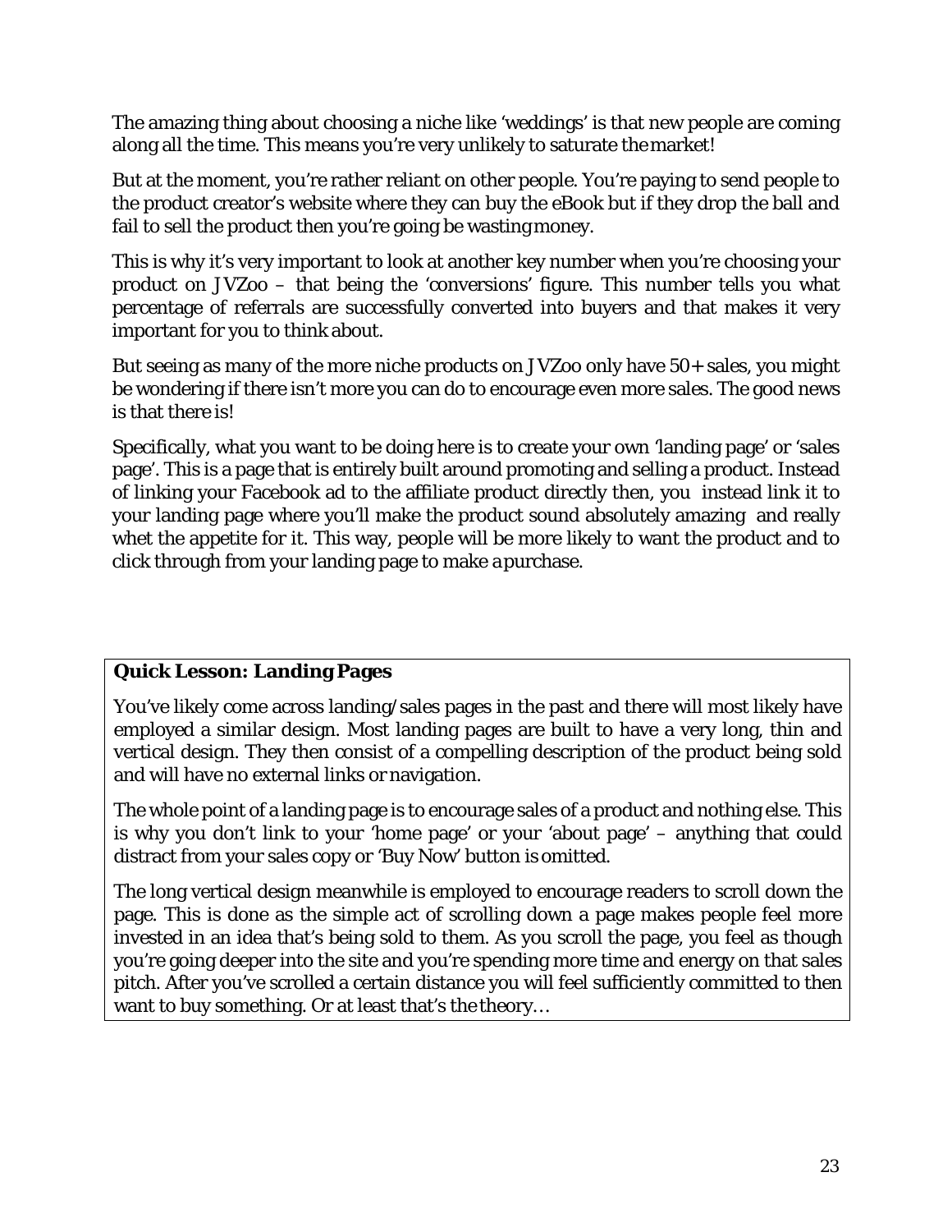The amazing thing about choosing a niche like 'weddings' is that new people are coming along all the time. This means you're very unlikely to saturate the market!

But at the moment, you're rather reliant on other people. You're paying to send people to the product creator's website where they can buy the eBook but if they drop the ball and fail to sell the product then you're going be wasting money.

This is why it's very important to look at another key number when you're choosing your product on JVZoo – that being the 'conversions' figure. This number tells you what percentage of referrals are successfully converted into buyers and that makes it very important for you to think about.

But seeing as many of the more niche products on JVZoo only have 50+ sales, you might be wondering if there isn't more you can do to encourage even more sales. The good news is that there is!

Specifically, what you want to be doing here is to create your own 'landing page' or 'sales page'. This is a page that is entirely built around promoting and selling a product. Instead of linking your Facebook ad to the affiliate product directly then, you instead link it to your landing page where you'll make the product sound absolutely amazing and really whet the appetite for it. This way, people will be more likely to want the product and to click through from your landing page to make a purchase.

**Quick Lesson: Landing Pages**

You've likely come across landing/sales pages in the past and there will most likely have employed a similar design. Most landing pages are built to have a very long, thin and vertical design. They then consist of a compelling description of the product being sold and will have no external links or navigation.

The whole point of a landing page is to encourage sales of a product and nothing else. This is why you don't link to your 'home page' or your 'about page' – anything that could distract from your sales copy or 'Buy Now' button is omitted.

The long vertical design meanwhile is employed to encourage readers to scroll down the page. This is done as the simple act of scrolling down a page makes people feel more invested in an idea that's being sold to them. As you scroll the page, you feel as though you're going deeper into the site and you're spending more time and energy on that sales pitch. After you've scrolled a certain distance you will feel sufficiently committed to then want to buy something. Or at least that's the theory…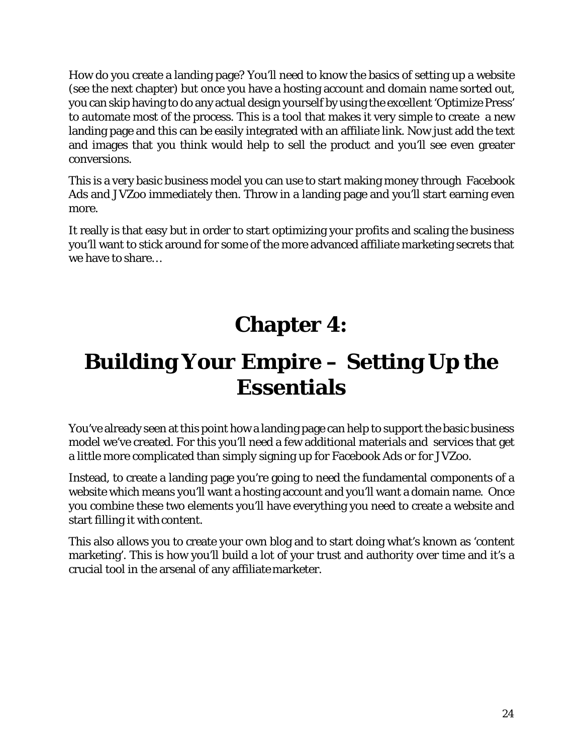How do you create a landing page? You'll need to know the basics of setting up a website (see the next chapter) but once you have a hosting account and domain name sorted out, you can skip having to do any actual design yourself by using the excellent 'Optimize Press' to automate most of the process. This is a tool that makes it very simple to create a new landing page and this can be easily integrated with an affiliate link. Now just add the text and images that you think would help to sell the product and you'll see even greater conversions.

This is a very basic business model you can use to start making money through Facebook Ads and JVZoo immediately then. Throw in a landing page and you'll start earning even more.

It really is that easy but in order to start optimizing your profits and scaling the business you'll want to stick around for some of the more advanced affiliate marketing secrets that we have to share…

# Chapter 4:

# Building Your Empire – Setting Up the Essentials

You've already seen at this point how a landing page can help to support the basic business model we've created. For this you'll need a few additional materials and services that get a little more complicated than simply signing up for Facebook Ads or for JVZoo.

Instead, to create a landing page you're going to need the fundamental components of a website which means you'll want a hosting account and you'll want a domain name. Once you combine these two elements you'll have everything you need to create a website and start filling it with content.

This also allows you to create your own blog and to start doing what's known as 'content marketing'. This is how you'll build a lot of your trust and authority over time and it's a crucial tool in the arsenal of any affiliate marketer.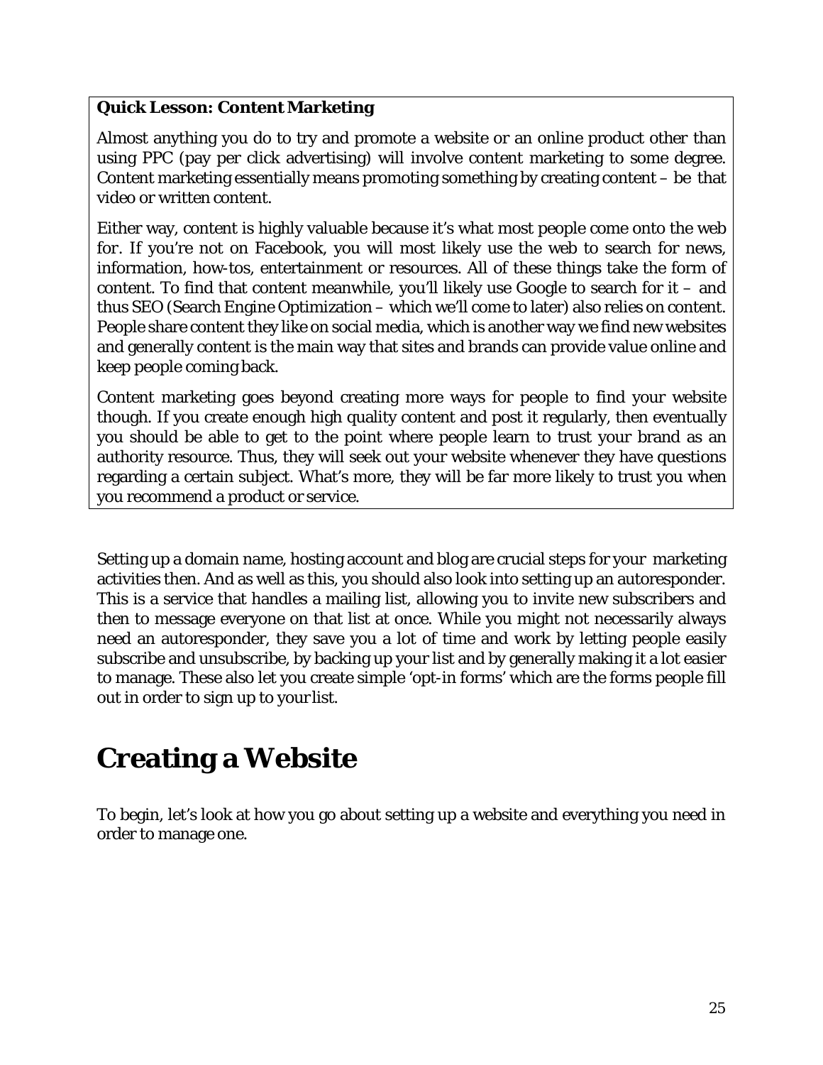**Quick Lesson: Content Marketing**

Almost anything you do to try and promote a website or an online product other than using PPC (pay per click advertising) will involve content marketing to some degree. Content marketing essentially means promoting something by creating content – be that video or written content.

Either way, content is highly valuable because it's what most people come onto the web for. If you're not on Facebook, you will most likely use the web to search for news, information, how-tos, entertainment or resources. All of these things take the form of content. To find that content meanwhile, you'll likely use Google to search for it – and thus SEO (Search Engine Optimization – which we'll come to later) also relies on content. People share content they like on social media, which is another way we find new websites and generally content is the main way that sites and brands can provide value online and keep people coming back.

Content marketing goes beyond creating more ways for people to find your website though. If you create enough high quality content and post it regularly, then eventually you should be able to get to the point where people learn to trust your brand as an authority resource. Thus, they will seek out your website whenever they have questions regarding a certain subject. What's more, they will be far more likely to trust you when you recommend a product or service.

Setting up a domain name, hosting account and blog are crucial steps for your marketing activities then. And as well as this, you should also look into setting up an autoresponder. This is a service that handles a mailing list, allowing you to invite new subscribers and then to message everyone on that list at once. While you might not necessarily always need an autoresponder, they save you a lot of time and work by letting people easily subscribe and unsubscribe, by backing up your list and by generally making it a lot easier to manage. These also let you create simple 'opt-in forms' which are the forms people fill out in order to sign up to your list.

# Creating a Website

To begin, let's look at how you go about setting up a website and everything you need in order to manage one.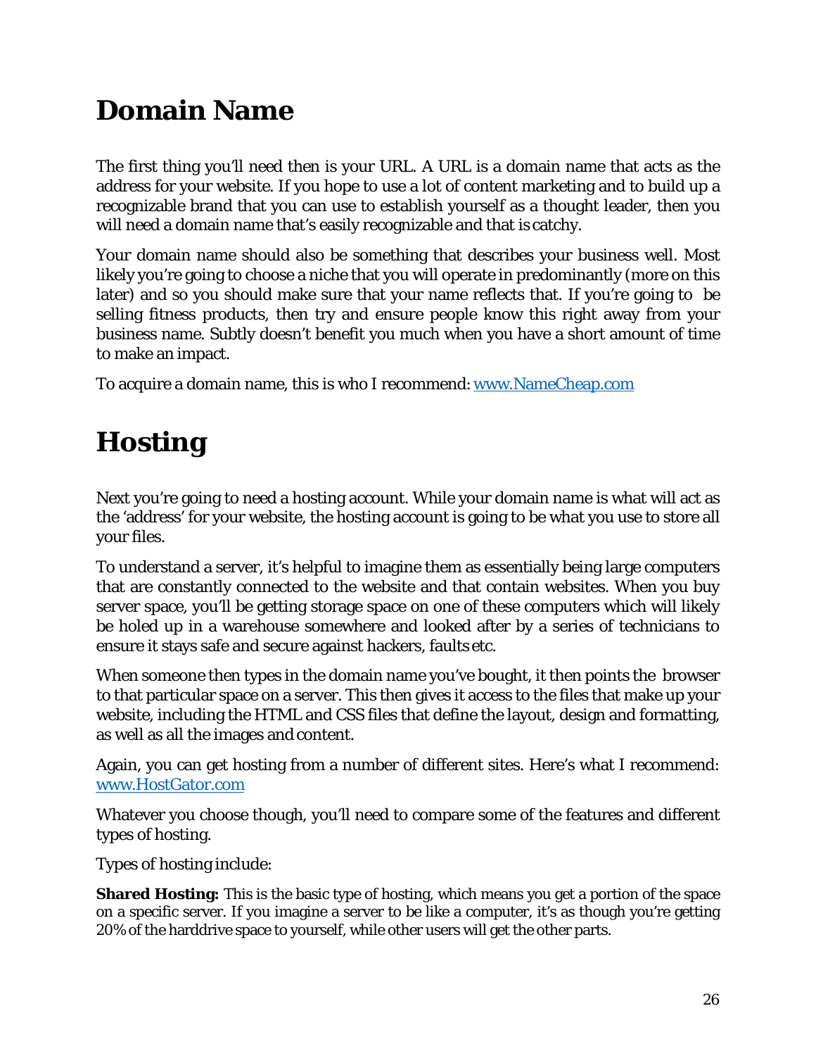# Domain Name

The first thing you'll need then is your URL. A URL is a domain name that acts as the address for your website. If you hope to use a lot of content marketing and to build up a recognizable brand that you can use to establish yourself as a thought leader, then you will need a domain name that's easily recognizable and that is catchy.

Your domain name should also be something that describes your business well. Most likely you're going to choose a niche that you will operate in predominantly (more on this later) and so you should make sure that your name reflects that. If you're going to be selling fitness products, then try and ensure people know this right away from your business name. Subtly doesn't benefit you much when you have a short amount of time to make an impact.

To acquire a domain name, this is who I recommend: [www.NameCheap.com](http://www.NameCheap.com)

# Hosting

Next you're going to need a hosting account. While your domain name is what will act as the 'address' for your website, the hosting account is going to be what you use to store all your files.

To understand a server, it's helpful to imagine them as essentially being large computers that are constantly connected to the website and that contain websites. When you buy server space, you'll be getting storage space on one of these computers which will likely be holed up in a warehouse somewhere and looked after by a series of technicians to ensure it stays safe and secure against hackers, faults etc.

When someone then types in the domain name you've bought, it then points the browser to that particular space on a server. This then gives it access to the files that make up your website, including the HTML and CSS files that define the layout, design and formatting, as well as all the images and content.

Again, you can get hosting from a number of different sites. Here's what I recommend: [www.HostGator.com](http://www.HostGator.com)

Whatever you choose though, you'll need to compare some of the features and different types of hosting.

Types of hosting include:

**Shared Hosting:** This is the basic type of hosting, which means you get a portion of the space on a specific server. If you imagine a server to be like a computer, it's as though you're getting 20% of the harddrive space to yourself, while other users will get the other parts.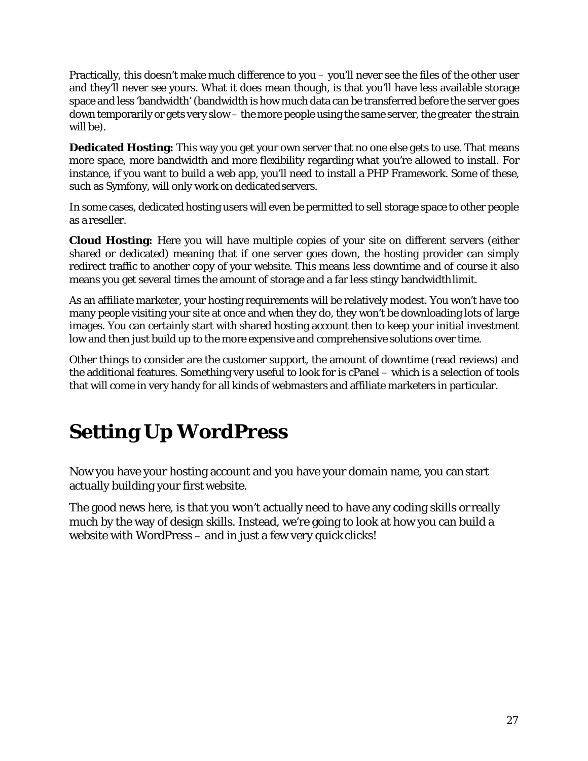Practically, this doesn't make much difference to you – you'll never see the files of the other user and they'll never see yours. What it does mean though, is that you'll have less available storage space and less 'bandwidth' (bandwidth is how much data can be transferred before the server goes down temporarily or gets very slow – the more people using the same server, the greater the strain will be).

**Dedicated Hosting:** This way you get your own server that no one else gets to use. That means more space, more bandwidth and more flexibility regarding what you're allowed to install. For instance, if you want to build a web app, you'll need to install a PHP Framework. Some of these, such as Symfony, will only work on dedicated servers.

In some cases, dedicated hosting users will even be permitted to sell storage space to other people as a reseller.

**Cloud Hosting:** Here you will have multiple copies of your site on different servers (either shared or dedicated) meaning that if one server goes down, the hosting provider can simply redirect traffic to another copy of your website. This means less downtime and of course it also means you get several times the amount of storage and a far less stingy bandwidth limit.

As an affiliate marketer, your hosting requirements will be relatively modest. You won't have too many people visiting your site at once and when they do, they won't be downloading lots of large images. You can certainly start with shared hosting account then to keep your initial investment low and then just build up to the more expensive and comprehensive solutions over time.

Other things to consider are the customer support, the amount of downtime (read reviews) and the additional features. Something very useful to look for is cPanel – which is a selection of tools that will come in very handy for all kinds of webmasters and affiliate marketers in particular.

# Setting Up WordPress

Now you have your hosting account and you have your domain name, you can start actually building your first website.

The good news here, is that you won't actually need to have any coding skills or really much by the way of design skills. Instead, we're going to look at how you can build a website with WordPress – and in just a few very quick clicks!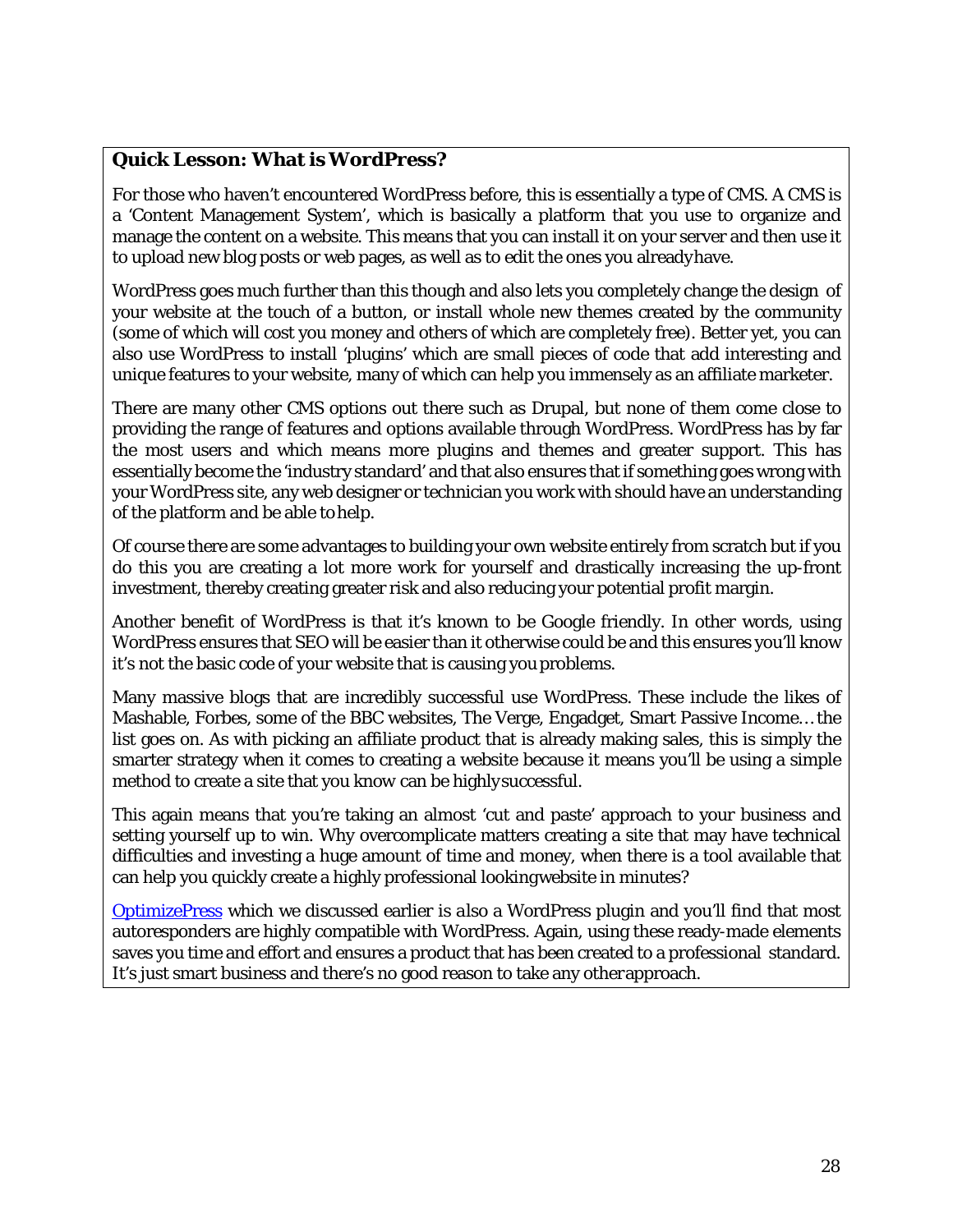### Quick Lesson: What is WordPress?

For those who haven't encountered WordPress before, this is essentially a type of CMS. A CMS is a 'Content Management System', which is basically a platform that you use to organize and manage the content on a website. This means that you can install it on your server and then use it to upload new blog posts or web pages, as well as to edit the ones you already have.

WordPress goes much further than this though and also lets you completely change the design of your website at the touch of a button, or install whole new themes created by the community (some of which will cost you money and others of which are completely free). Better yet, you can also use WordPress to install 'plugins' which are small pieces of code that add interesting and unique features to your website, many of which can help you immensely as an affiliate marketer.

There are many other CMS options out there such as Drupal, but none of them come close to providing the range of features and options available through WordPress. WordPress has by far the most users and which means more plugins and themes and greater support. This has essentially become the 'industry standard' and that also ensures that if something goes wrong with your WordPress site, any web designer or technician you work with should have an understanding of the platform and be able to help.

Of course there are some advantages to building your own website entirely from scratch but if you do this you are creating a lot more work for yourself and drastically increasing the up-front investment, thereby creating greater risk and also reducing your potential profit margin.

Another benefit of WordPress is that it's known to be Google friendly. In other words, using WordPress ensures that SEO will be easier than it otherwise could be and this ensures you'll know it's not the basic code of your website that is causing you problems.

Many massive blogs that are incredibly successful use WordPress. These include the likes of Mashable, Forbes, some of the BBC websites, The Verge, Engadget, Smart Passive Income… the list goes on. As with picking an affiliate product that is already making sales, this is simply the smarter strategy when it comes to creating a website because it means you'll be using a simple method to create a site that you know can be highly successful.

This again means that you're taking an almost 'cut and paste' approach to your business and setting yourself up to win. Why overcomplicate matters creating a site that may have technical difficulties and investing a huge amount of time and money, when there is a tool available that can help you quickly create a highly professional looking website in minutes?

OptimizePress which we discussed earlier is also a WordPress plugin and you'll find that most autoresponders are highly compatible with WordPress. Again, using these ready-made elements saves you time and effort and ensures a product that has been created to a professional standard. It's just smart business and there's no good reason to take any other approach.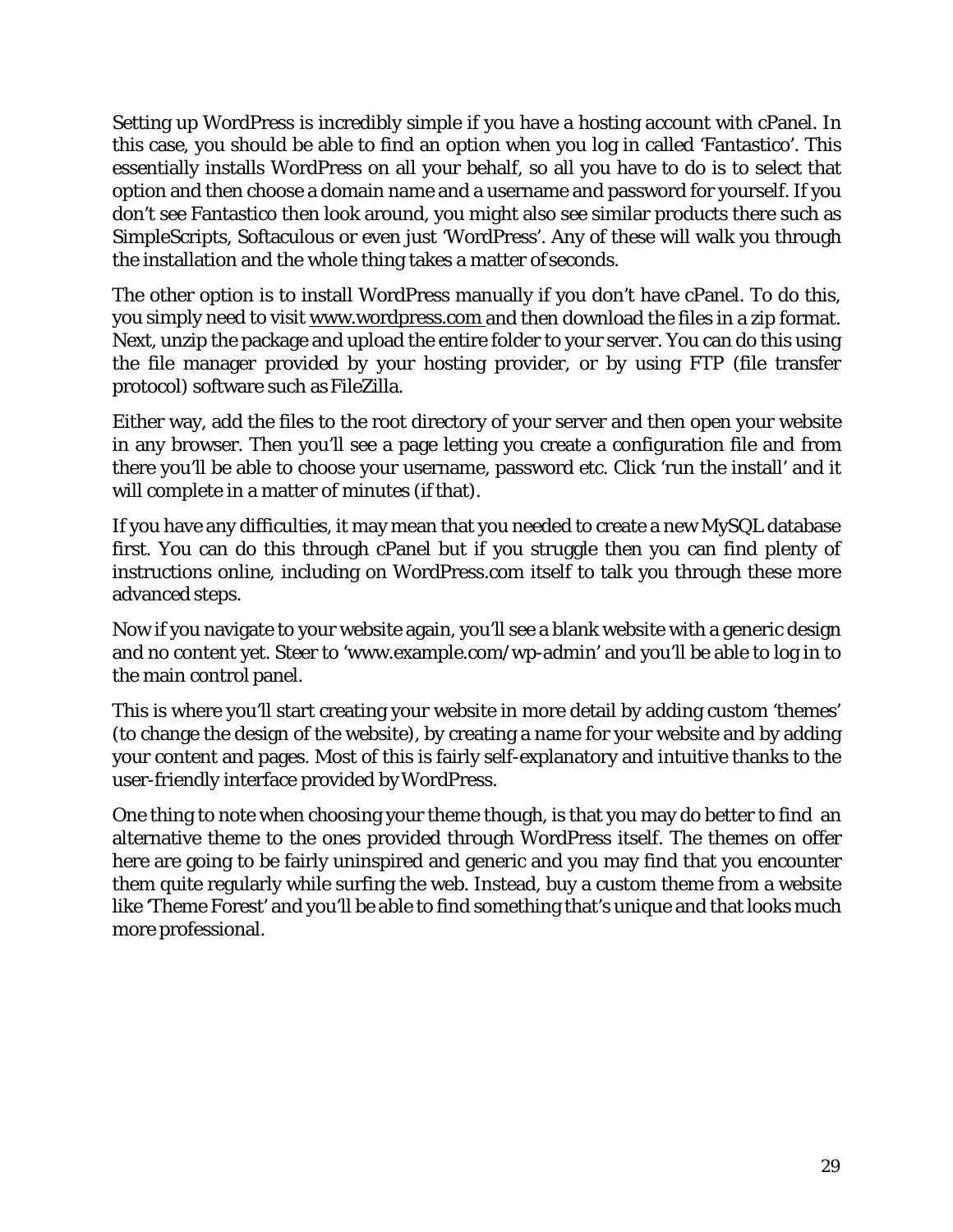Setting up WordPress is incredibly simple if you have a hosting account with cPanel. In this case, you should be able to find an option when you log in called 'Fantastico'. This essentially installs WordPress on all your behalf, so all you have to do is to select that option and then choose a domain name and a username and password for yourself. If you don't see Fantastico then look around, you might also see similar products there such as SimpleScripts, Softaculous or even just 'WordPress'. Any of these will walk you through the installation and the whole thing takes a matter of seconds.

The other option is to install WordPress manually if you don't have cPanel. To do this, you simply need to visit www.wordpress.com and then download the files in a zip format. Next, unzip the package and upload the entire folder to your server. You can do this using the file manager provided by your hosting provider, or by using FTP (file transfer protocol) software such as FileZilla.

Either way, add the files to the root directory of your server and then open your website in any browser. Then you'll see a page letting you create a configuration file and from there you'll be able to choose your username, password etc. Click 'run the install' and it will complete in a matter of minutes (if that).

If you have any difficulties, it may mean that you needed to create a new MySQL database first. You can do this through cPanel but if you struggle then you can find plenty of instructions online, including on WordPress.com itself to talk you through these more advanced steps.

Now if you navigate to your website again, you'll see a blank website with a generic design and no content yet. Steer to 'www.example.com/wp-admin' and you'll be able to log in to the main control panel.

This is where you'll start creating your website in more detail by adding custom 'themes' (to change the design of the website), by creating a name for your website and by adding your content and pages. Most of this is fairly self-explanatory and intuitive thanks to the user-friendly interface provided by WordPress.

One thing to note when choosing your theme though, is that you may do better to find an alternative theme to the ones provided through WordPress itself. The themes on offer here are going to be fairly uninspired and generic and you may find that you encounter them quite regularly while surfing the web. Instead, buy a custom theme from a website like 'Theme Forest' and you'll be able to find something that's unique and that looks much more professional.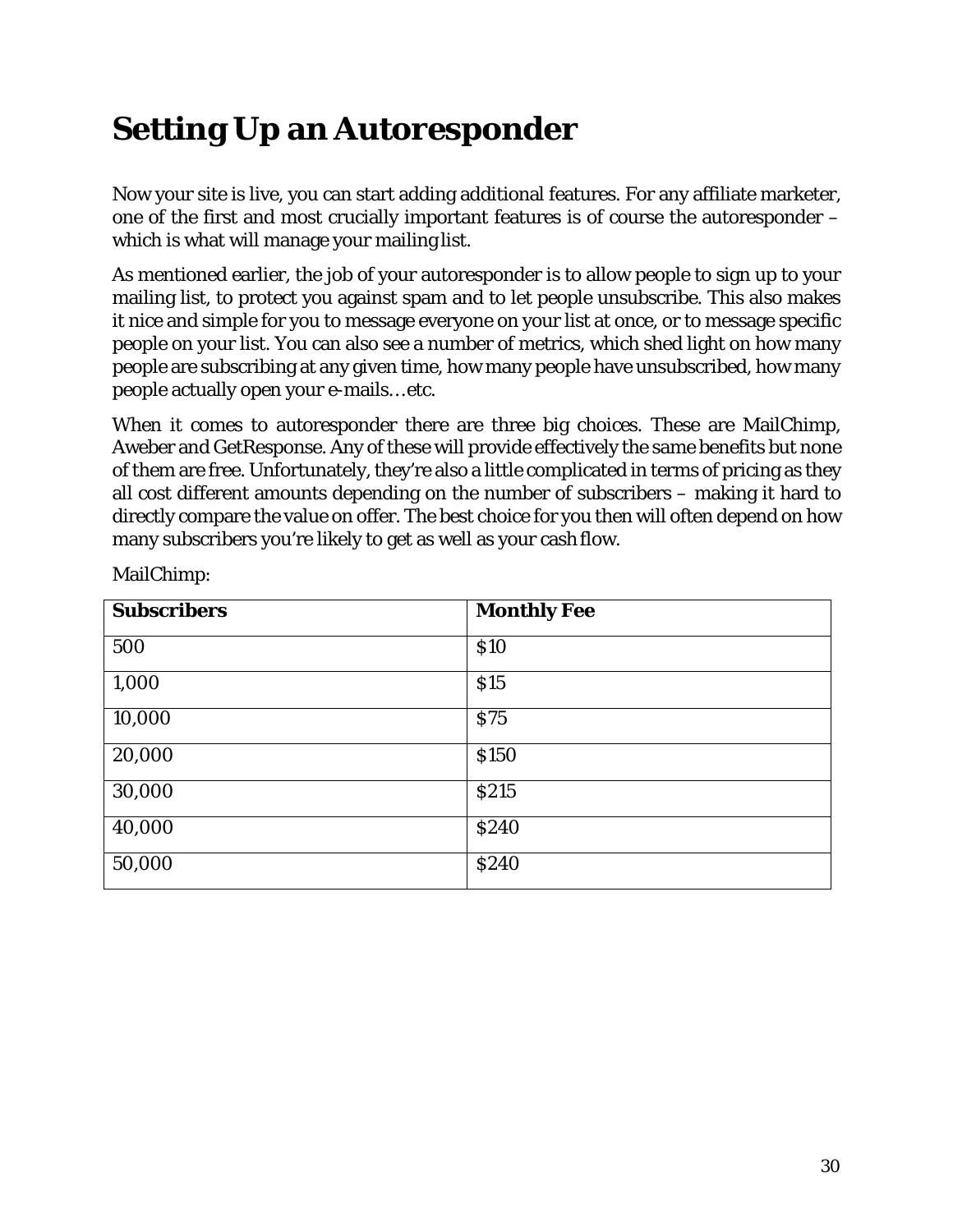# Setting Up an Autoresponder

Now your site is live, you can start adding additional features. For any affiliate marketer, one of the first and most crucially important features is of course the autoresponder – which is what will manage your mailing list.

As mentioned earlier, the job of your autoresponder is to allow people to sign up to your mailing list, to protect you against spam and to let people unsubscribe. This also makes it nice and simple for you to message everyone on your list at once, or to message specific people on your list. You can also see a number of metrics, which shed light on how many people are subscribing at any given time, how many people have unsubscribed, how many people actually open your e-mails…etc.

When it comes to autoresponder there are three big choices. These are MailChimp, Aweber and GetResponse. Any of these will provide effectively the same benefits but none of them are free. Unfortunately, they're also a little complicated in terms of pricing as they all cost different amounts depending on the number of subscribers – making it hard to directly compare the value on offer. The best choice for you then will often depend on how many subscribers you're likely to get as well as your cash flow.

MailChimp:

| **Subscribers** | **Monthly Fee** |
|---|---|
| 500 | $10 |
| 1,000 | $15 |
| 10,000 | $75 |
| 20,000 | $150 |
| 30,000 | $215 |
| 40,000 | $240 |
| 50,000 | $240 |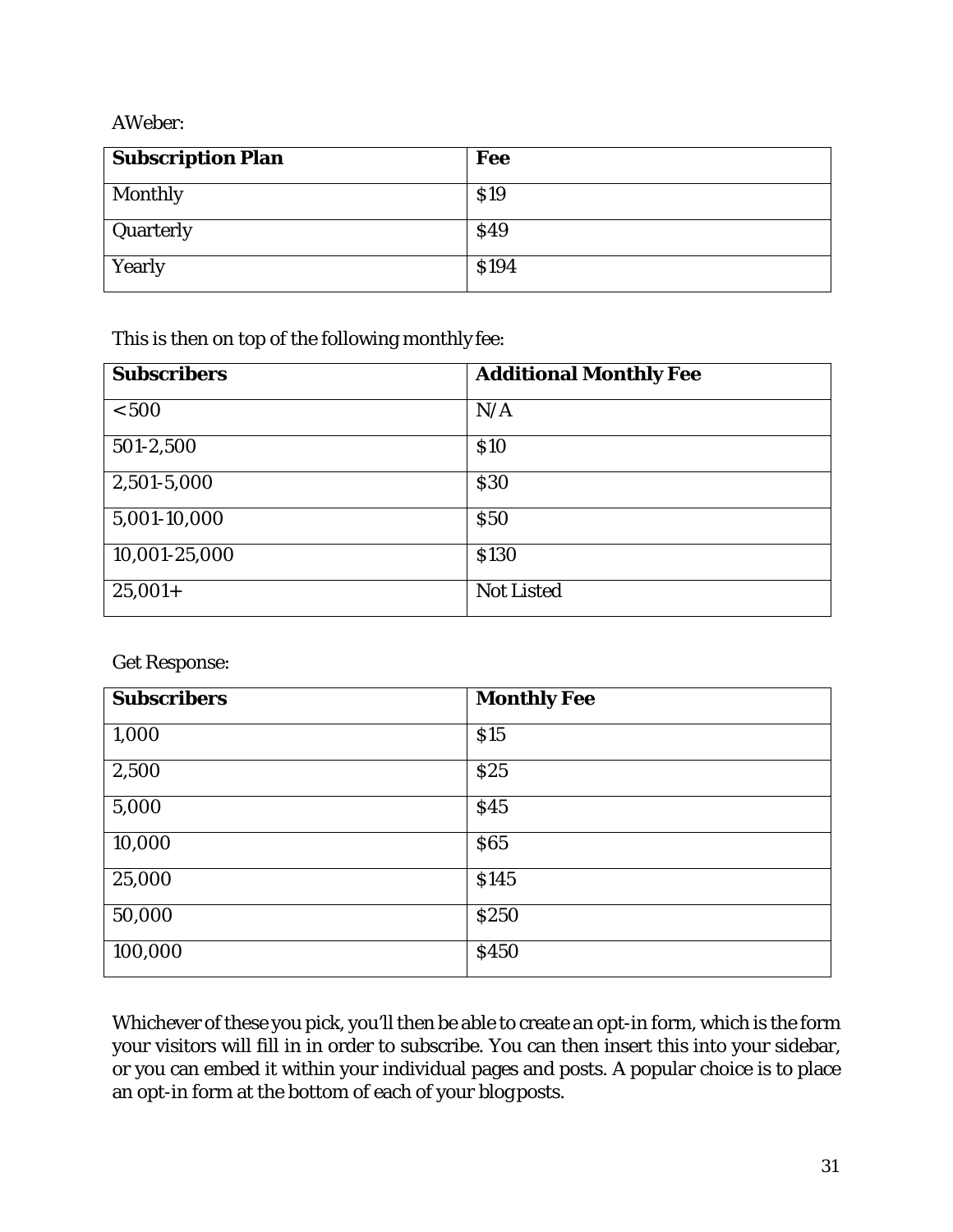AWeber:

| Subscription Plan | Fee |
| --- | --- |
| Monthly | $19 |
| Quarterly | $49 |
| Yearly | $194 |

This is then on top of the following monthly fee:

| Subscribers | Additional Monthly Fee |
| --- | --- |
| < 500 | N/A |
| 501-2,500 | $10 |
| 2,501-5,000 | $30 |
| 5,001-10,000 | $50 |
| 10,001-25,000 | $130 |
| 25,001+ | Not Listed |

Get Response:

| Subscribers | Monthly Fee |
| --- | --- |
| 1,000 | $15 |
| 2,500 | $25 |
| 5,000 | $45 |
| 10,000 | $65 |
| 25,000 | $145 |
| 50,000 | $250 |
| 100,000 | $450 |

Whichever of these you pick, you'll then be able to create an opt-in form, which is the form your visitors will fill in in order to subscribe. You can then insert this into your sidebar, or you can embed it within your individual pages and posts. A popular choice is to place an opt-in form at the bottom of each of your blog posts.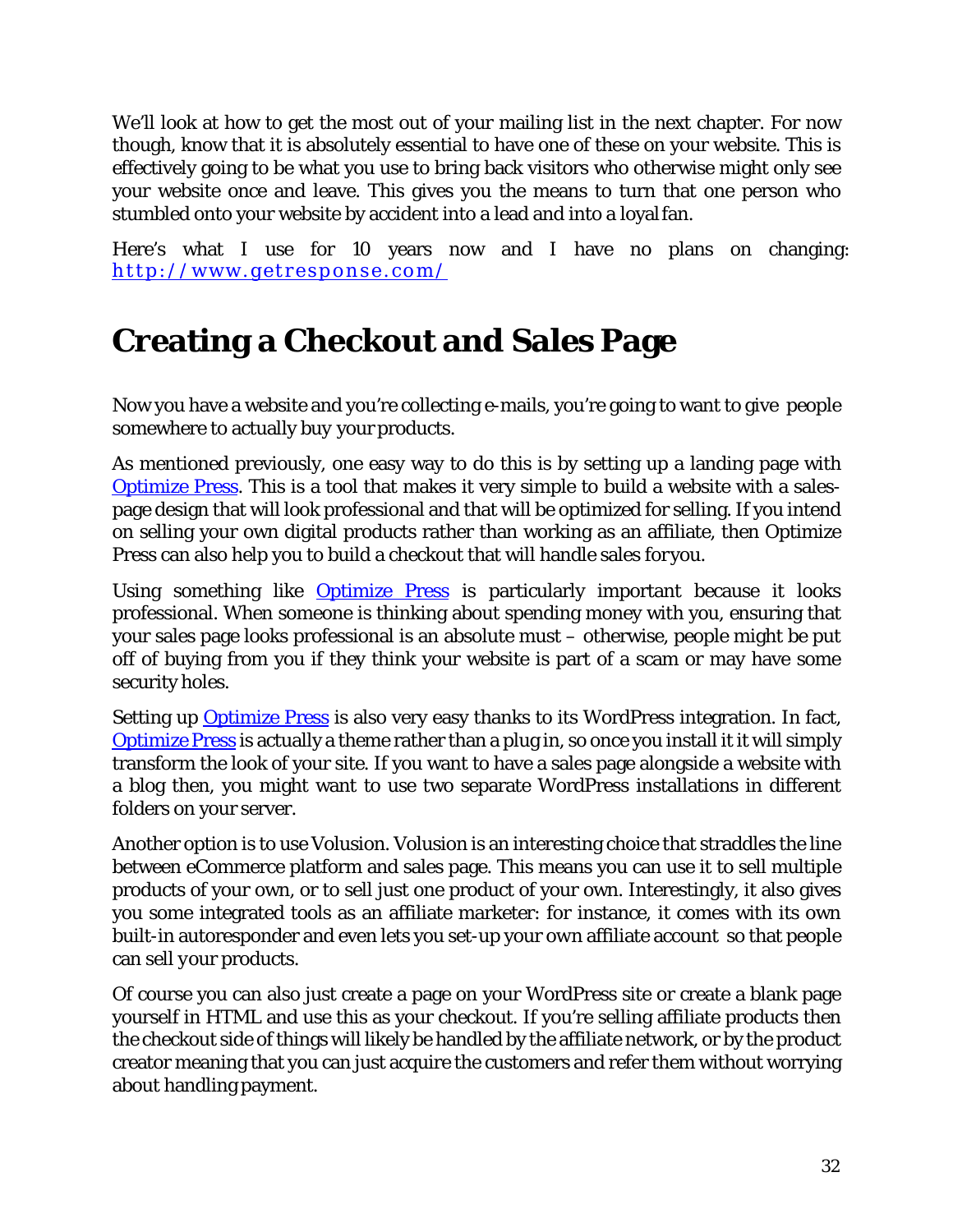We'll look at how to get the most out of your mailing list in the next chapter. For now though, know that it is absolutely essential to have one of these on your website. This is effectively going to be what you use to bring back visitors who otherwise might only see your website once and leave. This gives you the means to turn that one person who stumbled onto your website by accident into a lead and into a loyal fan.

Here's what I use for 10 years now and I have no plans on changing: http://www.getresponse.com/

# Creating a Checkout and Sales Page

Now you have a website and you're collecting e-mails, you're going to want to give people somewhere to actually buy your products.

As mentioned previously, one easy way to do this is by setting up a landing page with Optimize Press. This is a tool that makes it very simple to build a website with a sales-page design that will look professional and that will be optimized for selling. If you intend on selling your own digital products rather than working as an affiliate, then Optimize Press can also help you to build a checkout that will handle sales for you.

Using something like Optimize Press is particularly important because it looks professional. When someone is thinking about spending money with you, ensuring that your sales page looks professional is an absolute must – otherwise, people might be put off of buying from you if they think your website is part of a scam or may have some security holes.

Setting up Optimize Press is also very easy thanks to its WordPress integration. In fact, Optimize Press is actually a theme rather than a plug in, so once you install it it will simply transform the look of your site. If you want to have a sales page alongside a website with a blog then, you might want to use two separate WordPress installations in different folders on your server.

Another option is to use Volusion. Volusion is an interesting choice that straddles the line between eCommerce platform and sales page. This means you can use it to sell multiple products of your own, or to sell just one product of your own. Interestingly, it also gives you some integrated tools as an affiliate marketer: for instance, it comes with its own built-in autoresponder and even lets you set-up your own affiliate account so that people can sell your products.

Of course you can also just create a page on your WordPress site or create a blank page yourself in HTML and use this as your checkout. If you're selling affiliate products then the checkout side of things will likely be handled by the affiliate network, or by the product creator meaning that you can just acquire the customers and refer them without worrying about handling payment.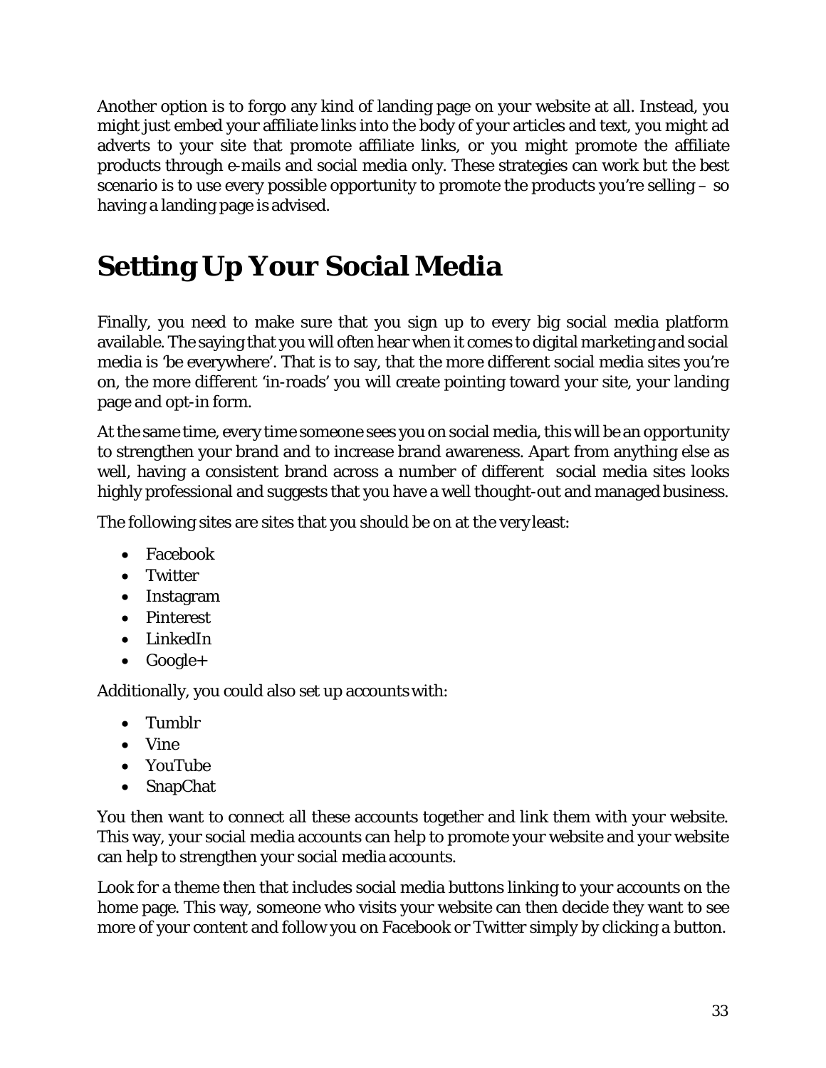Another option is to forgo any kind of landing page on your website at all. Instead, you might just embed your affiliate links into the body of your articles and text, you might ad adverts to your site that promote affiliate links, or you might promote the affiliate products through e-mails and social media only. These strategies can work but the best scenario is to use every possible opportunity to promote the products you're selling – so having a landing page is advised.

# Setting Up Your Social Media

Finally, you need to make sure that you sign up to every big social media platform available. The saying that you will often hear when it comes to digital marketing and social media is 'be everywhere'. That is to say, that the more different social media sites you're on, the more different 'in-roads' you will create pointing toward your site, your landing page and opt-in form.

At the same time, every time someone sees you on social media, this will be an opportunity to strengthen your brand and to increase brand awareness. Apart from anything else as well, having a consistent brand across a number of different social media sites looks highly professional and suggests that you have a well thought-out and managed business.

The following sites are sites that you should be on at the very least:

- Facebook
- Twitter
- Instagram
- Pinterest
- LinkedIn
- Google+

Additionally, you could also set up accounts with:

- Tumblr
- Vine
- YouTube
- SnapChat

You then want to connect all these accounts together and link them with your website. This way, your social media accounts can help to promote your website and your website can help to strengthen your social media accounts.

Look for a theme then that includes social media buttons linking to your accounts on the home page. This way, someone who visits your website can then decide they want to see more of your content and follow you on Facebook or Twitter simply by clicking a button.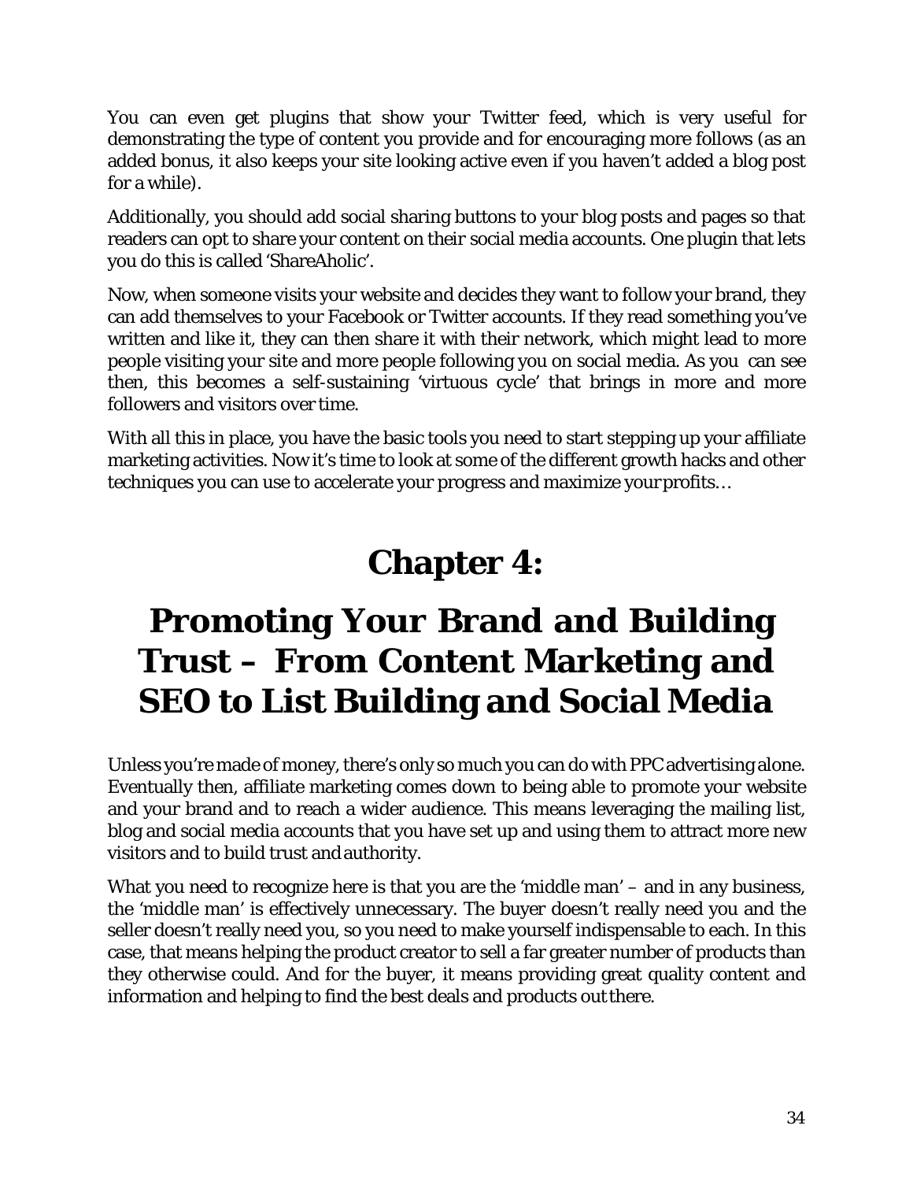You can even get plugins that show your Twitter feed, which is very useful for demonstrating the type of content you provide and for encouraging more follows (as an added bonus, it also keeps your site looking active even if you haven't added a blog post for a while).

Additionally, you should add social sharing buttons to your blog posts and pages so that readers can opt to share your content on their social media accounts. One plugin that lets you do this is called 'ShareAholic'.

Now, when someone visits your website and decides they want to follow your brand, they can add themselves to your Facebook or Twitter accounts. If they read something you've written and like it, they can then share it with their network, which might lead to more people visiting your site and more people following you on social media. As you can see then, this becomes a self-sustaining 'virtuous cycle' that brings in more and more followers and visitors over time.

With all this in place, you have the basic tools you need to start stepping up your affiliate marketing activities. Now it's time to look at some of the different growth hacks and other techniques you can use to accelerate your progress and maximize your profits…

# Chapter 4:

# Promoting Your Brand and Building Trust – From Content Marketing and SEO to List Building and Social Media

Unless you're made of money, there's only so much you can do with PPC advertising alone. Eventually then, affiliate marketing comes down to being able to promote your website and your brand and to reach a wider audience. This means leveraging the mailing list, blog and social media accounts that you have set up and using them to attract more new visitors and to build trust and authority.

What you need to recognize here is that you are the 'middle man' – and in any business, the 'middle man' is effectively unnecessary. The buyer doesn't really need you and the seller doesn't really need you, so you need to make yourself indispensable to each. In this case, that means helping the product creator to sell a far greater number of products than they otherwise could. And for the buyer, it means providing great quality content and information and helping to find the best deals and products out there.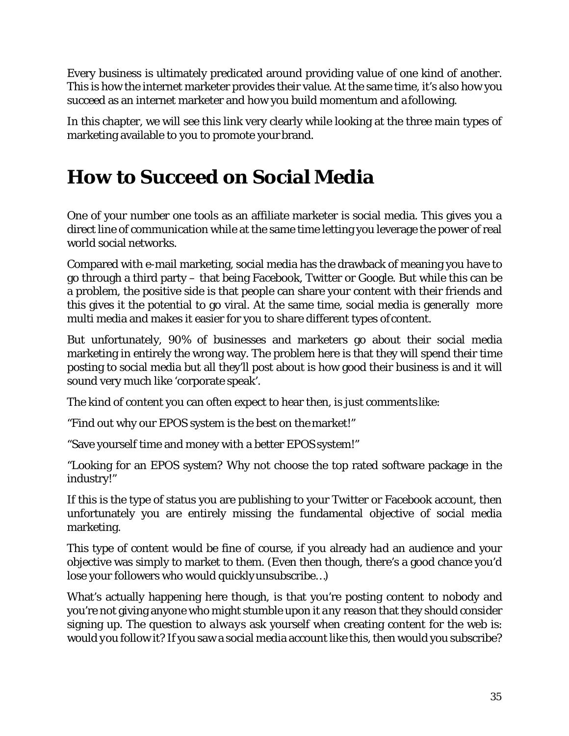Every business is ultimately predicated around providing value of one kind of another. This is how the internet marketer provides their value. At the same time, it's also how you succeed as an internet marketer and how you build momentum and a following.

In this chapter, we will see this link very clearly while looking at the three main types of marketing available to you to promote your brand.

# How to Succeed on Social Media

One of your number one tools as an affiliate marketer is social media. This gives you a direct line of communication while at the same time letting you leverage the power of real world social networks.

Compared with e-mail marketing, social media has the drawback of meaning you have to go through a third party – that being Facebook, Twitter or Google. But while this can be a problem, the positive side is that people can share your content with their friends and this gives it the potential to go viral. At the same time, social media is generally more multi media and makes it easier for you to share different types of content.

But unfortunately, 90% of businesses and marketers go about their social media marketing in entirely the wrong way. The problem here is that they will spend their time posting to social media but all they'll post about is how good their business is and it will sound very much like 'corporate speak'.

The kind of content you can often expect to hear then, is just comments like:

"Find out why our EPOS system is the best on the market!"

"Save yourself time and money with a better EPOS system!"

"Looking for an EPOS system? Why not choose the top rated software package in the industry!"

If this is the type of status you are publishing to your Twitter or Facebook account, then unfortunately you are entirely missing the fundamental objective of social media marketing.

This type of content would be fine of course, if you already *had* an audience and your objective was simply to market to them. (Even then though, there's a good chance you'd lose your followers who would quickly unsubscribe…)

What's actually happening here though, is that you're posting content to nobody and you're not giving anyone who might stumble upon it *any* reason that they should consider signing up. The question to *always* ask yourself when creating content for the web is: would *you* follow it? If you saw a social media account like this, then would you subscribe?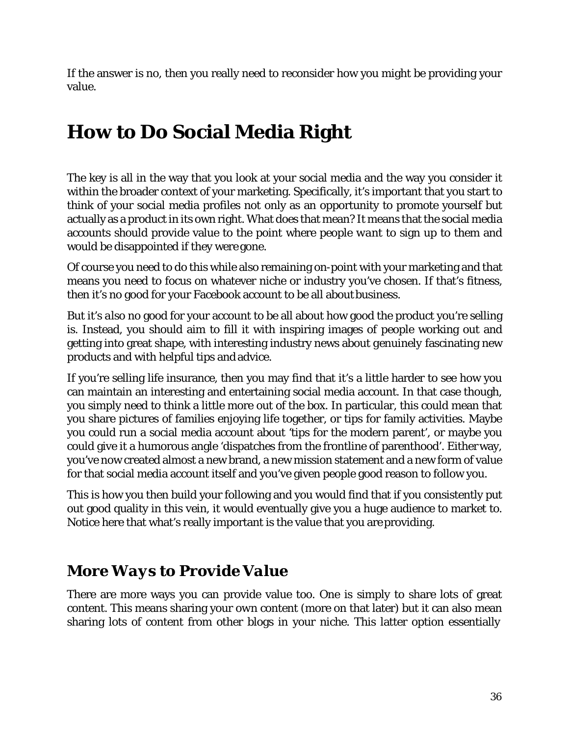If the answer is no, then you really need to reconsider how you might be providing your value.

# How to Do Social Media Right

The key is all in the way that you look at your social media and the way you consider it within the broader context of your marketing. Specifically, it's important that you start to think of your social media profiles not only as an opportunity to promote yourself but actually as a product in its own right. What does that mean? It means that the social media accounts should provide value to the point where people *want* to sign up to them and would be disappointed if they were gone.

Of course you need to do this while also remaining on-point with your marketing and that means you need to focus on whatever niche or industry you've chosen. If that's fitness, then it's no good for your Facebook account to be all about business.

But it's *also* no good for your account to be all about how good the product you're selling is. Instead, you should aim to fill it with inspiring images of people working out and getting into great shape, with interesting industry news about genuinely fascinating new products and with helpful tips and advice.

If you're selling life insurance, then you may find that it's a little harder to see how you can maintain an interesting and entertaining social media account. In that case though, you simply need to think a little more out of the box. In particular, this could mean that you share pictures of families enjoying life together, or tips for family activities. Maybe you could run a social media account about 'tips for the modern parent', or maybe you could give it a humorous angle 'dispatches from the frontline of parenthood'. Either way, you've now created almost a new brand, a new mission statement and a new form of value for that social media account itself and you've given people good reason to follow you.

This is how you then build your following and you would find that if you consistently put out good quality in this vein, it would eventually give you a huge audience to market to. Notice here that what's really important is the value that you are providing.

## *More Ways to Provide Value*

There are more ways you can provide value too. One is simply to share lots of great content. This means sharing your own content (more on that later) but it can also mean sharing lots of content from other blogs in your niche. This latter option essentially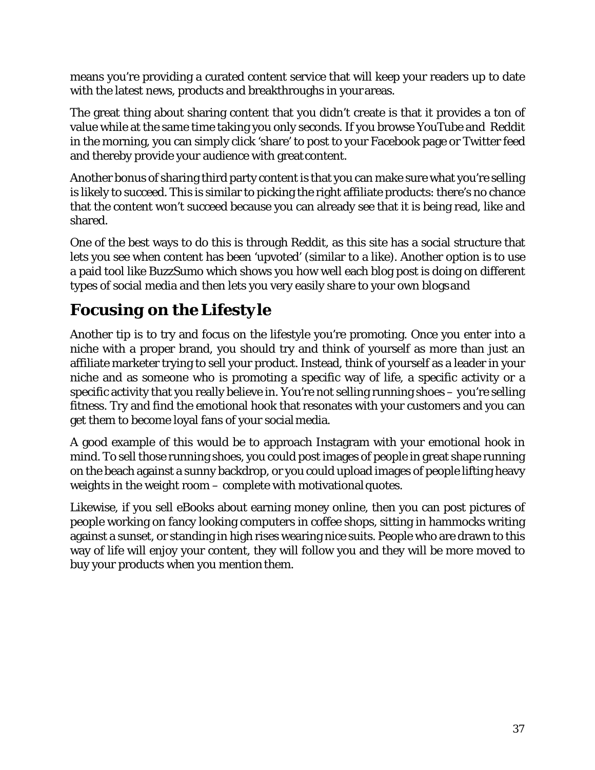means you're providing a curated content service that will keep your readers up to date with the latest news, products and breakthroughs in your areas.

The great thing about sharing content that you didn't create is that it provides a ton of value while at the same time taking you only seconds. If you browse YouTube and Reddit in the morning, you can simply click 'share' to post to your Facebook page or Twitter feed and thereby provide your audience with great content.

Another bonus of sharing third party content is that you can make sure what you're selling is likely to succeed. This is similar to picking the right affiliate products: there's no chance that the content won't succeed because you can already see that it is being read, like and shared.

One of the best ways to do this is through Reddit, as this site has a social structure that lets you see when content has been 'upvoted' (similar to a like). Another option is to use a paid tool like BuzzSumo which shows you how well each blog post is doing on different types of social media and then lets you very easily share to your own blogs and

## Focusing on the Lifestyle

Another tip is to try and focus on the lifestyle you're promoting. Once you enter into a niche with a proper brand, you should try and think of yourself as more than just an affiliate marketer trying to sell your product. Instead, think of yourself as a leader in your niche and as someone who is promoting a specific way of life, a specific activity or a specific activity that you really believe in. You're not selling running shoes – you're selling fitness. Try and find the emotional hook that resonates with your customers and you can get them to become loyal fans of your social media.

A good example of this would be to approach Instagram with your emotional hook in mind. To sell those running shoes, you could post images of people in great shape running on the beach against a sunny backdrop, or you could upload images of people lifting heavy weights in the weight room – complete with motivational quotes.

Likewise, if you sell eBooks about earning money online, then you can post pictures of people working on fancy looking computers in coffee shops, sitting in hammocks writing against a sunset, or standing in high rises wearing nice suits. People who are drawn to this way of life will enjoy your content, they will follow you and they will be more moved to buy your products when you mention them.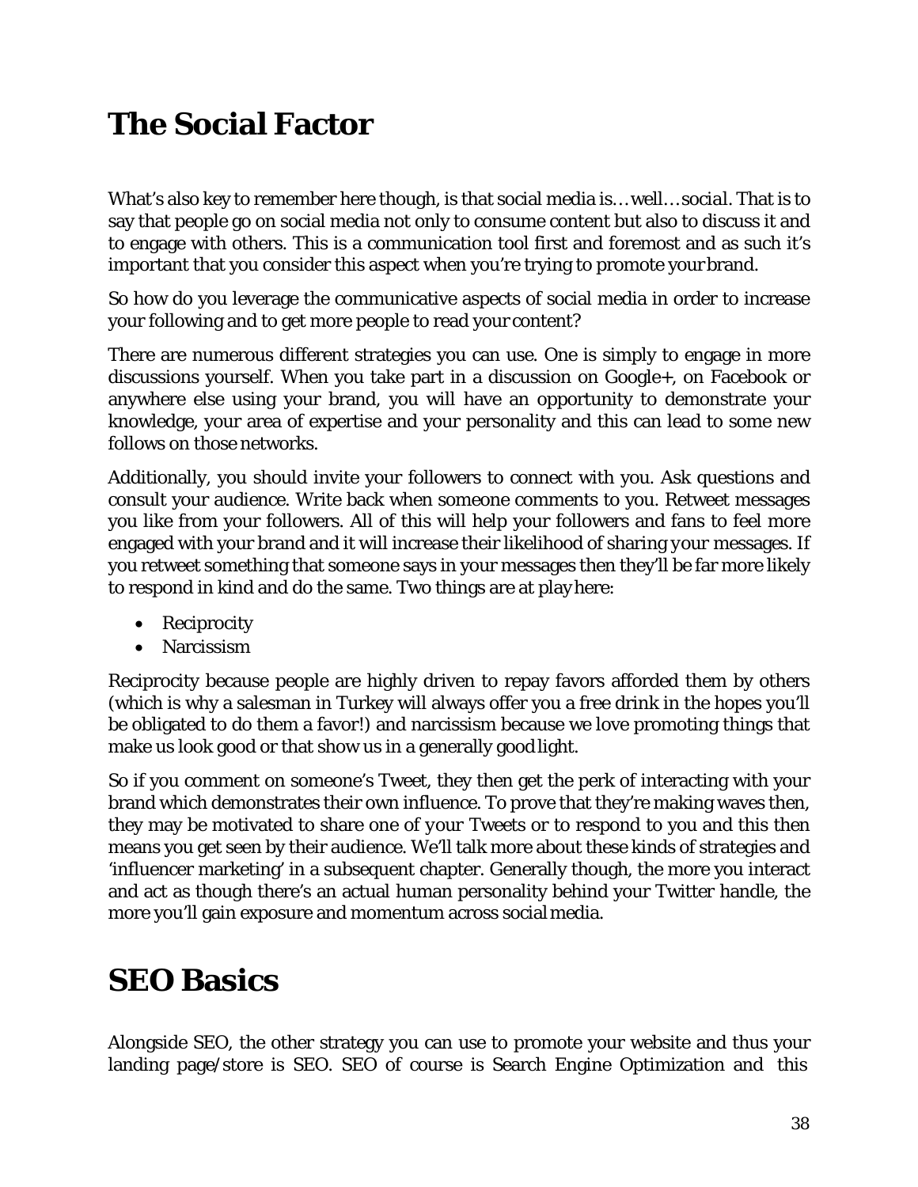# The Social Factor

What's also key to remember here though, is that social media is… well… *social*. That is to say that people go on social media not only to consume content but also to discuss it and to engage with others. This is a communication tool first and foremost and as such it's important that you consider this aspect when you're trying to promote your brand.

So how do you leverage the communicative aspects of social media in order to increase your following and to get more people to read your content?

There are numerous different strategies you can use. One is simply to engage in more discussions yourself. When you take part in a discussion on Google+, on Facebook or anywhere else using your brand, you will have an opportunity to demonstrate your knowledge, your area of expertise and your personality and this can lead to some new follows on those networks.

Additionally, you should invite your followers to connect with you. Ask questions and consult your audience. Write back when someone comments to you. Retweet messages you like from your followers. All of this will help your followers and fans to feel more engaged with your brand and it will increase their likelihood of sharing your messages. If you retweet something that someone says in your messages then they'll be far more likely to respond in kind and do the same. Two things are at play here:

- Reciprocity
- Narcissism

Reciprocity because people are highly driven to repay favors afforded them by others (which is why a salesman in Turkey will always offer you a free drink in the hopes you'll be obligated to do them a favor!) and narcissism because we love promoting things that make us look good or that show us in a generally good light.

So if you comment on someone's Tweet, they then get the perk of interacting with your brand which demonstrates their own influence. To prove that they're making waves then, they may be motivated to share one of your Tweets or to respond to you and this then means you get seen by their audience. We'll talk more about these kinds of strategies and 'influencer marketing' in a subsequent chapter. Generally though, the more you interact and act as though there's an actual human personality behind your Twitter handle, the more you'll gain exposure and momentum across social media.

# SEO Basics

Alongside SEO, the other strategy you can use to promote your website and thus your landing page/store is SEO. SEO of course is Search Engine Optimization and this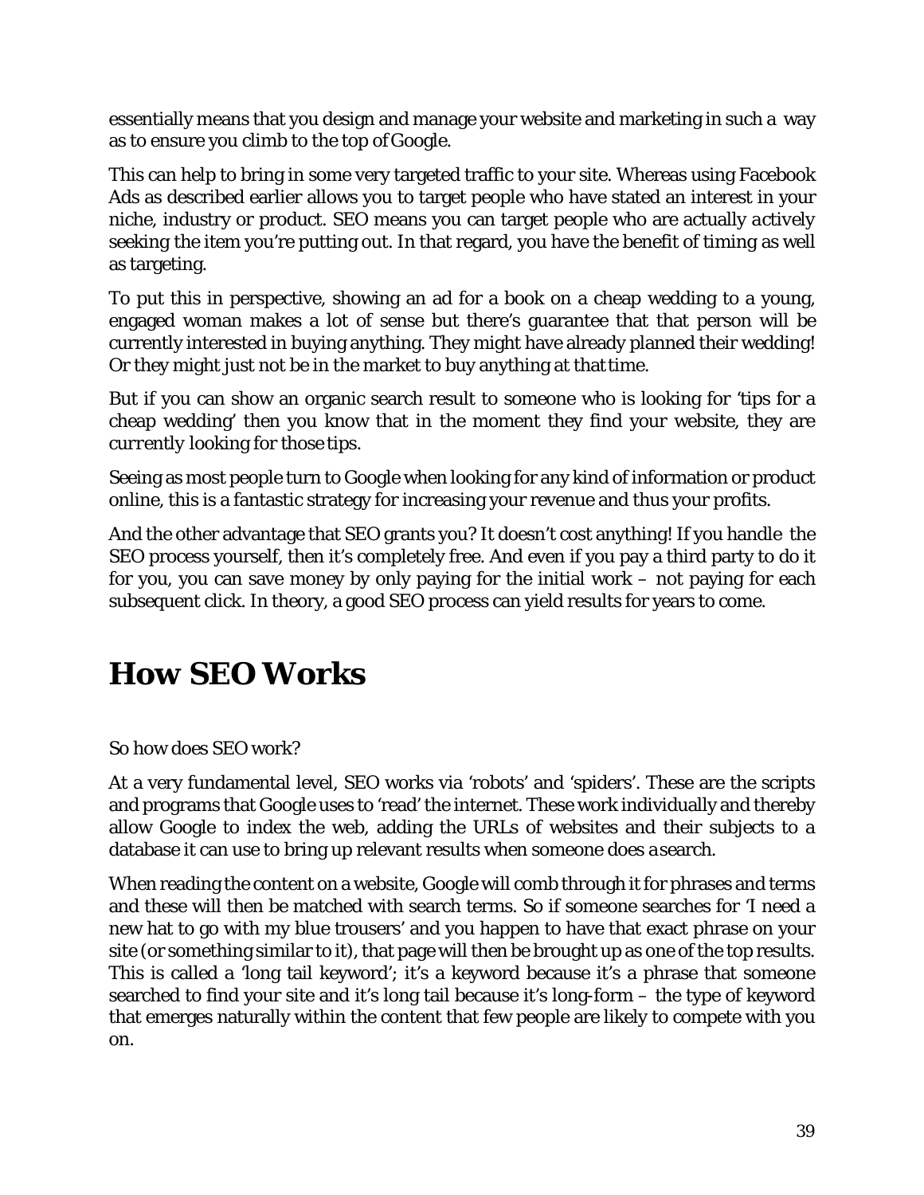essentially means that you design and manage your website and marketing in such a way as to ensure you climb to the top of Google.

This can help to bring in some very targeted traffic to your site. Whereas using Facebook Ads as described earlier allows you to target people who have stated an interest in your niche, industry or product. SEO means you can target people who are actually *actively* seeking the item you're putting out. In that regard, you have the benefit of timing as well as targeting.

To put this in perspective, showing an ad for a book on a cheap wedding to a young, engaged woman makes a lot of sense but there's guarantee that that person will be currently interested in buying anything. They might have already planned their wedding! Or they might just not be in the market to buy anything at that time.

But if you can show an organic search result to someone who is looking for 'tips for a cheap wedding' then you know that in the moment they find your website, they are *currently* looking for those tips.

Seeing as most people turn to Google when looking for any kind of information or product online, this is a fantastic strategy for increasing your revenue and thus your profits.

And the other advantage that SEO grants you? It doesn't cost anything! If you handle the SEO process yourself, then it's completely free. And even if you pay a third party to do it for you, you can save money by only paying for the initial work – not paying for each subsequent click. In theory, a good SEO process can yield results for years to come.

# How SEO Works

So how does SEO work?

At a very fundamental level, SEO works via 'robots' and 'spiders'. These are the scripts and programs that Google uses to 'read' the internet. These work individually and thereby allow Google to index the web, adding the URLs of websites and their subjects to a database it can use to bring up relevant results when someone does a search.

When reading the content on a website, Google will comb through it for phrases and terms and these will then be matched with search terms. So if someone searches for 'I need a new hat to go with my blue trousers' and you happen to have that exact phrase on your site (or something similar to it), that page will then be brought up as one of the top results. This is called a 'long tail keyword'; it's a keyword because it's a phrase that someone searched to find your site and it's long tail because it's long-form – the type of keyword that emerges naturally within the content that few people are likely to compete with you on.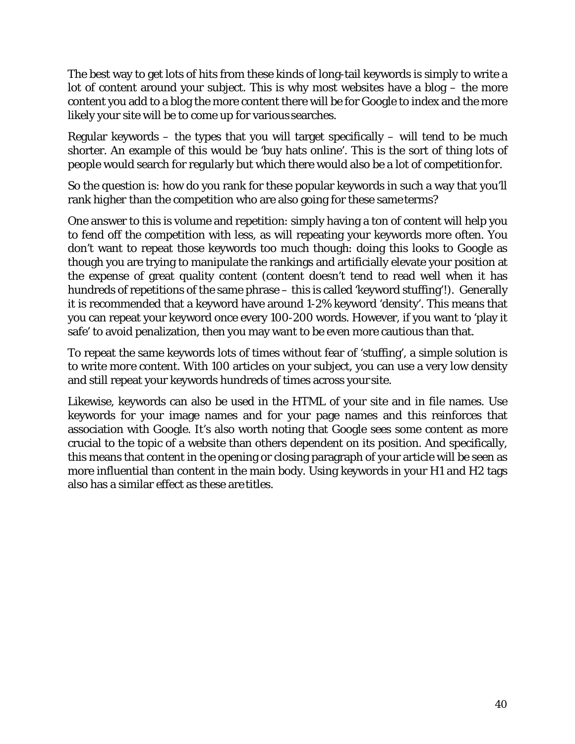The best way to get lots of hits from these kinds of long-tail keywords is simply to write a lot of content around your subject. This is why most websites have a blog – the more content you add to a blog the more content there will be for Google to index and the more likely your site will be to come up for various searches.

Regular keywords – the types that you will target specifically – will tend to be much shorter. An example of this would be 'buy hats online'. This is the sort of thing lots of people would search for regularly but which there would also be a lot of competition for.

So the question is: how do you rank for these popular keywords in such a way that you'll rank higher than the competition who are also going for these same terms?

One answer to this is volume and repetition: simply having a ton of content will help you to fend off the competition with less, as will repeating your keywords more often. You don't want to repeat those keywords too much though: doing this looks to Google as though you are trying to manipulate the rankings and artificially elevate your position at the expense of great quality content (content doesn't tend to read well when it has hundreds of repetitions of the same phrase – this is called 'keyword stuffing'!). Generally it is recommended that a keyword have around 1-2% keyword 'density'. This means that you can repeat your keyword once every 100-200 words. However, if you want to 'play it safe' to avoid penalization, then you may want to be even more cautious than that.

To repeat the same keywords lots of times without fear of 'stuffing', a simple solution is to write *more* content. With 100 articles on your subject, you can use a very low density and still repeat your keywords hundreds of times across your site.

Likewise, keywords can also be used in the HTML of your site and in file names. Use keywords for your image names and for your page names and this reinforces that association with Google. It's also worth noting that Google sees some content as more crucial to the topic of a website than others dependent on its position. And specifically, this means that content in the opening or closing paragraph of your article will be seen as more influential than content in the main body. Using keywords in your H1 and H2 tags also has a similar effect as these are titles.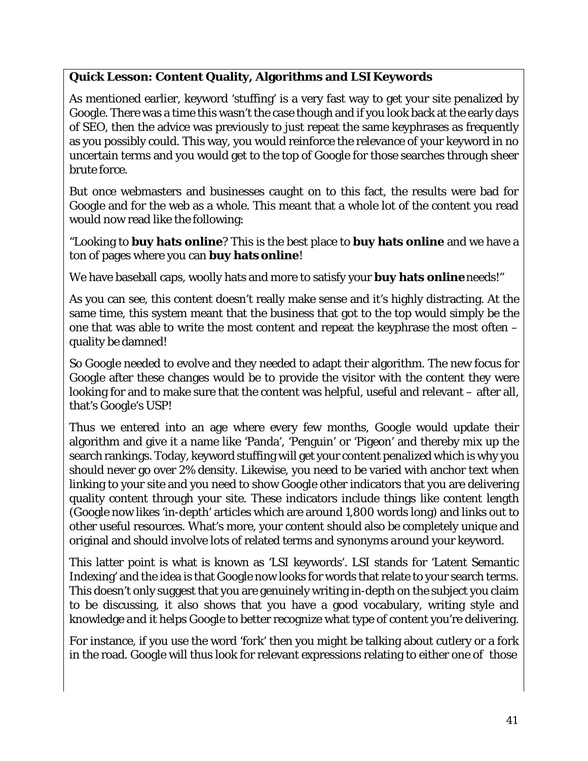**Quick Lesson: Content Quality, Algorithms and LSI Keywords**

As mentioned earlier, keyword 'stuffing' is a very fast way to get your site penalized by Google. There was a time this wasn't the case though and if you look back at the early days of SEO, then the advice was previously to just repeat the same keyphrases as frequently as you possibly could. This way, you would reinforce the relevance of your keyword in no uncertain terms and you would get to the top of Google for those searches through sheer brute force.

But once webmasters and businesses caught on to this fact, the results were bad for Google and for the web as a whole. This meant that a whole lot of the content you read would now read like the following:

"Looking to **buy hats online**? This is the best place to **buy hats online** and we have a ton of pages where you can **buy hats online**!

We have baseball caps, woolly hats and more to satisfy your **buy hats online** needs!"

As you can see, this content doesn't really make sense and it's highly distracting. At the same time, this system meant that the business that got to the top would simply be the one that was able to write the most content and repeat the keyphrase the most often – quality be damned!

So Google needed to evolve and they needed to adapt their algorithm. The new focus for Google after these changes would be to provide the visitor with the content they were looking for and to make sure that the content was helpful, useful and relevant – after all, that's Google's USP!

Thus we entered into an age where every few months, Google would update their algorithm and give it a name like 'Panda', 'Penguin' or 'Pigeon' and thereby mix up the search rankings. Today, keyword stuffing will get your content penalized which is why you should never go over 2% density. Likewise, you need to be varied with anchor text when linking to your site and you need to show Google other indicators that you are delivering quality content through your site. These indicators include things like content length (Google now likes 'in-depth' articles which are around 1,800 words long) and links out to other useful resources. What's more, your content should also be completely unique and original and should involve lots of related terms and synonyms *around* your keyword.

This latter point is what is known as 'LSI keywords'. LSI stands for 'Latent Semantic Indexing' and the idea is that Google now looks for words that relate to your search terms. This doesn't only suggest that you are genuinely writing in-depth on the subject you claim to be discussing, it also shows that you have a good vocabulary, writing style and knowledge *and* it helps Google to better recognize what type of content you're delivering.

For instance, if you use the word 'fork' then you might be talking about cutlery or a fork in the road. Google will thus look for relevant expressions relating to either one of those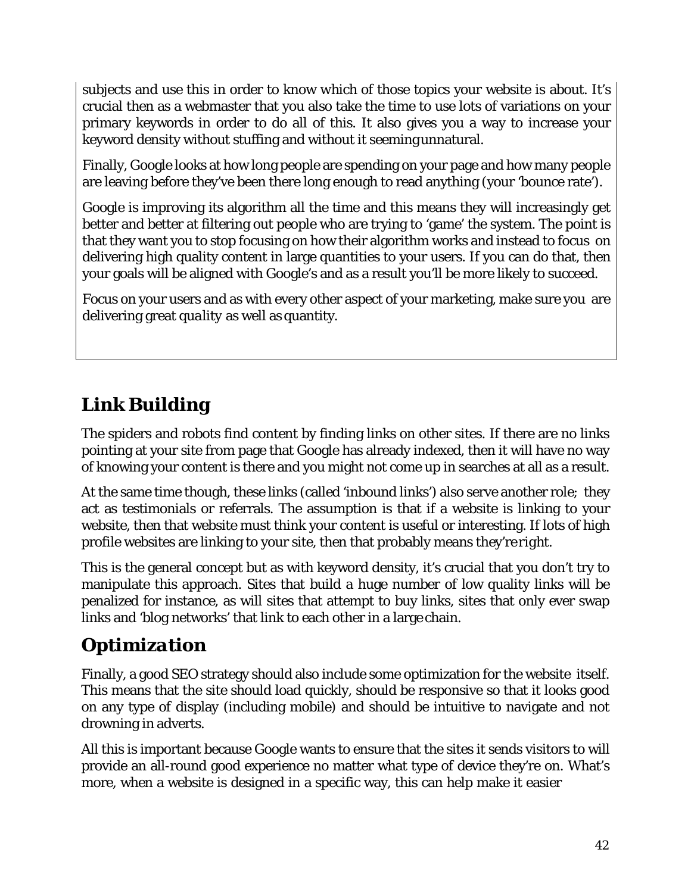subjects and use this in order to know which of those topics your website is about. It's crucial then as a webmaster that you also take the time to use lots of variations on your primary keywords in order to do all of this. It also gives you a way to increase your keyword density without stuffing and without it seeming unnatural.

Finally, Google looks at how long people are spending on your page and how many people are leaving before they've been there long enough to read anything (your 'bounce rate').

Google is improving its algorithm all the time and this means they will increasingly get better and better at filtering out people who are trying to 'game' the system. The point is that they want you to stop focusing on how their algorithm works and instead to focus on delivering high quality content in large quantities to your users. If you can do that, then your goals will be aligned with Google's and as a result you'll be more likely to succeed.

Focus on your users and as with every other aspect of your marketing, make sure you are delivering great *quality* as well as quantity.

## Link Building

The spiders and robots find content by finding links on other sites. If there are no links pointing at your site from page that Google has already indexed, then it will have no way of knowing your content is there and you might not come up in searches at all as a result.

At the same time though, these links (called 'inbound links') also serve another role; they act as testimonials or referrals. The assumption is that if a website is linking to your website, then that website must think your content is useful or interesting. If lots of high profile websites are linking to your site, then that probably means *they're right*.

This is the general concept but as with keyword density, it's crucial that you don't try to manipulate this approach. Sites that build a huge number of low quality links will be penalized for instance, as will sites that attempt to buy links, sites that only ever swap links and 'blog networks' that link to each other in a large chain.

## *Optimization*

Finally, a good SEO strategy should also include some optimization for the website itself. This means that the site should load quickly, should be responsive so that it looks good on any type of display (including mobile) and should be intuitive to navigate and not drowning in adverts.

All this is important because Google wants to ensure that the sites it sends visitors to will provide an all-round good experience no matter what type of device they're on. What's more, when a website is designed in a specific way, this can help make it easier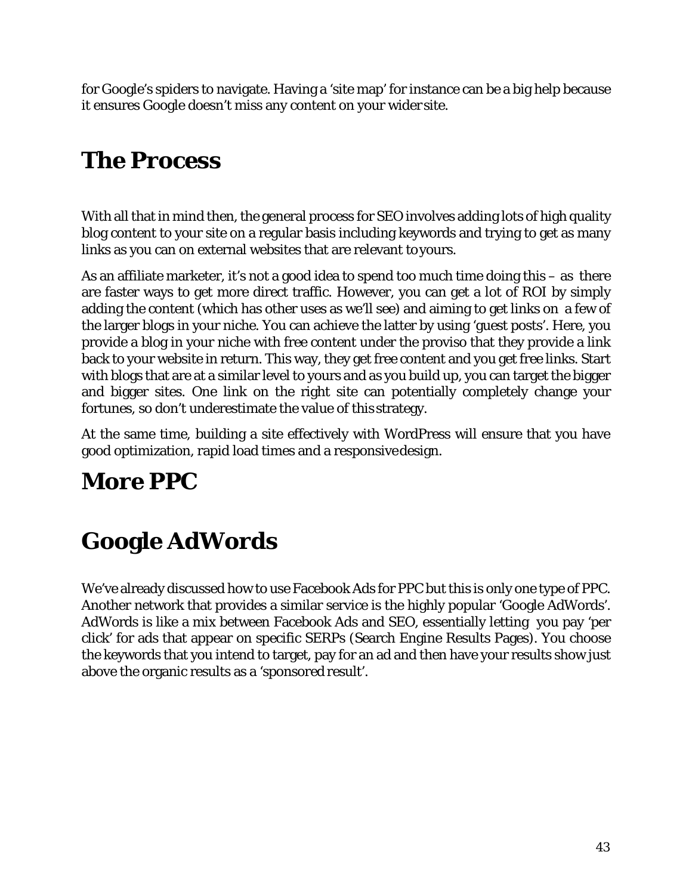for Google's spiders to navigate. Having a 'site map' for instance can be a big help because it ensures Google doesn't miss any content on your wider site.

# The Process

With all that in mind then, the general process for SEO involves adding lots of high quality blog content to your site on a regular basis including keywords and trying to get as many links as you can on external websites that are relevant to yours.

As an affiliate marketer, it's not a good idea to spend too much time doing this – as there are faster ways to get more direct traffic. However, you can get a lot of ROI by simply adding the content (which has other uses as we'll see) and aiming to get links on a few of the larger blogs in your niche. You can achieve the latter by using 'guest posts'. Here, you provide a blog in your niche with free content under the proviso that they provide a link back to your website in return. This way, they get free content and you get free links. Start with blogs that are at a similar level to yours and as you build up, you can target the bigger and bigger sites. One link on the right site can potentially completely change your fortunes, so don't underestimate the value of this strategy.

At the same time, building a site effectively with WordPress will ensure that you have good optimization, rapid load times and a responsive design.

# More PPC

# Google AdWords

We've already discussed how to use Facebook Ads for PPC but this is only one type of PPC. Another network that provides a similar service is the highly popular 'Google AdWords'. AdWords is like a mix between Facebook Ads and SEO, essentially letting you pay 'per click' for ads that appear on specific SERPs (Search Engine Results Pages). You choose the keywords that you intend to target, pay for an ad and then have your results show just above the organic results as a 'sponsored result'.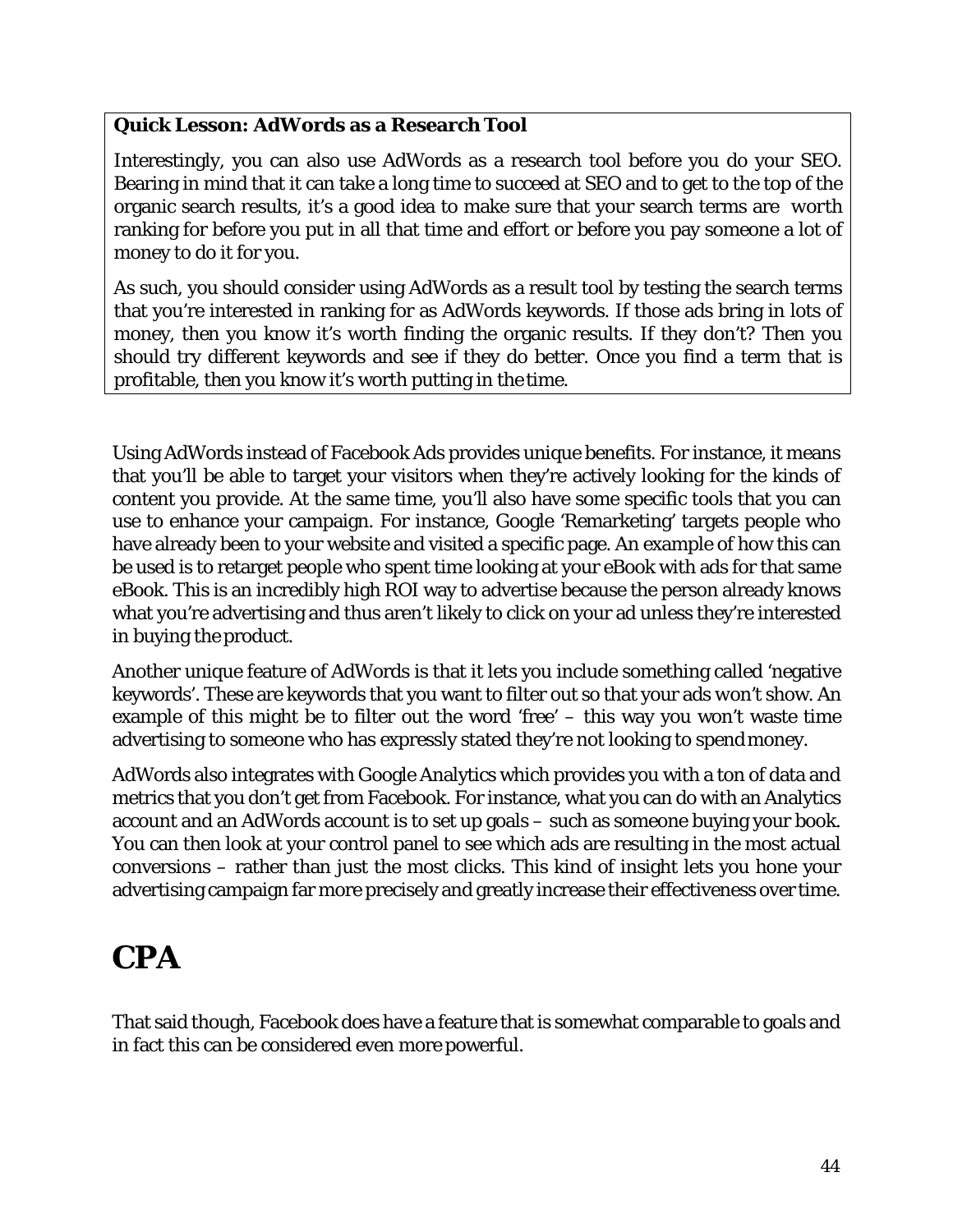**Quick Lesson: AdWords as a Research Tool**

Interestingly, you can also use AdWords as a research tool before you do your SEO. Bearing in mind that it can take a long time to succeed at SEO and to get to the top of the organic search results, it's a good idea to make sure that your search terms are worth ranking for before you put in all that time and effort or before you pay someone a lot of money to do it for you.

As such, you should consider using AdWords as a result tool by testing the search terms that you're interested in ranking for as AdWords keywords. If those ads bring in lots of money, then you know it's worth finding the organic results. If they don't? Then you should try different keywords and see if they do better. Once you find a term that is profitable, then you know it's worth putting in the time.

Using AdWords instead of Facebook Ads provides unique benefits. For instance, it means that you'll be able to target your visitors when they're actively looking for the kinds of content you provide. At the same time, you'll also have some specific tools that you can use to enhance your campaign. For instance, Google 'Remarketing' targets people who have already been to your website and visited a specific page. An example of how this can be used is to retarget people who spent time looking at your eBook with ads for that same eBook. This is an incredibly high ROI way to advertise because the person already knows what you're advertising and thus aren't likely to click on your ad unless they're interested in buying the product.

Another unique feature of AdWords is that it lets you include something called 'negative keywords'. These are keywords that you want to filter out so that your ads won't show. An example of this might be to filter out the word 'free' – this way you won't waste time advertising to someone who has expressly stated they're not looking to spend money.

AdWords also integrates with Google Analytics which provides you with a ton of data and metrics that you don't get from Facebook. For instance, what you can do with an Analytics account and an AdWords account is to set up goals – such as someone buying your book. You can then look at your control panel to see which ads are resulting in the most actual conversions – rather than just the most clicks. This kind of insight lets you hone your advertising campaign far more precisely and greatly increase their effectiveness over time.

# CPA

That said though, Facebook does have a feature that is somewhat comparable to goals and in fact this can be considered even more powerful.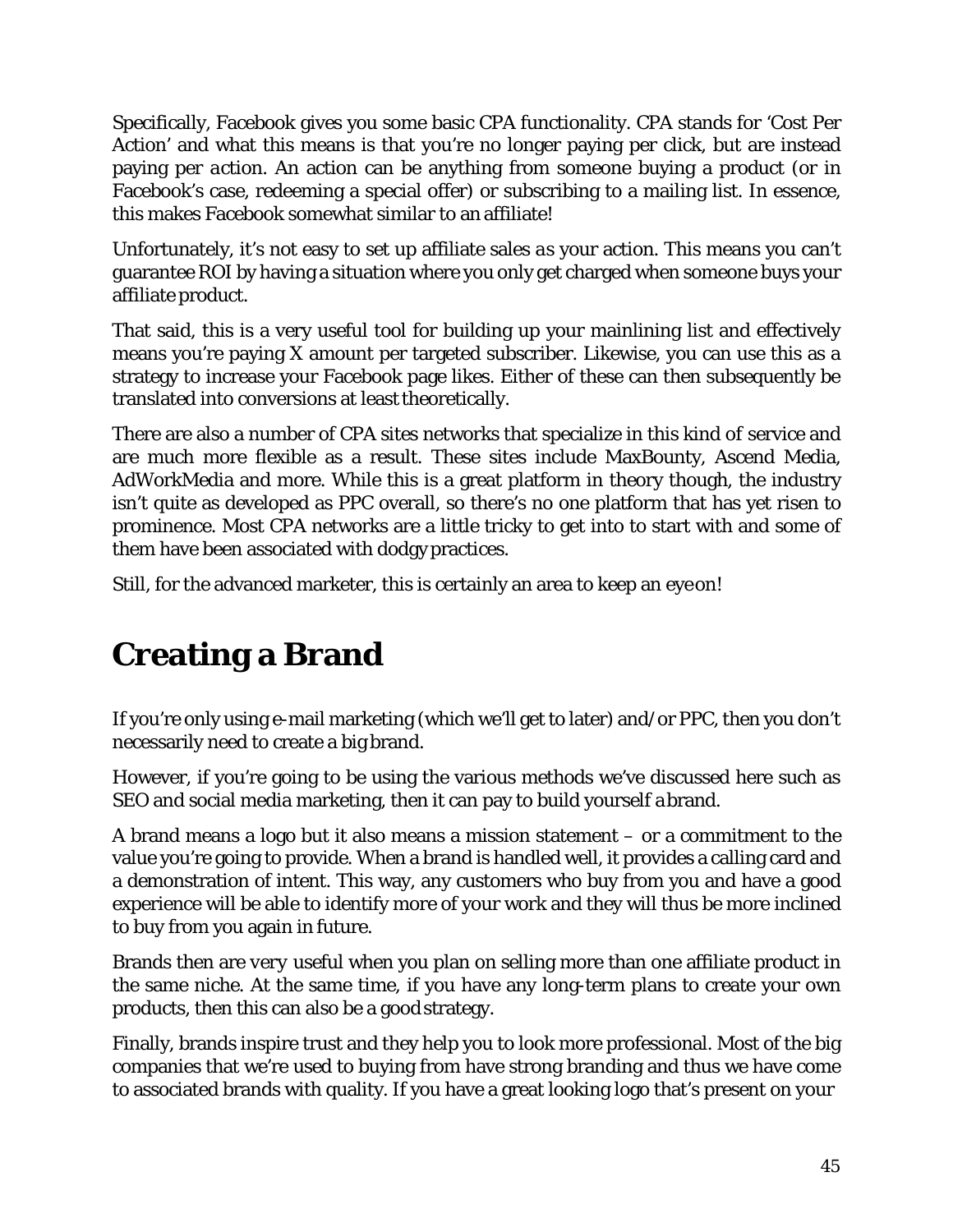Specifically, Facebook gives you some basic CPA functionality. CPA stands for 'Cost Per Action' and what this means is that you're no longer paying per click, but are instead paying per action. An action can be anything from someone buying a product (or in Facebook's case, redeeming a special offer) or subscribing to a mailing list. In essence, this makes Facebook somewhat similar to an affiliate!

Unfortunately, it's not easy to set up affiliate sales as your action. This means you can't guarantee ROI by having a situation where you only get charged when someone buys your affiliate product.

That said, this is a very useful tool for building up your mainlining list and effectively means you're paying X amount per targeted subscriber. Likewise, you can use this as a strategy to increase your Facebook page likes. Either of these can then subsequently be translated into conversions at least theoretically.

There are also a number of CPA sites networks that specialize in this kind of service and are much more flexible as a result. These sites include MaxBounty, Ascend Media, AdWorkMedia and more. While this is a great platform in theory though, the industry isn't quite as developed as PPC overall, so there's no one platform that has yet risen to prominence. Most CPA networks are a little tricky to get into to start with and some of them have been associated with dodgy practices.

Still, for the advanced marketer, this is certainly an area to keep an eye on!

# Creating a Brand

If you're only using e-mail marketing (which we'll get to later) and/or PPC, then you don't necessarily need to create a big brand.

However, if you're going to be using the various methods we've discussed here such as SEO and social media marketing, then it can pay to build yourself a brand.

A brand means a logo but it also means a mission statement – or a commitment to the value you're going to provide. When a brand is handled well, it provides a calling card and a demonstration of intent. This way, any customers who buy from you and have a good experience will be able to identify more of your work and they will thus be more inclined to buy from you again in future.

Brands then are very useful when you plan on selling more than one affiliate product in the same niche. At the same time, if you have any long-term plans to create your own products, then this can also be a good strategy.

Finally, brands inspire trust and they help you to look more professional. Most of the big companies that we're used to buying from have strong branding and thus we have come to associated brands with quality. If you have a great looking logo that's present on your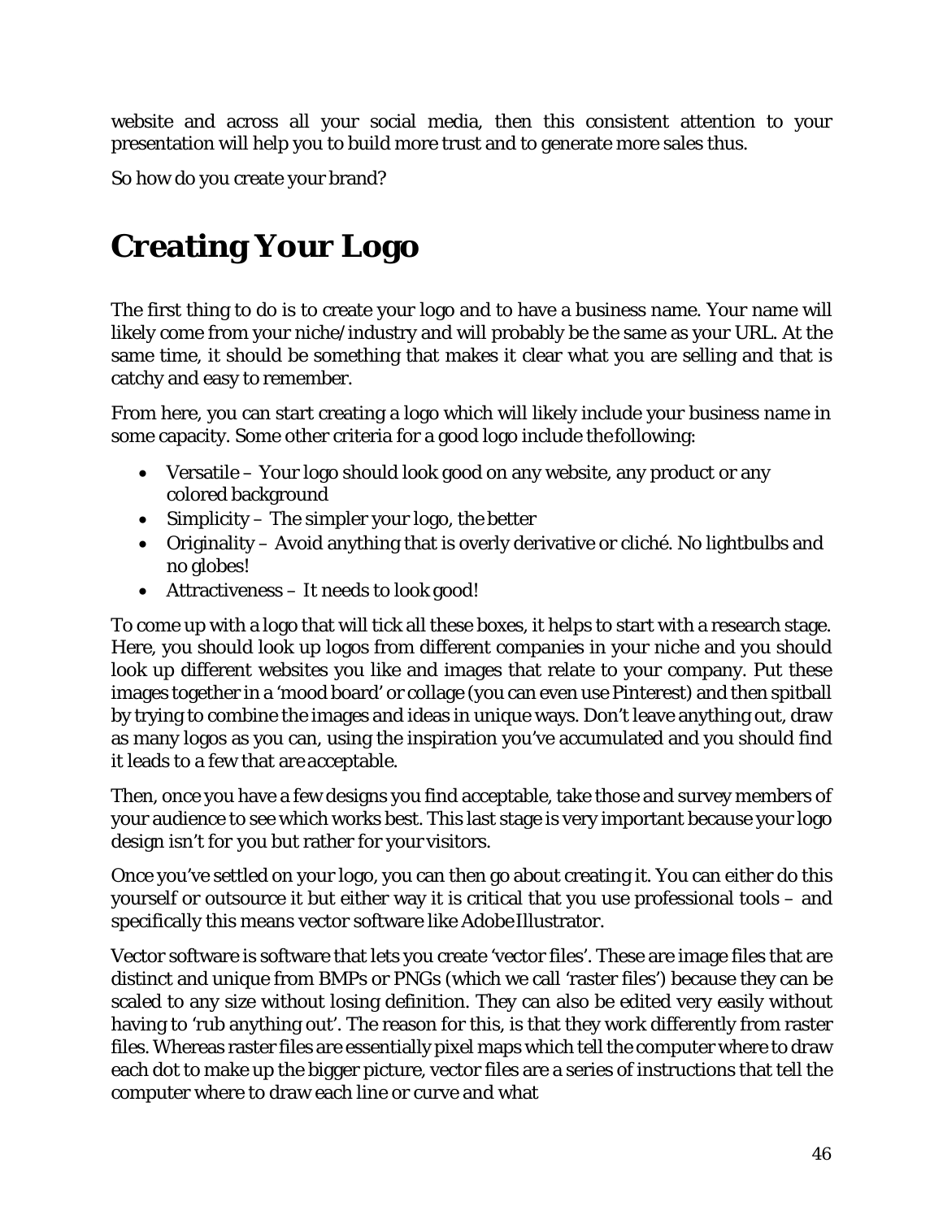website and across all your social media, then this consistent attention to your presentation will help you to build more trust and to generate more sales thus.

So how do you create your brand?

# Creating Your Logo

The first thing to do is to create your logo and to have a business name. Your name will likely come from your niche/industry and will probably be the same as your URL. At the same time, it should be something that makes it clear what you are selling and that is catchy and easy to remember.

From here, you can start creating a logo which will likely include your business name in some capacity. Some other criteria for a good logo include the following:

- Versatile – Your logo should look good on any website, any product or any colored background
- Simplicity – The simpler your logo, the better
- Originality – Avoid anything that is overly derivative or cliché. No lightbulbs and no globes!
- Attractiveness – It needs to look good!

To come up with a logo that will tick all these boxes, it helps to start with a research stage. Here, you should look up logos from different companies in your niche and you should look up different websites you like and images that relate to your company. Put these images together in a 'mood board' or collage (you can even use Pinterest) and then spitball by trying to combine the images and ideas in unique ways. Don't leave anything out, draw as many logos as you can, using the inspiration you've accumulated and you should find it leads to a few that are acceptable.

Then, once you have a few designs you find acceptable, take those and survey members of your audience to see which works best. This last stage is very important because your logo design isn't for you but rather for your visitors.

Once you've settled on your logo, you can then go about creating it. You can either do this yourself or outsource it but either way it is critical that you use professional tools – and specifically this means vector software like Adobe Illustrator.

Vector software is software that lets you create 'vector files'. These are image files that are distinct and unique from BMPs or PNGs (which we call 'raster files') because they can be scaled to any size without losing definition. They can also be edited very easily without having to 'rub anything out'. The reason for this, is that they work differently from raster files. Whereas raster files are essentially pixel maps which tell the computer where to draw each dot to make up the bigger picture, vector files are a series of instructions that tell the computer where to draw each line or curve and what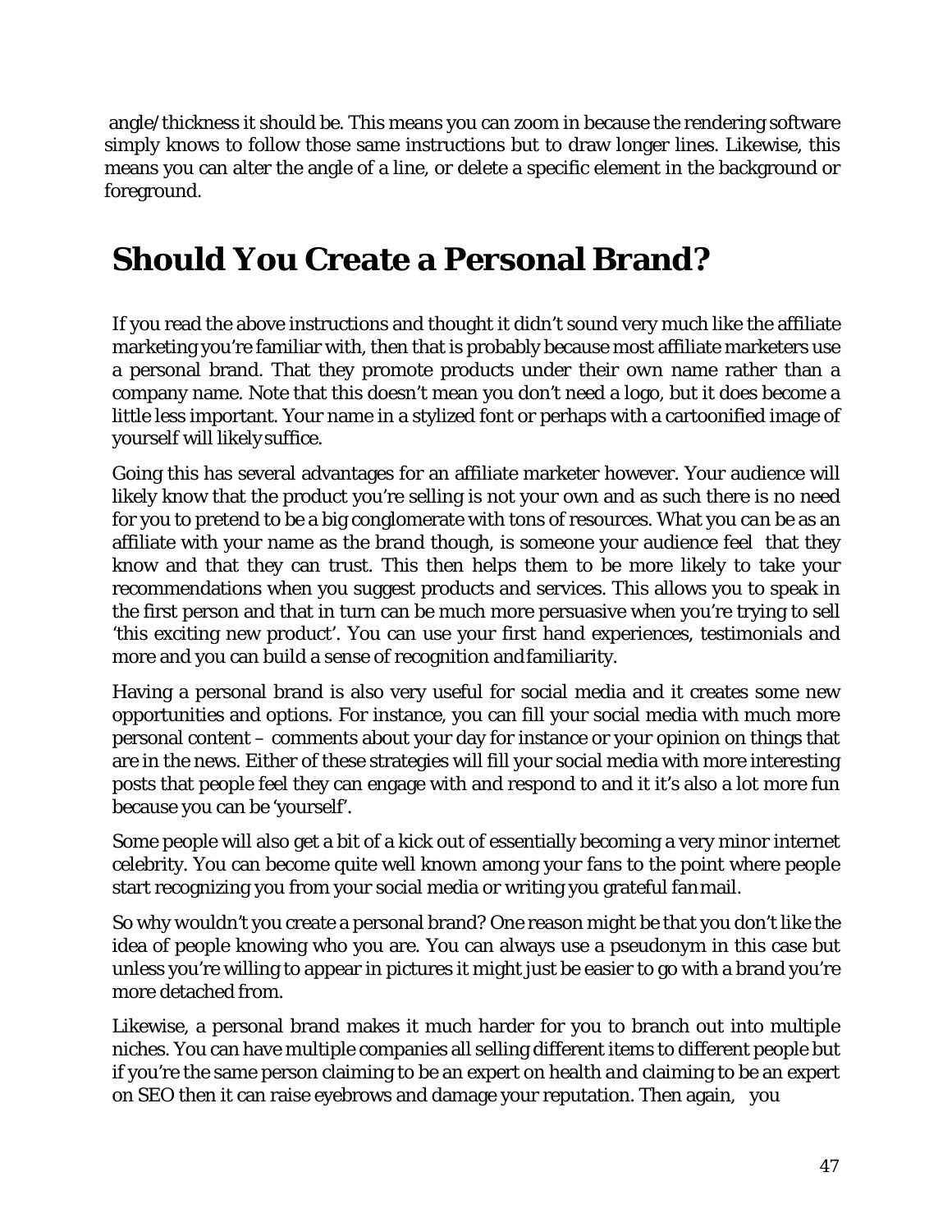angle/thickness it should be. This means you can zoom in because the rendering software simply knows to follow those same instructions but to draw longer lines. Likewise, this means you can alter the angle of a line, or delete a specific element in the background or foreground.

## Should You Create a Personal Brand?

If you read the above instructions and thought it didn't sound very much like the affiliate marketing you're familiar with, then that is probably because most affiliate marketers use a personal brand. That they promote products under their own name rather than a company name. Note that this doesn't mean you don't need a logo, but it does become a little less important. Your name in a stylized font or perhaps with a cartoonified image of yourself will likely suffice.

Going this has several advantages for an affiliate marketer however. Your audience will likely know that the product you're selling is not your own and as such there is no need for you to pretend to be a big conglomerate with tons of resources. What you can be as an affiliate with your name as the brand though, is someone your audience feel that they know and that they can trust. This then helps them to be more likely to take your recommendations when you suggest products and services. This allows you to speak in the first person and that in turn can be much more persuasive when you're trying to sell 'this exciting new product'. You can use your first hand experiences, testimonials and more and you can build a sense of recognition and familiarity.

Having a personal brand is also very useful for social media and it creates some new opportunities and options. For instance, you can fill your social media with much more personal content – comments about your day for instance or your opinion on things that are in the news. Either of these strategies will fill your social media with more interesting posts that people feel they can engage with and respond to and it it's also a lot more fun because you can be 'yourself'.

Some people will also get a bit of a kick out of essentially becoming a very minor internet celebrity. You can become quite well known among your fans to the point where people start recognizing you from your social media or writing you grateful fan mail.

So why wouldn't you create a personal brand? One reason might be that you don't like the idea of people knowing who you are. You can always use a pseudonym in this case but unless you're willing to appear in pictures it might just be easier to go with a brand you're more detached from.

Likewise, a personal brand makes it much harder for you to branch out into multiple niches. You can have multiple companies all selling different items to different people but if you're the same person claiming to be an expert on health *and* claiming to be an expert on SEO then it can raise eyebrows and damage your reputation. Then again, you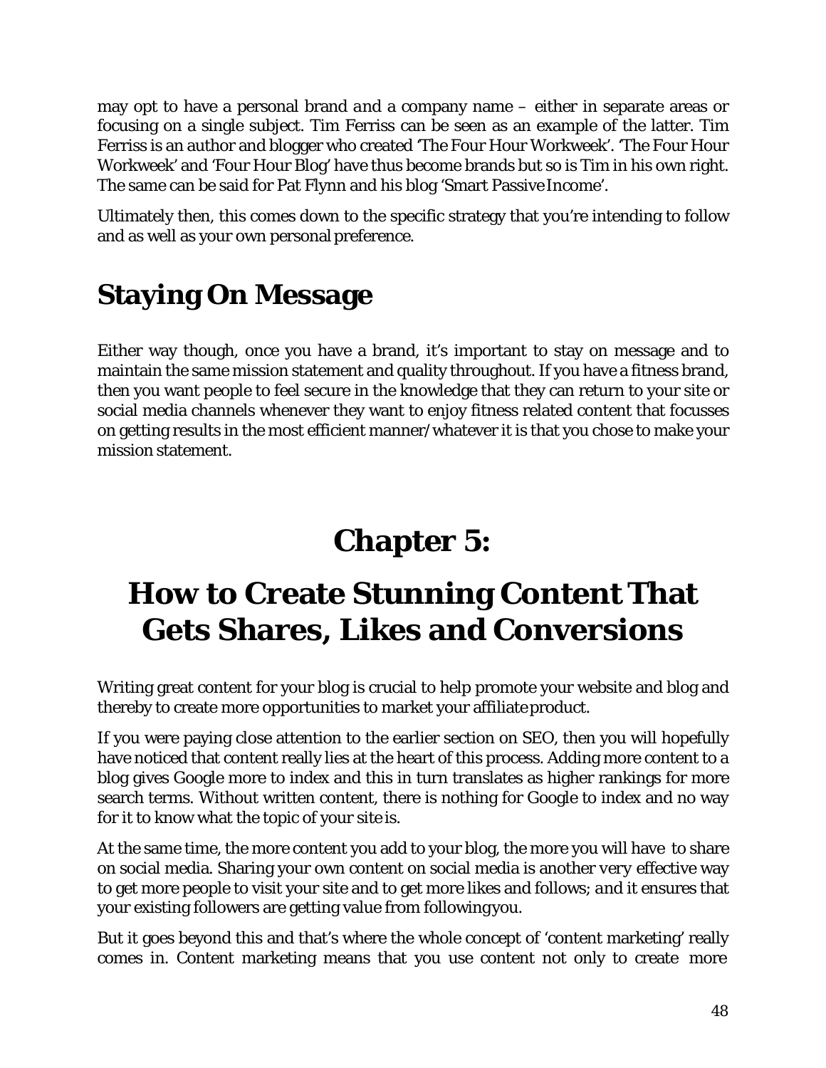may opt to have a personal brand *and* a company name – either in separate areas or focusing on a single subject. Tim Ferriss can be seen as an example of the latter. Tim Ferriss is an author and blogger who created 'The Four Hour Workweek'. 'The Four Hour Workweek' and 'Four Hour Blog' have thus become brands but so is Tim in his own right. The same can be said for Pat Flynn and his blog 'Smart Passive Income'.

Ultimately then, this comes down to the specific strategy that you're intending to follow and as well as your own personal preference.

## Staying On Message

Either way though, once you have a brand, it's important to stay on message and to maintain the same mission statement and quality throughout. If you have a fitness brand, then you want people to feel secure in the knowledge that they can return to your site or social media channels whenever they want to enjoy fitness related content that focusses on getting results in the most efficient manner/whatever it is that you chose to make your mission statement.

# Chapter 5:

# How to Create Stunning Content That Gets Shares, Likes and Conversions

Writing great content for your blog is crucial to help promote your website and blog and thereby to create more opportunities to market your affiliate product.

If you were paying close attention to the earlier section on SEO, then you will hopefully have noticed that content really lies at the heart of this process. Adding more content to a blog gives Google more to index and this in turn translates as higher rankings for more search terms. Without written content, there is nothing for Google to index and no way for it to know what the topic of your site is.

At the same time, the more content you add to your blog, the more you will have to share on social media. Sharing your own content on social media is another very effective way to get more people to visit your site and to get more likes and follows; *and* it ensures that your existing followers are getting value from following you.

But it goes beyond this and that's where the whole concept of 'content marketing' really comes in. Content marketing means that you use content not only to create more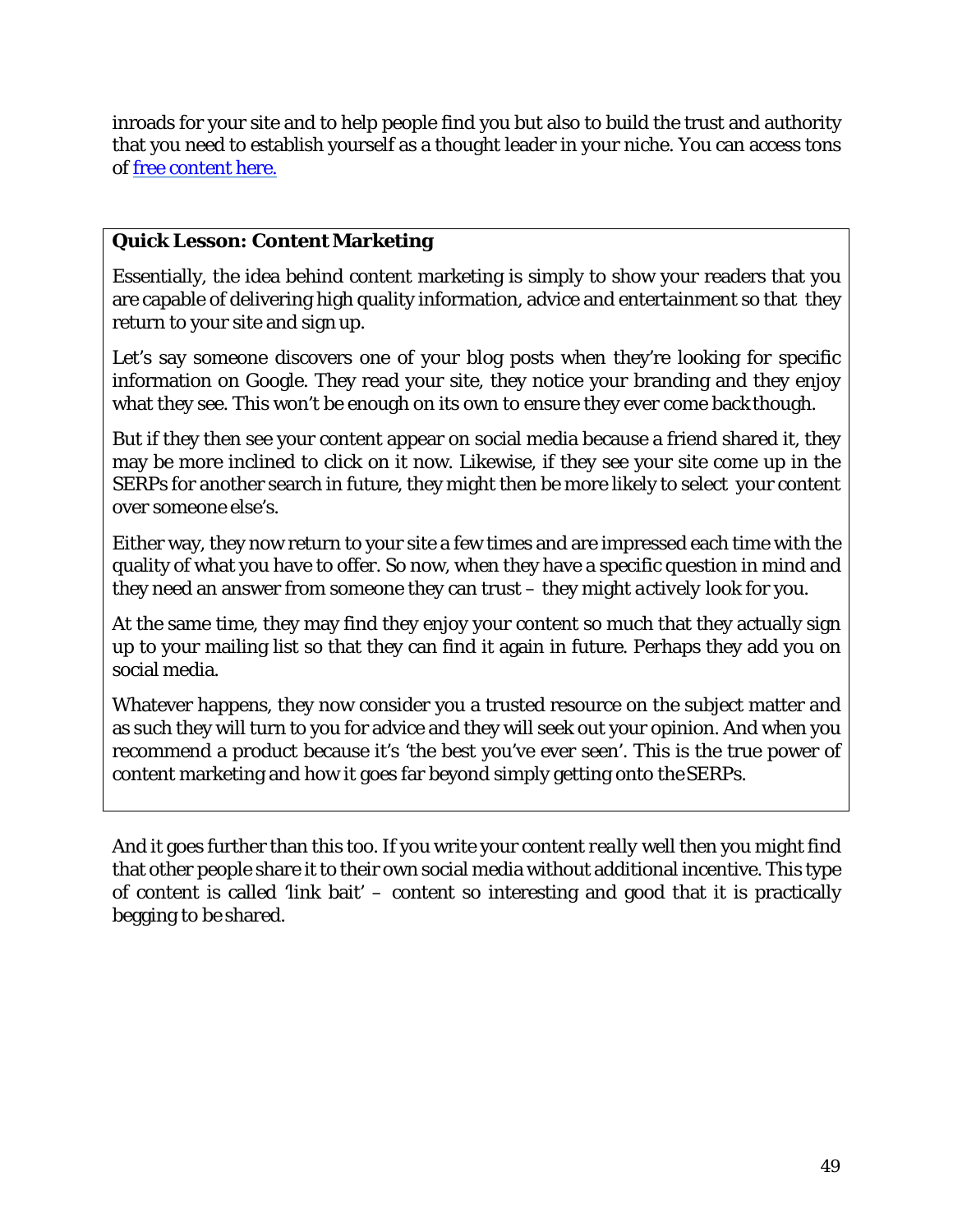inroads for your site and to help people find you but also to build the trust and authority that you need to establish yourself as a thought leader in your niche. You can access tons of [free content here.]()

**Quick Lesson: Content Marketing**

Essentially, the idea behind content marketing is simply to show your readers that you are capable of delivering high quality information, advice and entertainment so that they return to your site and sign up.

Let's say someone discovers one of your blog posts when they're looking for specific information on Google. They read your site, they notice your branding and they enjoy what they see. This won't be enough on its own to ensure they ever come back though.

But if they then see your content appear on social media because a friend shared it, they may be more inclined to click on it now. Likewise, if they see your site come up in the SERPs for another search in future, they might then be more likely to select your content over someone else's.

Either way, they now return to your site a few times and are impressed each time with the quality of what you have to offer. So now, when they have a specific question in mind and they need an answer from someone they can trust – they might *actively* look for you.

At the same time, they may find they enjoy your content so much that they actually sign up to your mailing list so that they can find it again in future. Perhaps they add you on social media.

Whatever happens, they now consider you a trusted resource on the subject matter and as such they will turn to you for advice and they will seek out your opinion. And when you recommend a product because it's 'the best you've ever seen'. This is the true power of content marketing and how it goes far beyond simply getting onto the SERPs.

And it goes further than this too. If you write your content *really* well then you might find that other people share it to their own social media without additional incentive. This type of content is called 'link bait' – content so interesting and good that it is practically begging to be shared.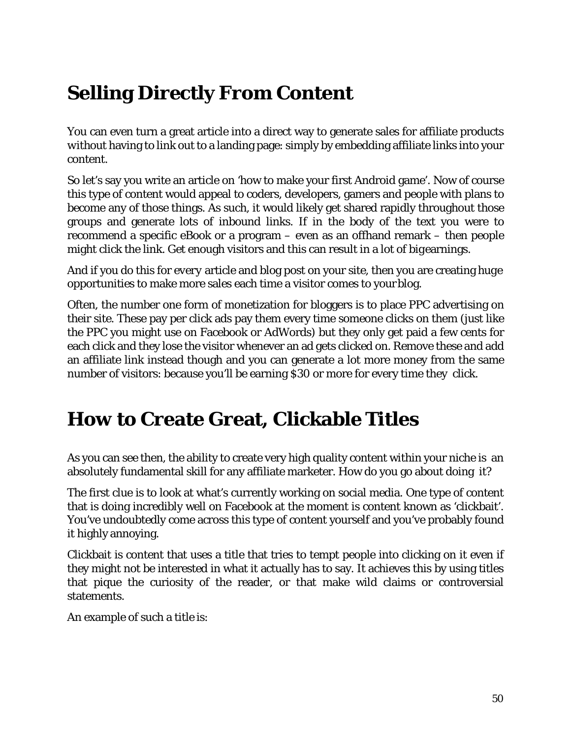## Selling Directly From Content

You can even turn a great article into a direct way to generate sales for affiliate products without having to link out to a landing page: simply by embedding affiliate links into your content.

So let's say you write an article on 'how to make your first Android game'. Now of course this type of content would appeal to coders, developers, gamers and people with plans to become any of those things. As such, it would likely get shared rapidly throughout those groups and generate lots of inbound links. If in the body of the text you were to recommend a specific eBook or a program – even as an offhand remark – then people might click the link. Get enough visitors and this can result in a lot of bigearnings.

And if you do this for every article and blog post on your site, then you are creating huge opportunities to make more sales each time a visitor comes to yourblog.

Often, the number one form of monetization for bloggers is to place PPC advertising on their site. These pay per click ads pay them every time someone clicks on them (just like the PPC you might use on Facebook or AdWords) but they only get paid a few cents for each click and they lose the visitor whenever an ad gets clicked on. Remove these and add an affiliate link instead though and you can generate a lot more money from the same number of visitors: because you'll be earning $30 or more for every time they click.

## How to Create Great, Clickable Titles

As you can see then, the ability to create very high quality content within your niche is an absolutely fundamental skill for any affiliate marketer. How do you go about doing it?

The first clue is to look at what's currently working on social media. One type of content that is doing incredibly well on Facebook at the moment is content known as 'clickbait'. You've undoubtedly come across this type of content yourself and you've probably found it highly annoying.

Clickbait is content that uses a title that tries to tempt people into clicking on it even if they might not be interested in what it actually has to say. It achieves this by using titles that pique the curiosity of the reader, or that make wild claims or controversial statements.

An example of such a title is: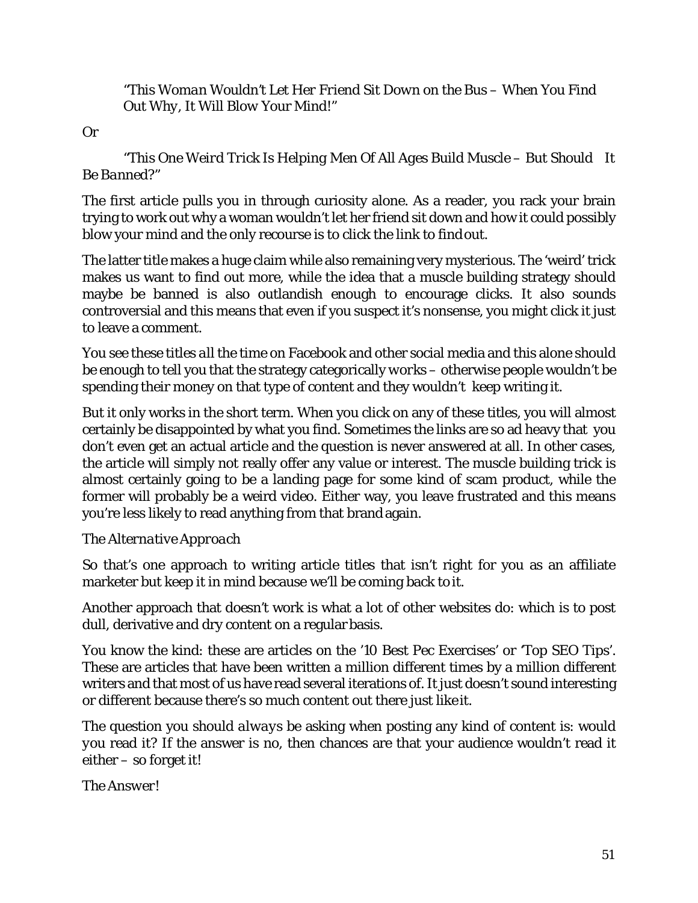> *"This Woman Wouldn't Let Her Friend Sit Down on the Bus – When You Find Out Why, It Will Blow Your Mind!"*

*Or*

> *"This One Weird Trick Is Helping Men Of All Ages Build Muscle – But Should It Be Banned?"*

The first article pulls you in through curiosity alone. As a reader, you rack your brain trying to work out why a woman wouldn't let her friend sit down and how it could possibly blow your mind and the only recourse is to click the link to find out.

The latter title makes a huge claim while also remaining very mysterious. The 'weird' trick makes us want to find out more, while the idea that a muscle building strategy should maybe be banned is also outlandish enough to encourage clicks. It also sounds controversial and this means that even if you suspect it's nonsense, you might click it just to leave a comment.

You see these titles *all the time* on Facebook and other social media and this alone should be enough to tell you that the strategy categorically *works* – otherwise people wouldn't be spending their money on that type of content and they wouldn't keep writing it.

But it only works in the short term. When you click on any of these titles, you will almost certainly be disappointed by what you find. Sometimes the links are so ad heavy that you don't even get an actual article and the question is never answered at all. In other cases, the article will simply not really offer any value or interest. The muscle building trick is almost certainly going to be a landing page for some kind of scam product, while the former will probably be a weird video. Either way, you leave frustrated and this means you're less likely to read anything from that brand again.

### *The Alternative Approach*

So that's one approach to writing article titles that isn't right for you as an affiliate marketer but keep it in mind because we'll be coming back to it.

Another approach that doesn't work is what a lot of other websites do: which is to post dull, derivative and dry content on a regular basis.

You know the kind: these are articles on the '10 Best Pec Exercises' or 'Top SEO Tips'. These are articles that have been written a million different times by a million different writers and that most of us have read several iterations of. It just doesn't sound interesting or different because there's so much content out there just like it.

The question you should *always* be asking when posting any kind of content is: would *you* read it? If the answer is no, then chances are that your audience wouldn't read it either – so forget it!

### The Answer!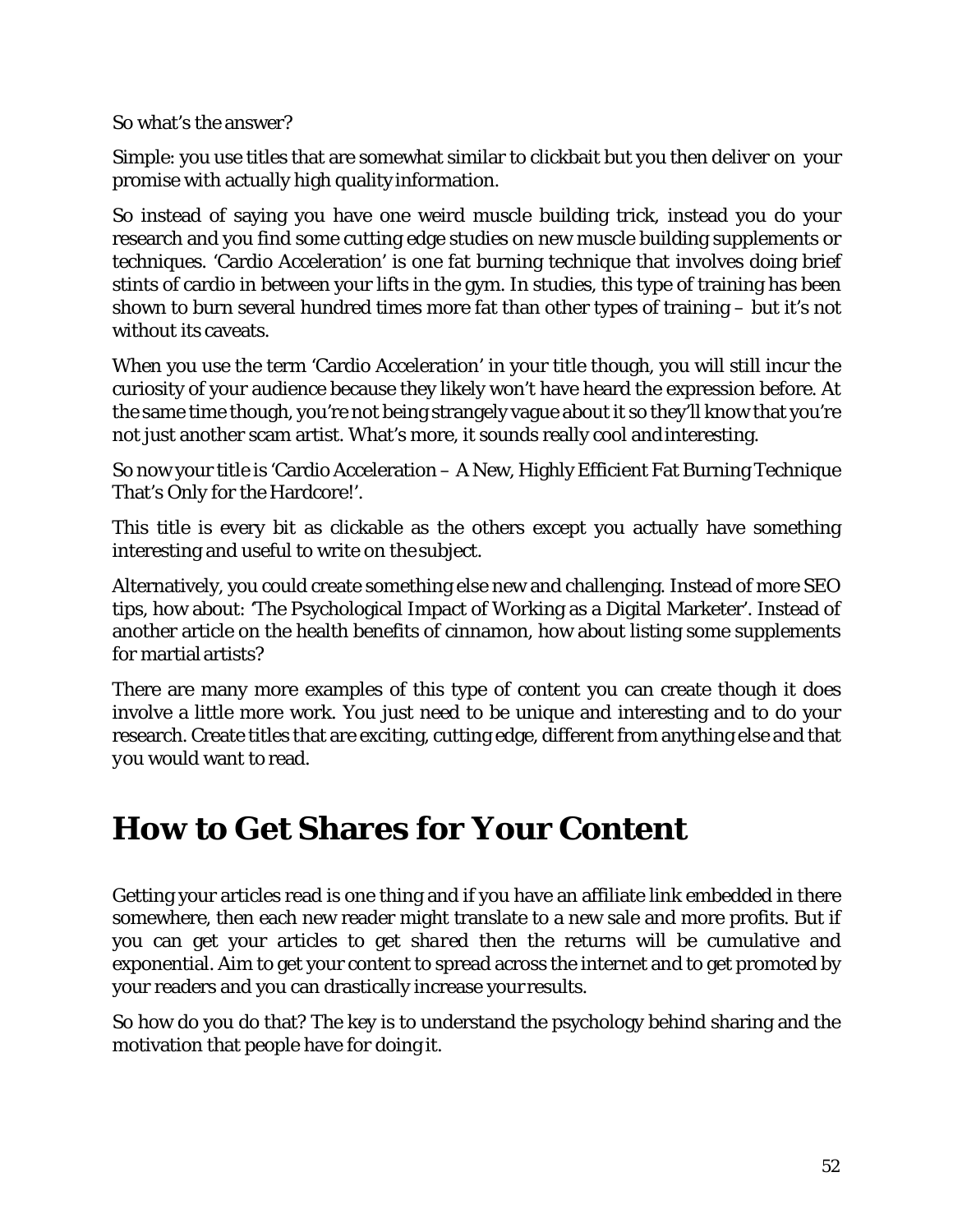So what's the answer?

Simple: you use titles that are somewhat similar to clickbait but you then deliver on your promise with actually high quality information.

So instead of saying you have one weird muscle building trick, instead you do your research and you find some cutting edge studies on new muscle building supplements or techniques. 'Cardio Acceleration' is one fat burning technique that involves doing brief stints of cardio in between your lifts in the gym. In studies, this type of training has been shown to burn several hundred times more fat than other types of training – but it's not without its caveats.

When you use the term 'Cardio Acceleration' in your title though, you will still incur the curiosity of your audience because they likely won't have heard the expression before. At the same time though, you're not being strangely vague about it so they'll know that you're not just another scam artist. What's more, it sounds really cool and interesting.

So now your title is 'Cardio Acceleration – A New, Highly Efficient Fat Burning Technique That's Only for the Hardcore!'.

This title is every bit as clickable as the others except you actually have something interesting and useful to write on the subject.

Alternatively, you could create something else new and challenging. Instead of more SEO tips, how about: 'The Psychological Impact of Working as a Digital Marketer'. Instead of another article on the health benefits of cinnamon, how about listing some supplements for martial artists?

There are many more examples of this type of content you can create though it does involve a little more work. You just need to be unique and interesting and to do your research. Create titles that are exciting, cutting edge, different from anything else and that *you* would want to read.

# How to Get Shares for Your Content

Getting your articles read is one thing and if you have an affiliate link embedded in there somewhere, then each new reader might translate to a new sale and more profits. But if you can get your articles to get *shared* then the returns will be cumulative and exponential. Aim to get your content to spread across the internet and to get promoted by your readers and you can drastically increase your results.

So how do you do that? The key is to understand the psychology behind sharing and the motivation that people have for doing it.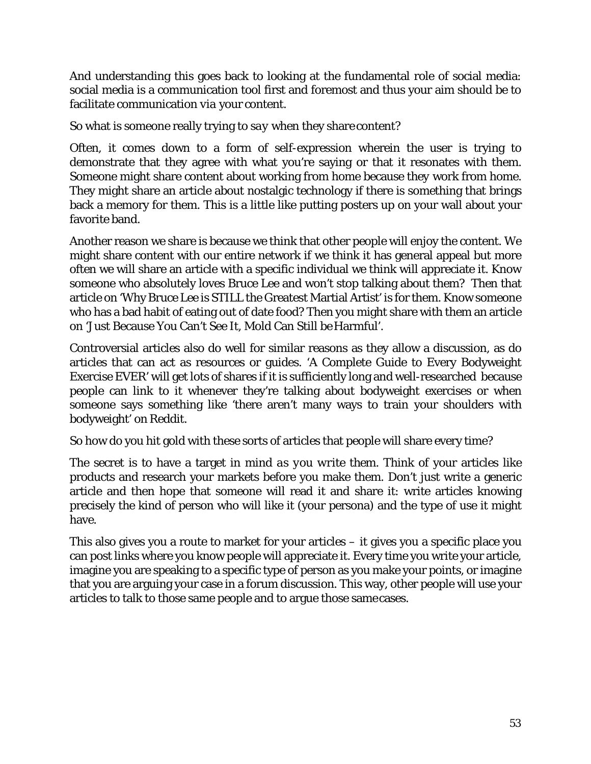And understanding this goes back to looking at the fundamental role of social media: social media is a communication tool first and foremost and thus your aim should be to facilitate communication via your content.

So what is someone really trying to *say* when they share content?

Often, it comes down to a form of self-expression wherein the user is trying to demonstrate that they agree with what you're saying or that it resonates with them. Someone might share content about working from home because they work from home. They might share an article about nostalgic technology if there is something that brings back a memory for them. This is a little like putting posters up on your wall about your favorite band.

Another reason we share is because we think that other people will enjoy the content. We might share content with our entire network if we think it has general appeal but more often we will share an article with a specific individual we think will appreciate it. Know someone who absolutely loves Bruce Lee and won't stop talking about them? Then that article on 'Why Bruce Lee is STILL the Greatest Martial Artist' is for them. Know someone who has a bad habit of eating out of date food? Then you might share with them an article on 'Just Because You Can't See It, Mold Can Still be Harmful'.

Controversial articles also do well for similar reasons as they allow a discussion, as do articles that can act as resources or guides. 'A Complete Guide to Every Bodyweight Exercise EVER' will get lots of shares if it is sufficiently long and well-researched because people can link to it whenever they're talking about bodyweight exercises or when someone says something like 'there aren't many ways to train your shoulders with bodyweight' on Reddit.

So how do you hit gold with these sorts of articles that people will share every time?

The secret is to have a target in mind *as you write them*. Think of your articles like products and research your markets before you make them. Don't just write a generic article and then hope that someone will read it and share it: write articles knowing precisely the kind of person who will like it (your persona) and the type of use it might have.

This also gives you a route to market for your articles – it gives you a specific place you can post links where you know people will appreciate it. Every time you write your article, imagine you are speaking to a specific type of person as you make your points, or imagine that you are arguing your case in a forum discussion. This way, other people will use your articles to talk to those same people and to argue those same cases.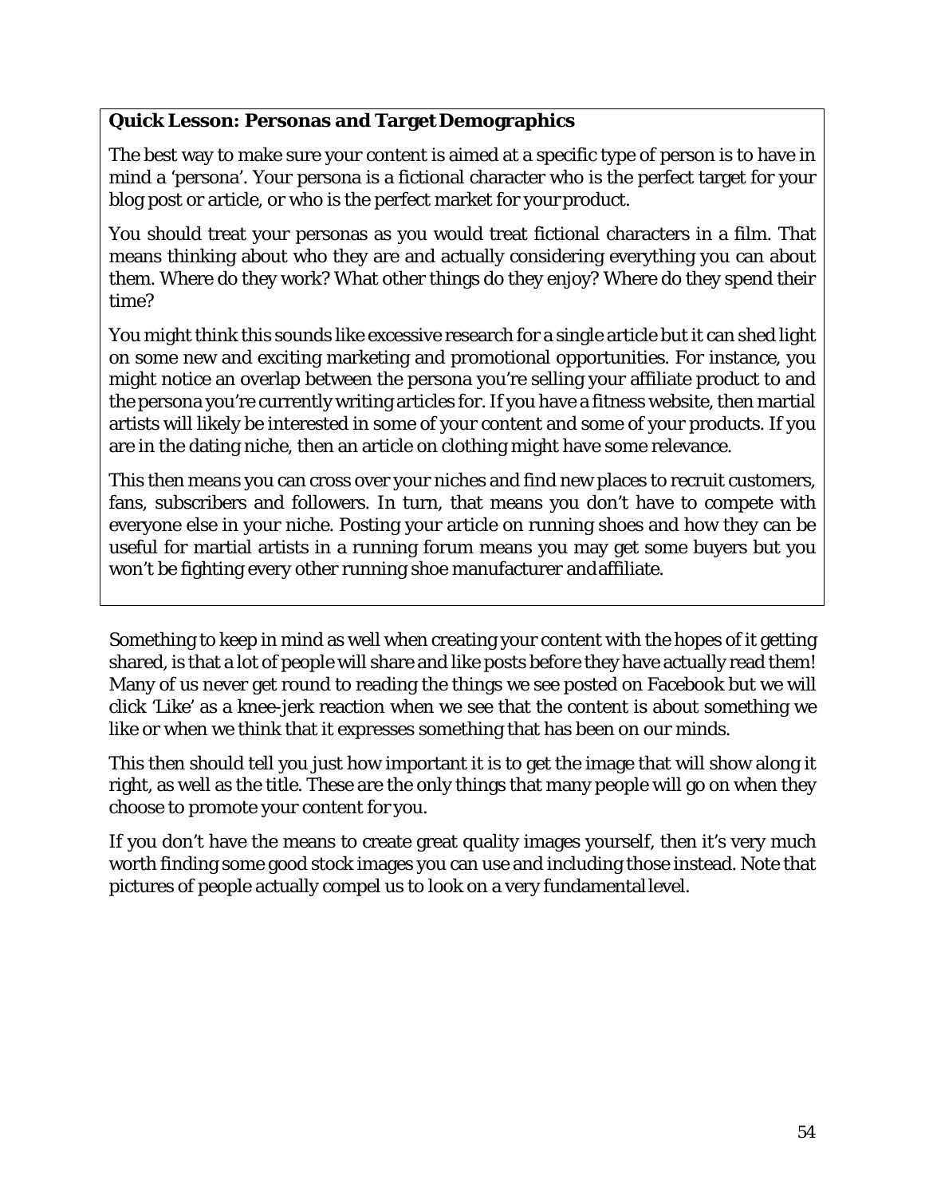**Quick Lesson: Personas and Target Demographics**

The best way to make sure your content is aimed at a specific type of person is to have in mind a 'persona'. Your persona is a fictional character who is the perfect target for your blog post or article, or who is the perfect market for your product.

You should treat your personas as you would treat fictional characters in a film. That means thinking about who they are and actually considering everything you can about them. Where do they work? What other things do they enjoy? Where do they spend their time?

You might think this sounds like excessive research for a single article but it can shed light on some new and exciting marketing and promotional opportunities. For instance, you might notice an overlap between the persona you're selling your affiliate product to and the persona you're currently writing articles for. If you have a fitness website, then martial artists will likely be interested in some of your content and some of your products. If you are in the dating niche, then an article on clothing might have some relevance.

This then means you can cross over your niches and find new places to recruit customers, fans, subscribers and followers. In turn, that means you don't have to compete with everyone else in your niche. Posting your article on running shoes and how they can be useful for martial artists in a running forum means you may get some buyers but you won't be fighting every other running shoe manufacturer and affiliate.

Something to keep in mind as well when creating your content with the hopes of it getting shared, is that a lot of people will share and like posts *before* they have actually read them! Many of us never get round to reading the things we see posted on Facebook but we will click 'Like' as a knee-jerk reaction when we see that the content is about something we like or when we think that it expresses something that has been on our minds.

This then should tell you just how important it is to get the image that will show along it right, as well as the title. These are the only things that many people will go on when they choose to promote your content for you.

If you don't have the means to create great quality images yourself, then it's very much worth finding some good stock images you can use and including those instead. Note that pictures of people actually compel us to look on a very fundamental level.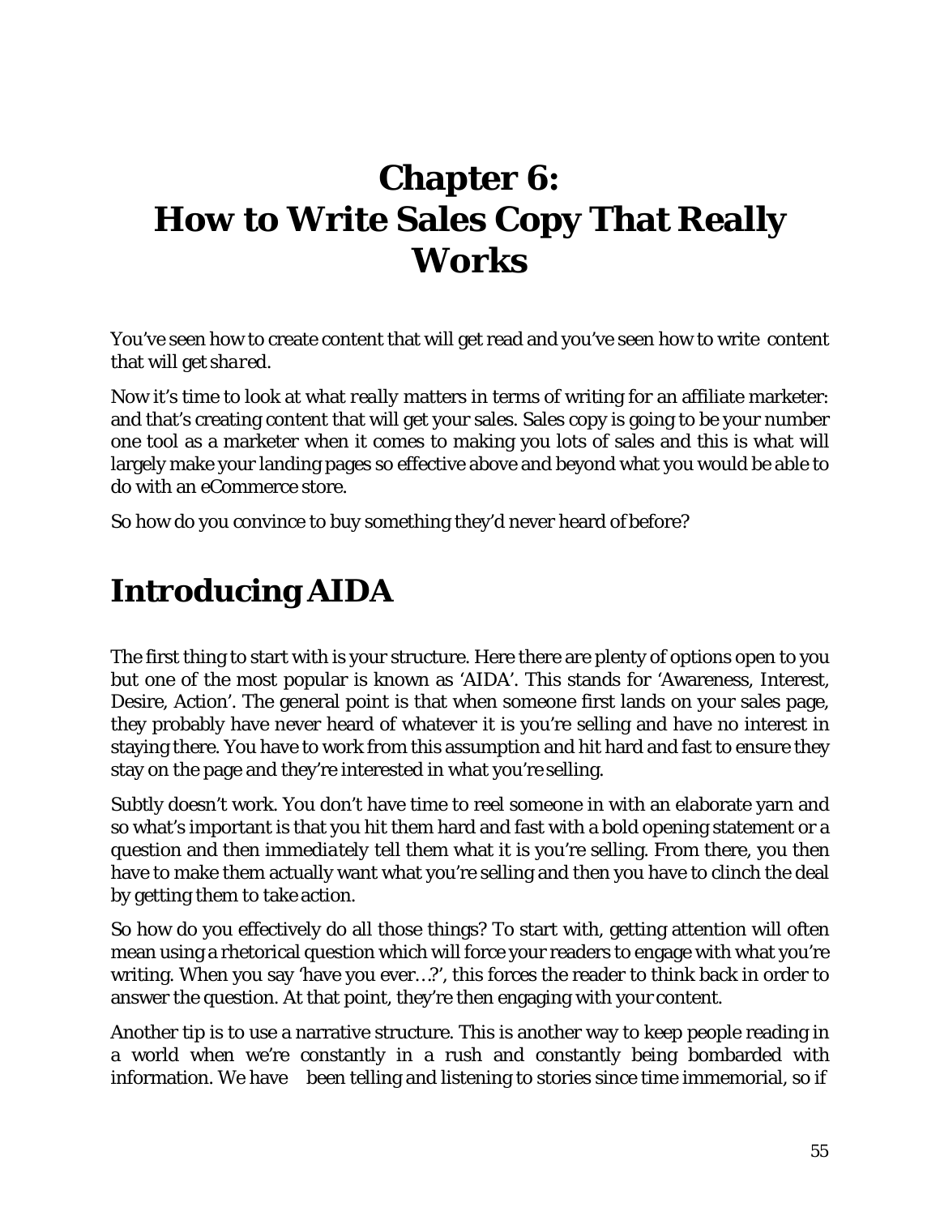# Chapter 6: How to Write Sales Copy That Really Works

You've seen how to create content that will get read and you've seen how to write content that will get *shared*.

Now it's time to look at what *really* matters in terms of writing for an affiliate marketer: and that's creating content that will get your sales. Sales copy is going to be your number one tool as a marketer when it comes to making you lots of sales and this is what will largely make your landing pages so effective above and beyond what you would be able to do with an eCommerce store.

So how do you convince to buy something they'd never heard of before?

## Introducing AIDA

The first thing to start with is your structure. Here there are plenty of options open to you but one of the most popular is known as 'AIDA'. This stands for 'Awareness, Interest, Desire, Action'. The general point is that when someone first lands on your sales page, they probably have never heard of whatever it is you're selling and have no interest in staying there. You have to work from this assumption and hit hard and fast to ensure they stay on the page and they're interested in what you're selling.

Subtly doesn't work. You don't have time to reel someone in with an elaborate yarn and so what's important is that you hit them hard and fast with a bold opening statement or a question and then *immediately* tell them what it is you're selling. From there, you then have to make them actually want what you're selling and then you have to clinch the deal by getting them to take action.

So how do you effectively do all those things? To start with, getting attention will often mean using a rhetorical question which will force your readers to engage with what you're writing. When you say 'have you ever…?', this forces the reader to think back in order to answer the question. At that point, they're then engaging with your content.

Another tip is to use a narrative structure. This is another way to keep people reading in a world when we're constantly in a rush and constantly being bombarded with information. We have been telling and listening to stories since time immemorial, so if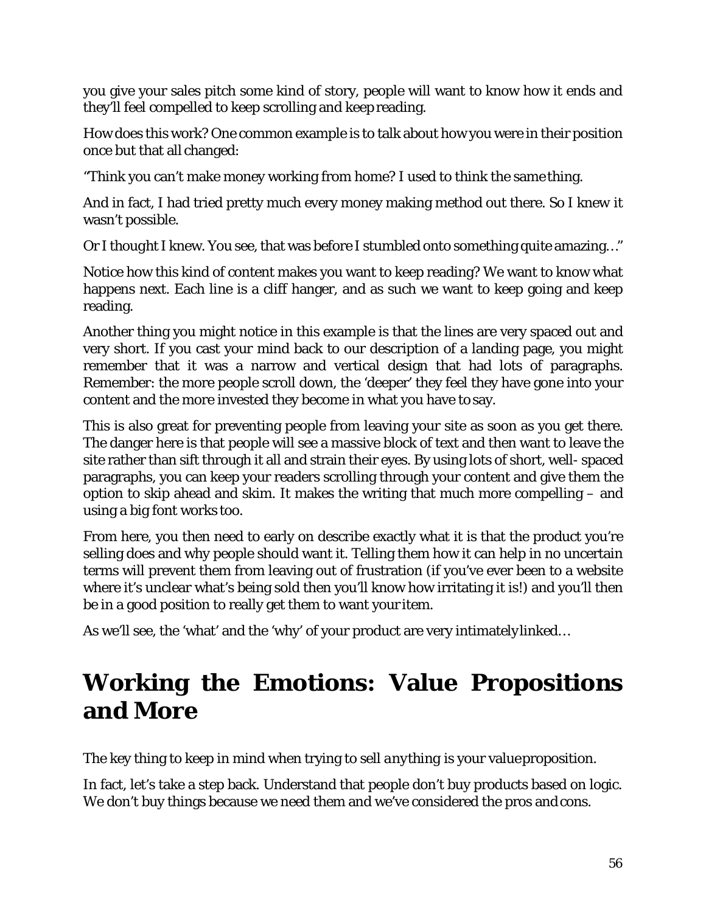you give your sales pitch some kind of story, people will want to know how it ends and they'll feel compelled to keep scrolling and keep reading.

How does this work? One common example is to talk about how you were in their position once but that all changed:

"Think you can't make money working from home? I used to think the same thing.

And in fact, I had tried pretty much every money making method out there. So I knew it wasn't possible.

Or I thought I knew. You see, that was before I stumbled onto something quite amazing…"

Notice how this kind of content makes you want to keep reading? We want to know what happens next. Each line is a cliff hanger, and as such we want to keep going and keep reading.

Another thing you might notice in this example is that the lines are very spaced out and very short. If you cast your mind back to our description of a landing page, you might remember that it was a narrow and vertical design that had lots of paragraphs. Remember: the more people scroll down, the 'deeper' they feel they have gone into your content and the more invested they become in what you have to say.

This is also great for preventing people from leaving your site as soon as you get there. The danger here is that people will see a massive block of text and then want to leave the site rather than sift through it all and strain their eyes. By using lots of short, well- spaced paragraphs, you can keep your readers scrolling through your content and give them the option to skip ahead and skim. It makes the writing that much more compelling – and using a big font works too.

From here, you then need to early on describe exactly what it is that the product you're selling does and why people should want it. Telling them how it can help in no uncertain terms will prevent them from leaving out of frustration (if you've ever been to a website where it's unclear what's being sold then you'll know how irritating it is!) and you'll then be in a good position to really get them to want your item.

As we'll see, the 'what' and the 'why' of your product are very intimately linked…

# Working the Emotions: Value Propositions and More

The key thing to keep in mind when trying to sell *anything* is your value proposition.

In fact, let's take a step back. Understand that people don't buy products based on logic. We don't buy things because we need them and we've considered the pros and cons.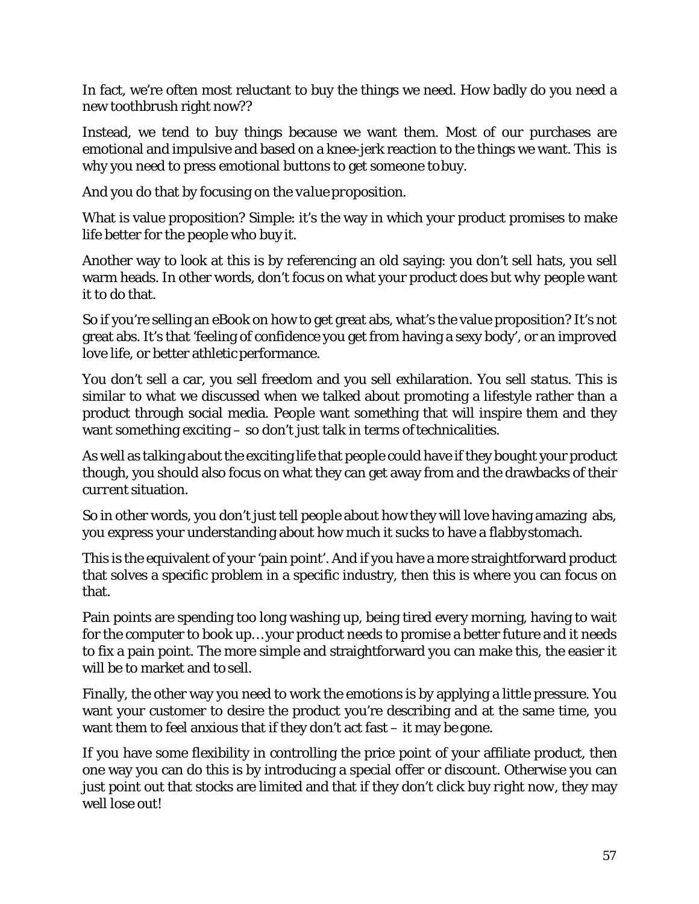In fact, we're often most reluctant to buy the things we need. How badly do you need a new toothbrush right now??

Instead, we tend to buy things because we want them. Most of our purchases are emotional and impulsive and based on a knee-jerk reaction to the things we want. This is why you need to press emotional buttons to get someone to buy.

And you do that by focusing on the *value proposition*.

What is value proposition? Simple: it's the way in which your product promises to make life better for the people who buy it.

Another way to look at this is by referencing an old saying: you don't sell hats, you sell warm heads. In other words, don't focus on what your product does but *why* people want it to do that.

So if you're selling an eBook on how to get great abs, what's the value proposition? It's not great abs. It's that 'feeling of confidence you get from having a sexy body', or an improved love life, or better athletic performance.

You don't sell a car, you sell freedom and you sell exhilaration. You sell *status*. This is similar to what we discussed when we talked about promoting a lifestyle rather than a product through social media. People want something that will inspire them and they want something exciting – so don't just talk in terms of technicalities.

As well as talking about the exciting life that people could have if they bought your product though, you should also focus on what they can get away from and the drawbacks of their *current* situation.

So in other words, you don't just tell people about how they will love having amazing abs, you express your understanding about how much it sucks to have a flabby stomach.

This is the equivalent of your 'pain point'. And if you have a more straightforward product that solves a specific problem in a specific industry, then this is where you can focus on that.

Pain points are spending too long washing up, being tired every morning, having to wait for the computer to book up… your product needs to promise a better future and it needs to fix a pain point. The more simple and straightforward you can make this, the easier it will be to market and to sell.

Finally, the other way you need to work the emotions is by applying a little pressure. You want your customer to desire the product you're describing and at the same time, you want them to feel anxious that if they don't act fast – it may be gone.

If you have some flexibility in controlling the price point of your affiliate product, then one way you can do this is by introducing a special offer or discount. Otherwise you can just point out that stocks are limited and that if they don't click buy right now, they may well lose out!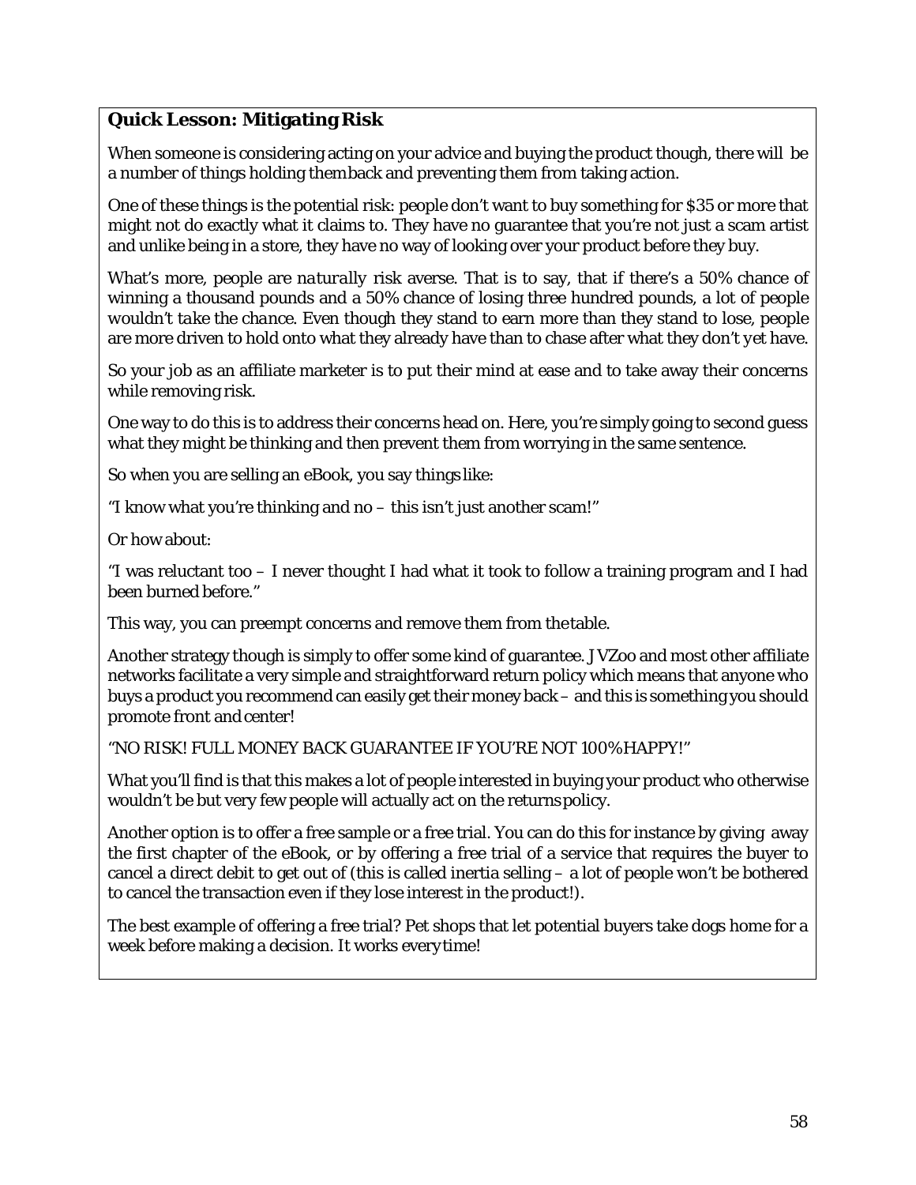**Quick Lesson: Mitigating Risk**

When someone is considering acting on your advice and buying the product though, there will be a number of things holding them back and preventing them from taking action.

One of these things is the potential risk: people don't want to buy something for $35 or more that might not do exactly what it claims to. They have no guarantee that you're not just a scam artist and unlike being in a store, they have no way of looking over your product before they buy.

What's more, people are *naturally* risk averse. That is to say, that if there's a 50% chance of winning a thousand pounds and a 50% chance of losing three hundred pounds, a lot of people *wouldn't take the chance*. Even though they stand to earn more than they stand to lose, people are more driven to hold onto what they already have than to chase after what they don't yet have.

So your job as an affiliate marketer is to put their mind at ease and to take away their concerns while removing risk.

One way to do this is to address their concerns head on. Here, you're simply going to second guess what they might be thinking and then prevent them from worrying in the same sentence.

So when you are selling an eBook, you say things like:

"I know what you're thinking and no – this isn't just another scam!"

Or how about:

"I was reluctant too – I never thought I had what it took to follow a training program and I had been burned before."

This way, you can preempt concerns and remove them from the table.

Another strategy though is simply to offer some kind of guarantee. JVZoo and most other affiliate networks facilitate a very simple and straightforward return policy which means that anyone who buys a product you recommend can easily get their money back – and this is something you should promote front and center!

"NO RISK! FULL MONEY BACK GUARANTEE IF YOU'RE NOT 100% HAPPY!"

What you'll find is that this makes a lot of people interested in buying your product who otherwise wouldn't be but very few people will actually act on the returns policy.

Another option is to offer a free sample or a free trial. You can do this for instance by giving away the first chapter of the eBook, or by offering a free trial of a service that requires the buyer to cancel a direct debit to get out of (this is called inertia selling – a lot of people won't be bothered to cancel the transaction even if they lose interest in the product!).

The best example of offering a free trial? Pet shops that let potential buyers take dogs home for a week before making a decision. It works every time!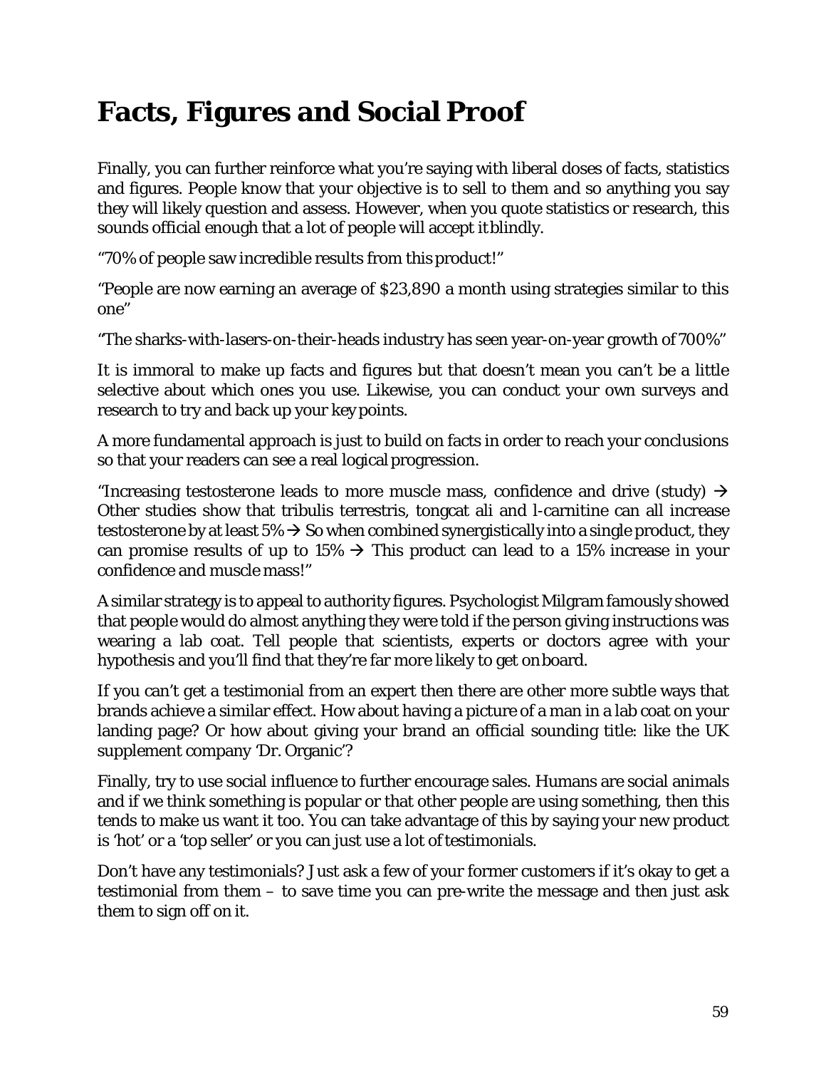# Facts, Figures and Social Proof

Finally, you can further reinforce what you're saying with liberal doses of facts, statistics and figures. People know that your objective is to sell to them and so anything you say they will likely question and assess. However, when you quote statistics or research, this sounds official enough that a lot of people will accept it blindly.

"70% of people saw incredible results from this product!"

"People are now earning an average of $23,890 a month using strategies similar to this one"

"The sharks-with-lasers-on-their-heads industry has seen year-on-year growth of 700%"

It is immoral to make up facts and figures but that doesn't mean you can't be a little selective about which ones you use. Likewise, you can conduct your own surveys and research to try and back up your key points.

A more fundamental approach is just to build on facts in order to reach your conclusions so that your readers can see a real logical progression.

"Increasing testosterone leads to more muscle mass, confidence and drive (study) → Other studies show that tribulis terrestris, tongcat ali and l-carnitine can all increase testosterone by at least 5% → So when combined synergistically into a single product, they can promise results of up to 15% → This product can lead to a 15% increase in your confidence and muscle mass!"

A similar strategy is to appeal to authority figures. Psychologist Milgram famously showed that people would do almost anything they were told if the person giving instructions was wearing a lab coat. Tell people that scientists, experts or doctors agree with your hypothesis and you'll find that they're far more likely to get on board.

If you can't get a testimonial from an expert then there are other more subtle ways that brands achieve a similar effect. How about having a picture of a man in a lab coat on your landing page? Or how about giving your brand an official sounding title: like the UK supplement company 'Dr. Organic'?

Finally, try to use social influence to further encourage sales. Humans are social animals and if we think something is popular or that other people are using something, then this tends to make us want it too. You can take advantage of this by saying your new product is 'hot' or a 'top seller' or you can just use a lot of testimonials.

Don't have any testimonials? Just ask a few of your former customers if it's okay to get a testimonial from them – to save time you can pre-write the message and then just ask them to sign off on it.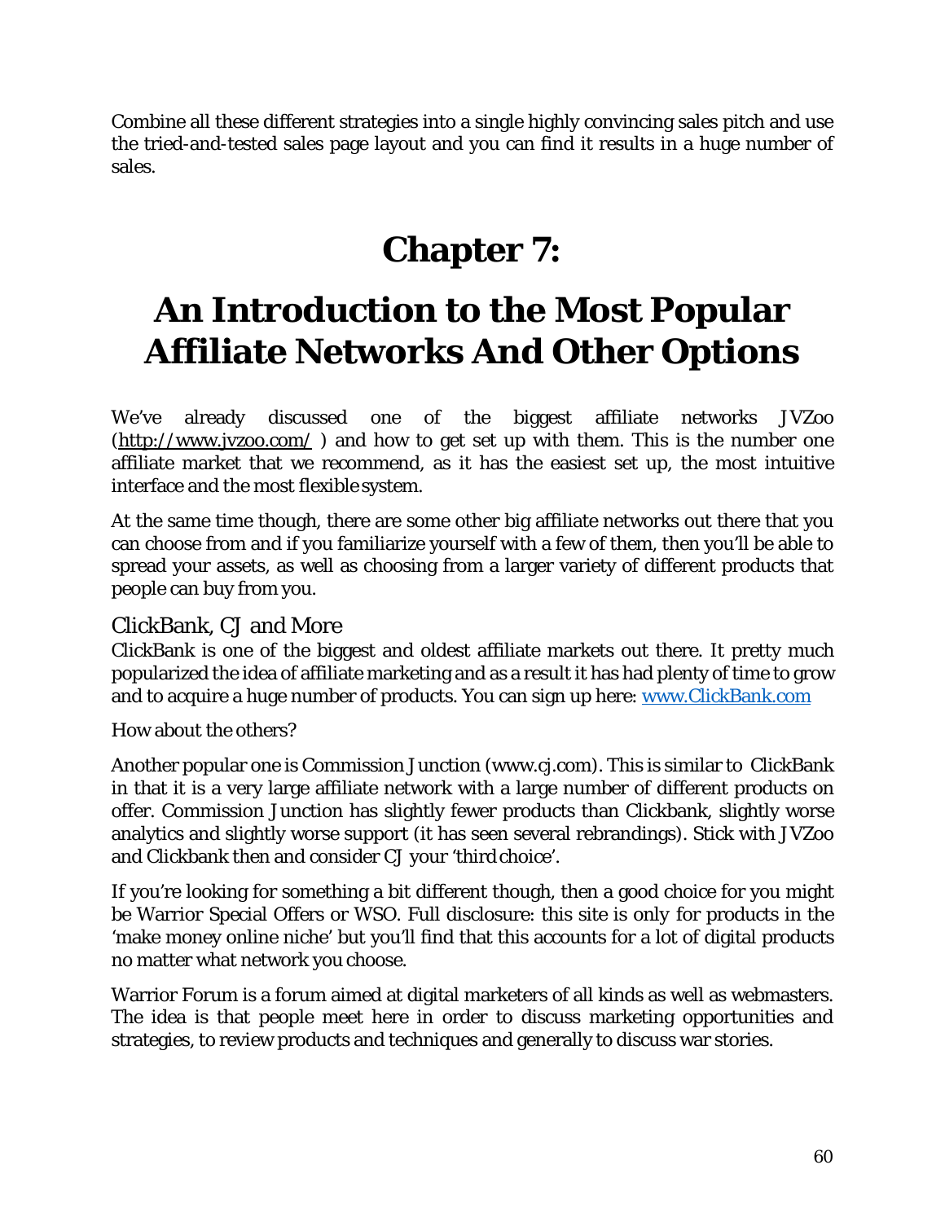Combine all these different strategies into a single highly convincing sales pitch and use the tried-and-tested sales page layout and you can find it results in a huge number of sales.

# Chapter 7:

# An Introduction to the Most Popular Affiliate Networks And Other Options

We've already discussed one of the biggest affiliate networks JVZoo (http://www.jvzoo.com/ ) and how to get set up with them. This is the number one affiliate market that we recommend, as it has the easiest set up, the most intuitive interface and the most flexible system.

At the same time though, there are some other big affiliate networks out there that you can choose from and if you familiarize yourself with a few of them, then you'll be able to spread your assets, as well as choosing from a larger variety of different products that people can buy from you.

## ClickBank, CJ and More

ClickBank is one of the biggest and oldest affiliate markets out there. It pretty much popularized the idea of affiliate marketing and as a result it has had plenty of time to grow and to acquire a huge number of products. You can sign up here: www.ClickBank.com

How about the others?

Another popular one is Commission Junction (www.cj.com). This is similar to ClickBank in that it is a very large affiliate network with a large number of different products on offer. Commission Junction has slightly fewer products than Clickbank, slightly worse analytics and slightly worse support (it has seen several rebrandings). Stick with JVZoo and Clickbank then and consider CJ your 'third choice'.

If you're looking for something a bit different though, then a good choice for you might be Warrior Special Offers or WSO. Full disclosure: this site is only for products in the 'make money online niche' but you'll find that this accounts for a lot of digital products no matter what network you choose.

Warrior Forum is a forum aimed at digital marketers of all kinds as well as webmasters. The idea is that people meet here in order to discuss marketing opportunities and strategies, to review products and techniques and generally to discuss war stories.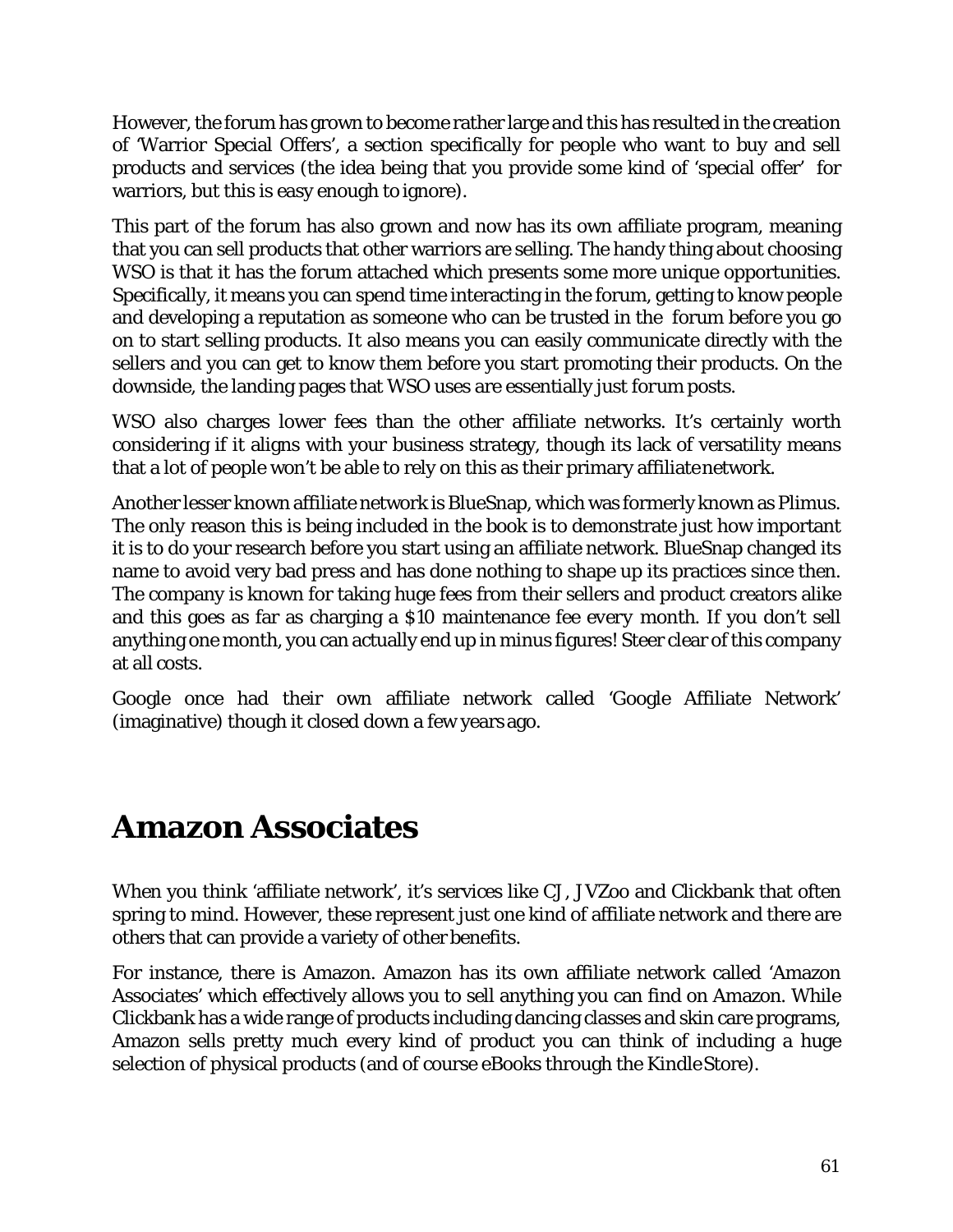However, the forum has grown to become rather large and this has resulted in the creation of 'Warrior Special Offers', a section specifically for people who want to buy and sell products and services (the idea being that you provide some kind of 'special offer' for warriors, but this is easy enough to ignore).

This part of the forum has also grown and now has its own affiliate program, meaning that you can sell products that other warriors are selling. The handy thing about choosing WSO is that it has the forum attached which presents some more unique opportunities. Specifically, it means you can spend time interacting in the forum, getting to know people and developing a reputation as someone who can be trusted in the forum before you go on to start selling products. It also means you can easily communicate directly with the sellers and you can get to know them before you start promoting their products. On the downside, the landing pages that WSO uses are essentially just forum posts.

WSO also charges lower fees than the other affiliate networks. It's certainly worth considering if it aligns with your business strategy, though its lack of versatility means that a lot of people won't be able to rely on this as their primary affiliate network.

Another lesser known affiliate network is BlueSnap, which was formerly known as Plimus. The only reason this is being included in the book is to demonstrate just how important it is to do your research before you start using an affiliate network. BlueSnap changed its name to avoid very bad press and has done nothing to shape up its practices since then. The company is known for taking huge fees from their sellers and product creators alike and this goes as far as charging a $10 maintenance fee every month. If you don't sell anything one month, you can actually end up in minus figures! Steer clear of this company at all costs.

Google once had their own affiliate network called 'Google Affiliate Network' (imaginative) though it closed down a few years ago.

# Amazon Associates

When you think 'affiliate network', it's services like CJ, JVZoo and Clickbank that often spring to mind. However, these represent just one kind of affiliate network and there are others that can provide a variety of other benefits.

For instance, there is Amazon. Amazon has its own affiliate network called 'Amazon Associates' which effectively allows you to sell anything you can find on Amazon. While Clickbank has a wide range of products including dancing classes and skin care programs, Amazon sells pretty much every kind of product you can think of including a huge selection of physical products (and of course eBooks through the Kindle Store).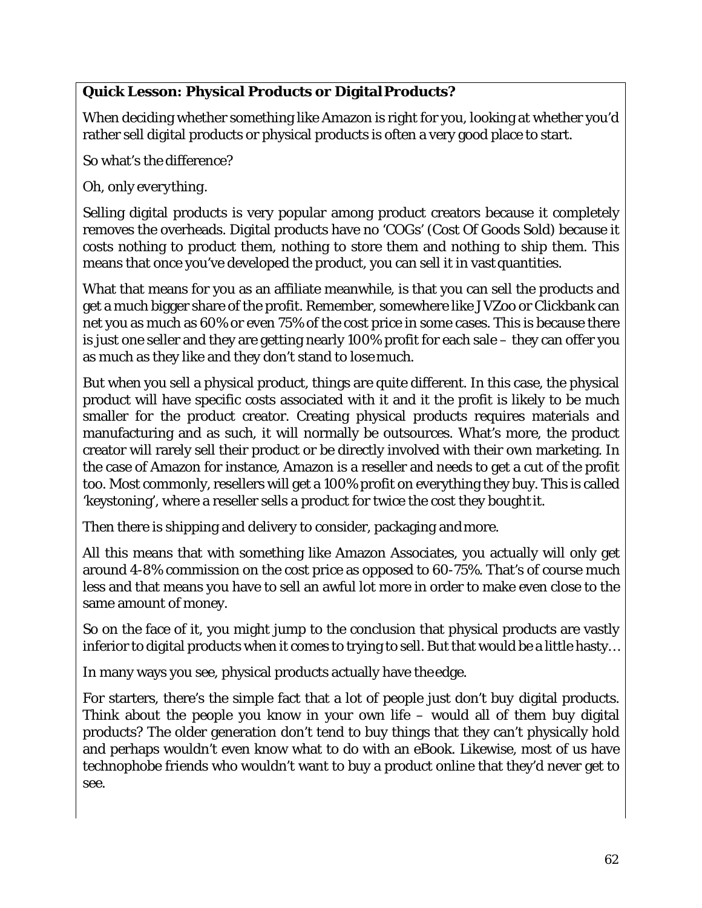**Quick Lesson: Physical Products or Digital Products?**

When deciding whether something like Amazon is right for you, looking at whether you'd rather sell digital products or physical products is often a very good place to start.

So what's the difference?

Oh, only *everything*.

Selling digital products is very popular among product creators because it completely removes the overheads. Digital products have no 'COGs' (Cost Of Goods Sold) because it costs nothing to product them, nothing to store them and nothing to ship them. This means that once you've developed the product, you can sell it in vast quantities.

What that means for you as an affiliate meanwhile, is that you can sell the products and get a much bigger share of the profit. Remember, somewhere like JVZoo or Clickbank can net you as much as 60% or even 75% of the cost price in some cases. This is because there is just one seller and they are getting nearly 100% profit for each sale – they can offer you as much as they like and they don't stand to lose much.

But when you sell a physical product, things are quite different. In this case, the physical product will have specific costs associated with it and it the profit is likely to be much smaller for the product creator. Creating physical products requires materials and manufacturing and as such, it will normally be outsources. What's more, the product creator will rarely sell their product or be directly involved with their own marketing. In the case of Amazon for instance, Amazon is a reseller and needs to get a cut of the profit too. Most commonly, resellers will get a 100% profit on everything they buy. This is called 'keystoning', where a reseller sells a product for twice the cost they bought it.

Then there is shipping and delivery to consider, packaging and more.

All this means that with something like Amazon Associates, you actually will only get around 4-8% commission on the cost price as opposed to 60-75%. That's of course much less and that means you have to sell an awful lot more in order to make even close to the same amount of money.

So on the face of it, you might jump to the conclusion that physical products are vastly inferior to digital products when it comes to trying to sell. But that would be a little hasty…

In many ways you see, physical products actually have the edge.

For starters, there's the simple fact that a lot of people just don't buy digital products. Think about the people you know in your own life – would all of them buy digital products? The older generation don't tend to buy things that they can't physically hold and perhaps wouldn't even know what to do with an eBook. Likewise, most of us have technophobe friends who wouldn't want to buy a product online that they'd never get to see.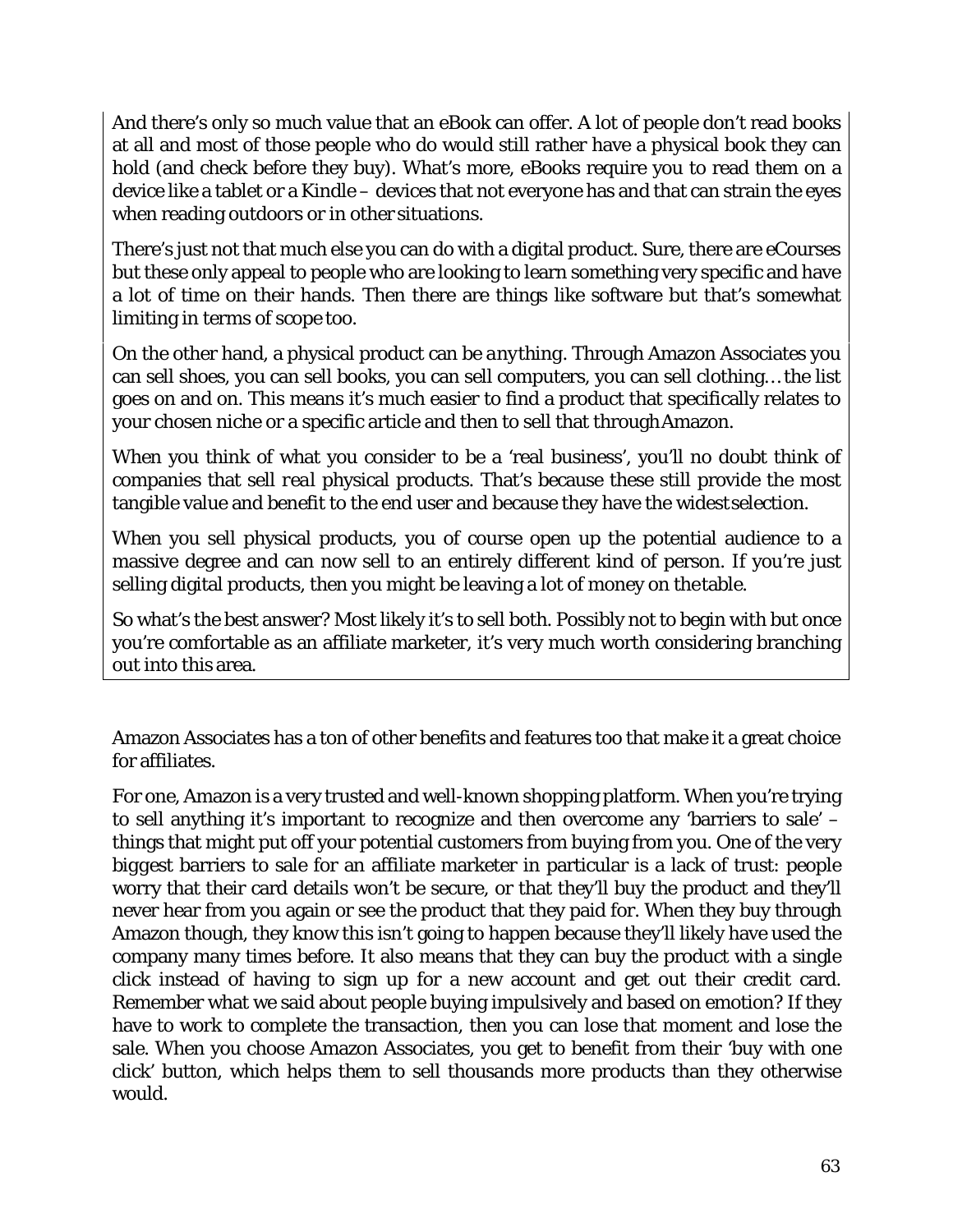And there's only so much value that an eBook can offer. A lot of people don't read books at all and most of those people who do would still rather have a physical book they can hold (and check before they buy). What's more, eBooks require you to read them on a device like a tablet or a Kindle – devices that not everyone has and that can strain the eyes when reading outdoors or in other situations.

There's just not that much else you can do with a digital product. Sure, there are eCourses but these only appeal to people who are looking to learn something very specific and have a lot of time on their hands. Then there are things like software but that's somewhat limiting in terms of scope too.

On the other hand, a physical product can be *anything*. Through Amazon Associates you can sell shoes, you can sell books, you can sell computers, you can sell clothing… the list goes on and on. This means it's much easier to find a product that specifically relates to your chosen niche or a specific article and then to sell that through Amazon.

When you think of what you consider to be a 'real business', you'll no doubt think of companies that sell *real* physical products. That's because these still provide the most tangible value and benefit to the end user and because they have the widest selection.

When you sell physical products, you of course open up the potential audience to a massive degree and can now sell to an entirely different kind of person. If you're just selling digital products, then you might be leaving a lot of money on the table.

So what's the best answer? Most likely it's to sell both. Possibly not to begin with but once you're comfortable as an affiliate marketer, it's very much worth considering branching out into this area.

Amazon Associates has a ton of other benefits and features too that make it a great choice for affiliates.

For one, Amazon is a very trusted and well-known shopping platform. When you're trying to sell anything it's important to recognize and then overcome any 'barriers to sale' – things that might put off your potential customers from buying from you. One of the very biggest barriers to sale for an affiliate marketer in particular is a lack of trust: people worry that their card details won't be secure, or that they'll buy the product and they'll never hear from you again or see the product that they paid for. When they buy through Amazon though, they know this isn't going to happen because they'll likely have used the company many times before. It also means that they can buy the product with a single click instead of having to sign up for a new account and get out their credit card. Remember what we said about people buying impulsively and based on emotion? If they have to work to complete the transaction, then you can lose that moment and lose the sale. When you choose Amazon Associates, you get to benefit from their 'buy with one click' button, which helps them to sell thousands more products than they otherwise would.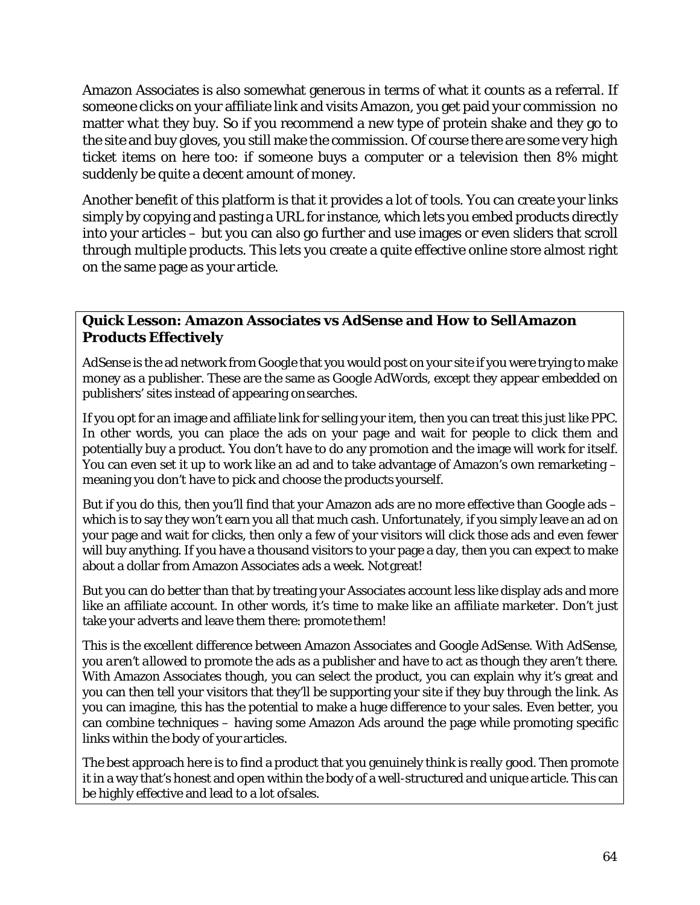Amazon Associates is also somewhat generous in terms of what it counts as a referral. If someone clicks on your affiliate link and visits Amazon, you get paid your commission *no matter what* they buy. So if you recommend a new type of protein shake and they go to the site and buy gloves, you still make the commission. Of course there are some very high ticket items on here too: if someone buys a computer or a television then 8% might suddenly be quite a decent amount of money.

Another benefit of this platform is that it provides a lot of tools. You can create your links simply by copying and pasting a URL for instance, which lets you embed products directly into your articles – but you can also go further and use images or even sliders that scroll through multiple products. This lets you create a quite effective online store almost right on the same page as your article.

**Quick Lesson: Amazon Associates vs AdSense and How to Sell Amazon Products Effectively**

AdSense is the ad network from Google that you would post on your site if you were trying to make money as a publisher. These are the same as Google AdWords, except they appear embedded on publishers' sites instead of appearing on searches.

If you opt for an image and affiliate link for selling your item, then you can treat this just like PPC. In other words, you can place the ads on your page and wait for people to click them and potentially buy a product. You don't have to do any promotion and the image will work for itself. You can even set it up to work like an ad and to take advantage of Amazon's own remarketing – meaning you don't have to pick and choose the products yourself.

But if you do this, then you'll find that your Amazon ads are no more effective than Google ads – which is to say they won't earn you all that much cash. Unfortunately, if you simply leave an ad on your page and wait for clicks, then only a few of your visitors will click those ads and even fewer will buy anything. If you have a thousand visitors to your page a day, then you can expect to make about a dollar from Amazon Associates ads a week. Not great!

But you can do better than that by treating your Associates account less like display ads and more like an affiliate account. In other words, it's time to *make like an affiliate marketer*. Don't just take your adverts and leave them there: promote them!

This is the excellent difference between Amazon Associates and Google AdSense. With AdSense, you *aren't allowed* to promote the ads as a publisher and have to act as though they aren't there. With Amazon Associates though, you can select the product, you can explain why it's great and you can then tell your visitors that they'll be supporting your site if they buy through the link. As you can imagine, this has the potential to make a huge difference to your sales. Even better, you can combine techniques – having some Amazon Ads around the page while promoting specific links within the body of your articles.

The best approach here is to find a product that you genuinely think is *really* good. Then promote it in a way that's honest and open within the body of a well-structured and unique article. This can be highly effective and lead to a lot of sales.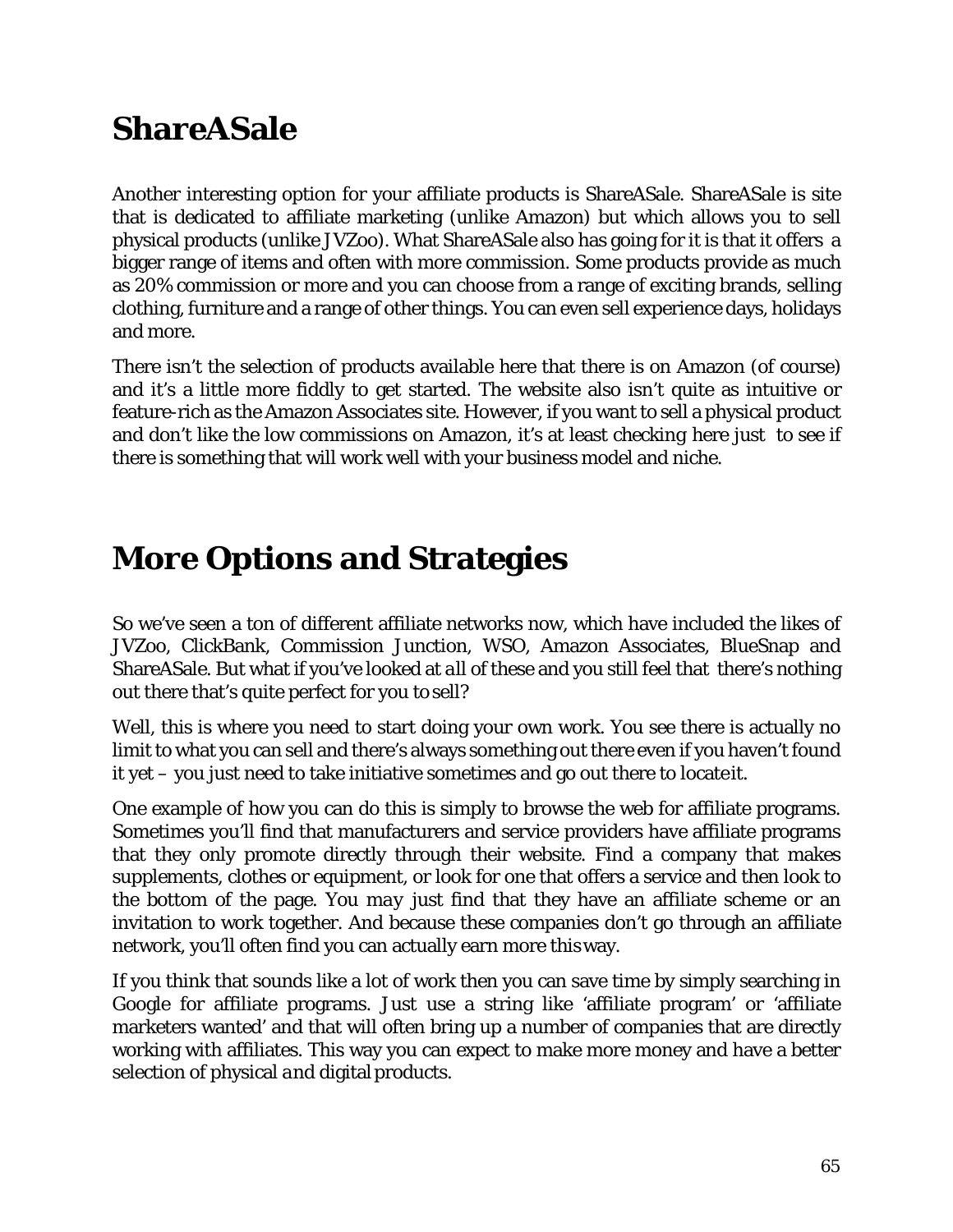## ShareASale

Another interesting option for your affiliate products is ShareASale. ShareASale is site that is dedicated to affiliate marketing (unlike Amazon) but which allows you to sell physical products (unlike JVZoo). What ShareASale also has going for it is that it offers a bigger range of items and often with more commission. Some products provide as much as 20% commission or more and you can choose from a range of exciting brands, selling clothing, furniture and a range of other things. You can even sell experience days, holidays and more.

There isn't the selection of products available here that there is on Amazon (of course) and it's a little more fiddly to get started. The website also isn't quite as intuitive or feature-rich as the Amazon Associates site. However, if you want to sell a physical product and don't like the low commissions on Amazon, it's at least checking here just to see if there is something that will work well with your business model and niche.

## More Options and Strategies

So we've seen a ton of different affiliate networks now, which have included the likes of JVZoo, ClickBank, Commission Junction, WSO, Amazon Associates, BlueSnap and ShareASale. But what if you've looked at *all* of these and you still feel that there's nothing out there that's quite perfect for you to sell?

Well, this is where you need to start doing your own work. You see there is actually no limit to what you can sell and there's always something out there even if you haven't found it yet – you just need to take initiative sometimes and go out there to locate it.

One example of how you can do this is simply to browse the web for affiliate programs. Sometimes you'll find that manufacturers and service providers have affiliate programs that they only promote directly through their website. Find a company that makes supplements, clothes or equipment, or look for one that offers a service and then look to the bottom of the page. You *may* just find that they have an affiliate scheme or an invitation to work together. And because these companies don't go through an affiliate network, you'll often find you can actually earn more this way.

If you think that sounds like a lot of work then you can save time by simply searching in Google for affiliate programs. Just use a string like 'affiliate program' or 'affiliate marketers wanted' and that will often bring up a number of companies that are directly working with affiliates. This way you can expect to make more money and have a better selection of physical *and* digital products.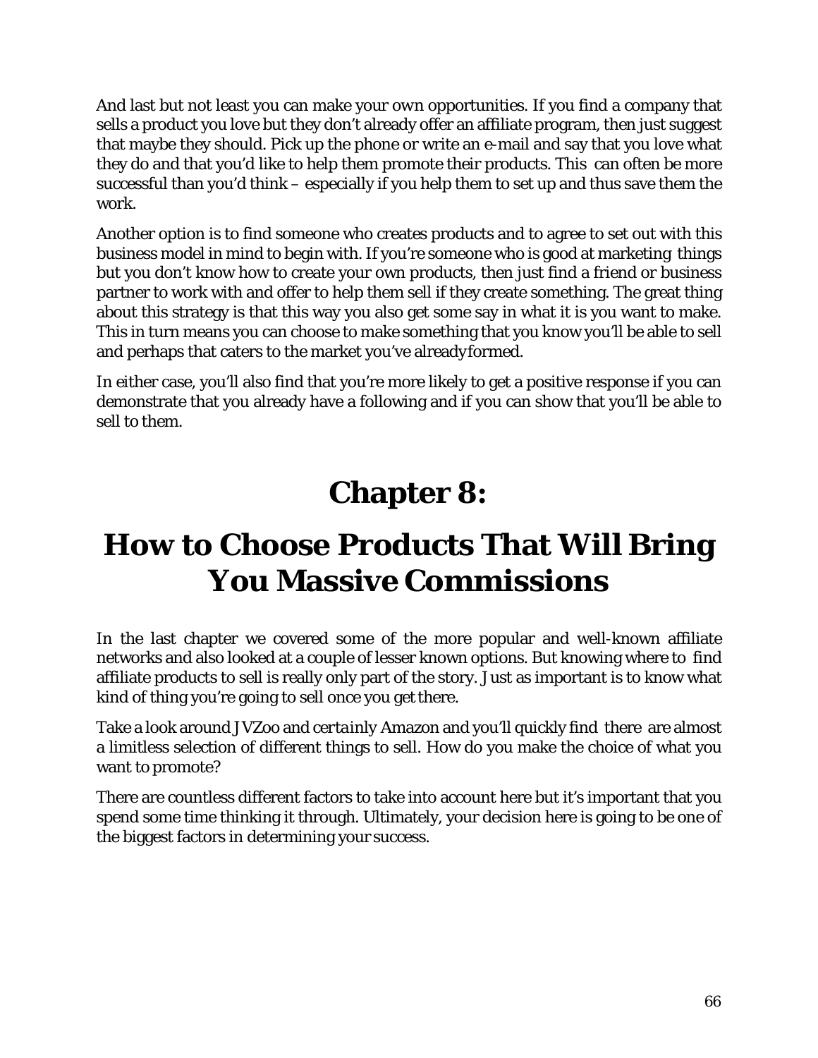And last but not least you can make your own opportunities. If you find a company that sells a product you love but they don't already offer an affiliate program, then just suggest that maybe they should. Pick up the phone or write an e-mail and say that you love what they do and that you'd like to help them promote their products. This can often be more successful than you'd think – especially if you help them to set up and thus save them the work.

Another option is to find someone who creates products and to agree to set out with this business model in mind to begin with. If you're someone who is good at marketing things but you don't know how to create your own products, then just find a friend or business partner to work with and offer to help them sell if they create something. The great thing about this strategy is that this way you also get some say in what it is you want to make. This in turn means you can choose to make something that you know you'll be able to sell and perhaps that caters to the market you've already formed.

In either case, you'll also find that you're more likely to get a positive response if you can demonstrate that you already have a following and if you can show that you'll be able to sell to them.

# Chapter 8:

# How to Choose Products That Will Bring You Massive Commissions

In the last chapter we covered some of the more popular and well-known affiliate networks and also looked at a couple of lesser known options. But knowing where to find affiliate products to sell is really only part of the story. Just as important is to know what kind of thing you're going to sell once you get there.

Take a look around JVZoo and certainly Amazon and you'll quickly find there are almost a limitless selection of different things to sell. How do you make the choice of what you want to promote?

There are countless different factors to take into account here but it's important that you spend some time thinking it through. Ultimately, your decision here is going to be one of the biggest factors in determining your success.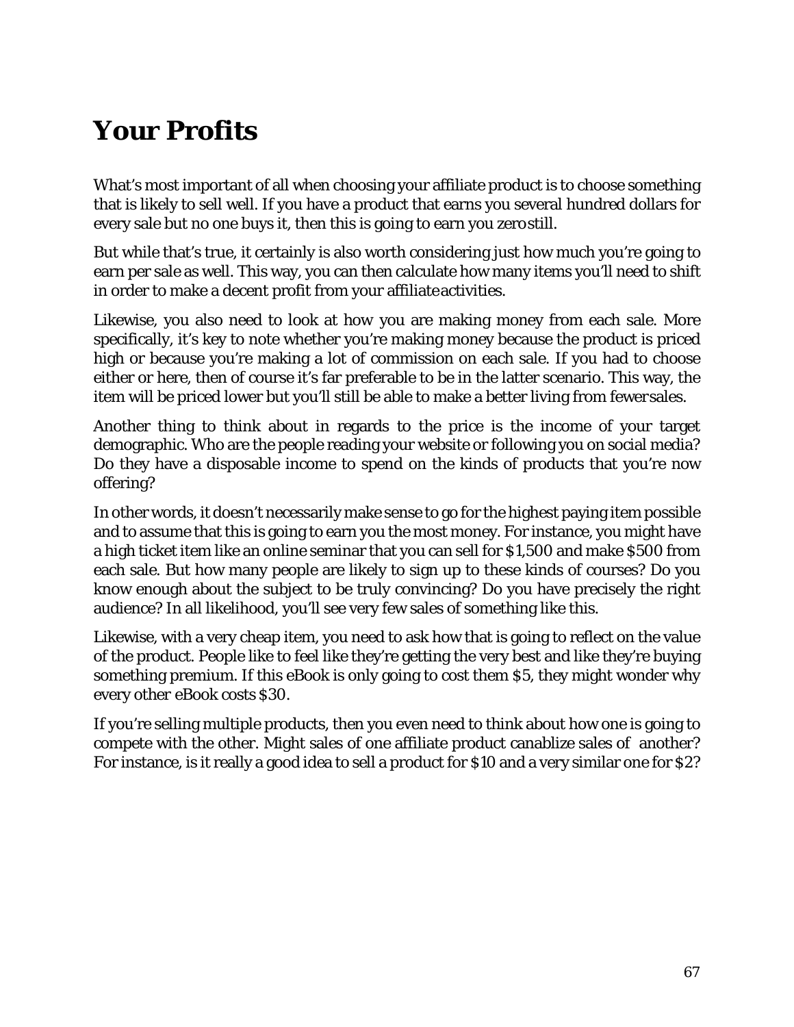# Your Profits

What's most important of all when choosing your affiliate product is to choose something that is likely to sell well. If you have a product that earns you several hundred dollars for every sale but no one buys it, then this is going to earn you zero still.

But while that's true, it certainly is also worth considering just how much you're going to earn per sale as well. This way, you can then calculate how many items you'll need to shift in order to make a decent profit from your affiliate activities.

Likewise, you also need to look at how you are making money from each sale. More specifically, it's key to note whether you're making money because the product is priced high or because you're making a lot of commission on each sale. If you had to choose either or here, then of course it's far preferable to be in the latter scenario. This way, the item will be priced lower but you'll still be able to make a better living from fewer sales.

Another thing to think about in regards to the price is the income of your target demographic. Who are the people reading your website or following you on social media? Do they have a disposable income to spend on the kinds of products that you're now offering?

In other words, it doesn't necessarily make sense to go for the highest paying item possible and to assume that this is going to earn you the most money. For instance, you might have a high ticket item like an online seminar that you can sell for $1,500 and make $500 from each sale. But how many people are likely to sign up to these kinds of courses? Do you know enough about the subject to be truly convincing? Do you have precisely the right audience? In all likelihood, you'll see very few sales of something like this.

Likewise, with a very cheap item, you need to ask how that is going to reflect on the value of the product. People like to feel like they're getting the very best and like they're buying something premium. If this eBook is only going to cost them $5, they might wonder why every other eBook costs $30.

If you're selling multiple products, then you even need to think about how one is going to compete with the other. Might sales of one affiliate product canablize sales of another? For instance, is it really a good idea to sell a product for $10 and a very similar one for $2?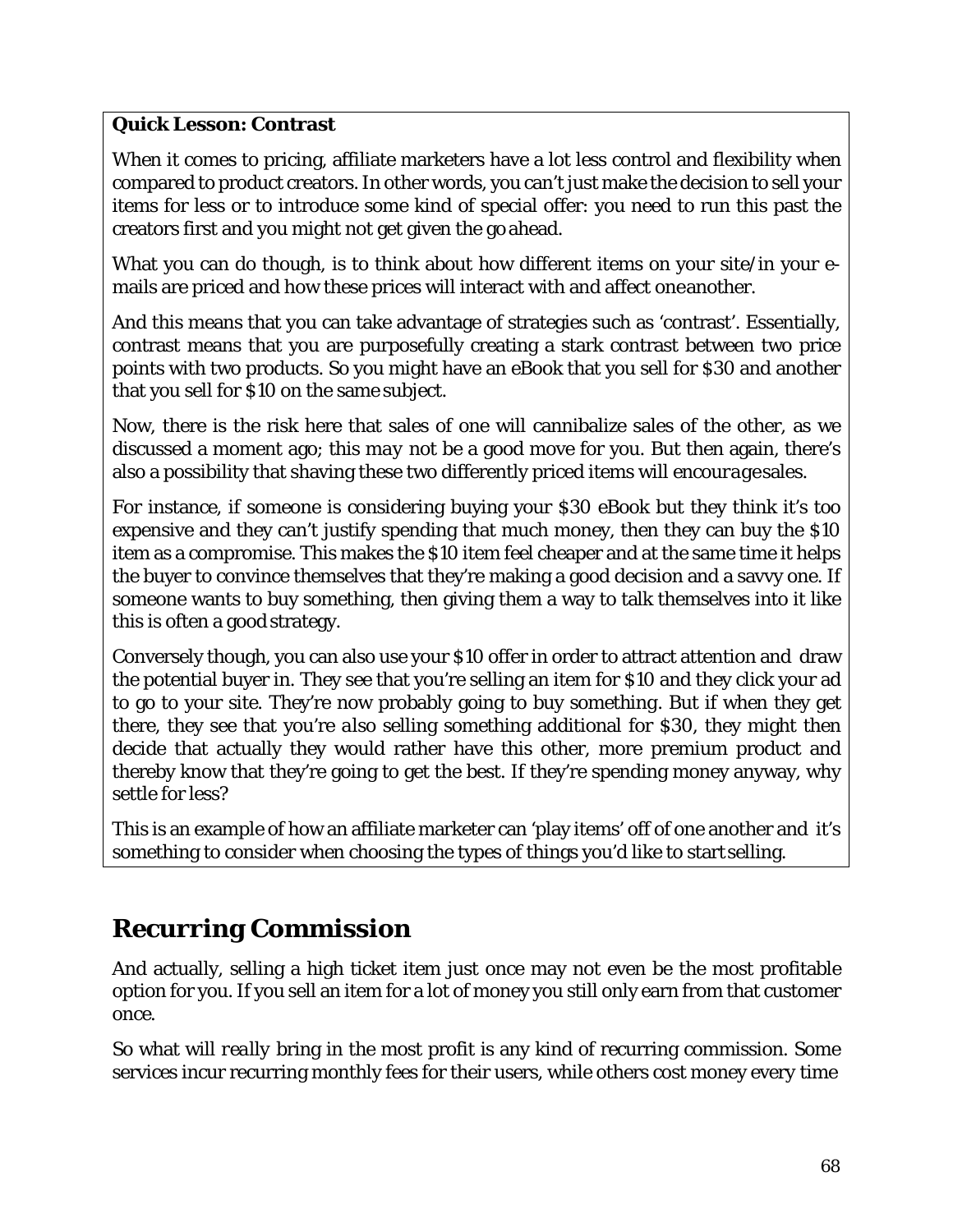**Quick Lesson: Contrast**

When it comes to pricing, affiliate marketers have a lot less control and flexibility when compared to product creators. In other words, you can't just make the decision to sell your items for less or to introduce some kind of special offer: you need to run this past the creators first and you might not get given the go ahead.

What you can do though, is to think about how different items on your site/in your e-mails are priced and how these prices will interact with and affect one another.

And this means that you can take advantage of strategies such as 'contrast'. Essentially, contrast means that you are purposefully creating a stark contrast between two price points with two products. So you might have an eBook that you sell for $30 and another that you sell for $10 on the same subject.

Now, there is the risk here that sales of one will cannibalize sales of the other, as we discussed a moment ago; this *may* not be a good move for you. But then again, there's also a possibility that shaving these two differently priced items will *encourage* sales.

For instance, if someone is considering buying your $30 eBook but they think it's too expensive and they can't justify spending that much money, then they can buy the $10 item as a compromise. This makes the $10 item feel cheaper and at the same time it helps the buyer to convince themselves that they're making a good decision and a savvy one. If someone wants to buy something, then giving them a way to talk themselves into it like this is often a good strategy.

Conversely though, you can also use your $10 offer in order to attract attention and draw the potential buyer in. They see that you're selling an item for $10 and they click your ad to go to your site. They're now probably going to buy something. But if when they get there, they see that you're *also* selling something additional for $30, they might then decide that actually they would rather have this other, more premium product and thereby know that they're going to get the best. If they're spending money anyway, why settle for less?

This is an example of how an affiliate marketer can 'play items' off of one another and it's something to consider when choosing the types of things you'd like to start selling.

## Recurring Commission

And actually, selling a high ticket item just once may not even be the most profitable option for you. If you sell an item for a lot of money you still only earn from that customer once.

So what will *really* bring in the most profit is any kind of recurring commission. Some services incur recurring monthly fees for their users, while others cost money every time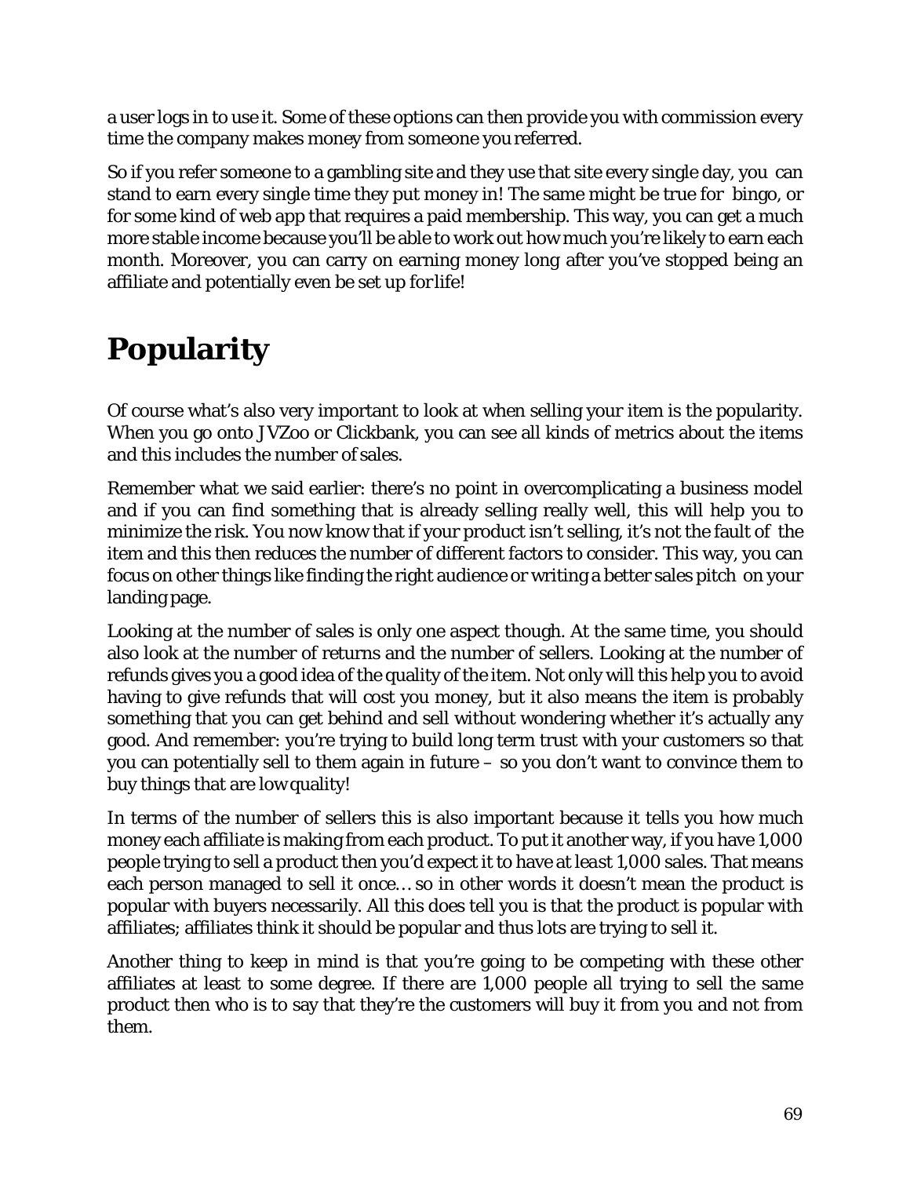a user logs in to use it. Some of these options can then provide you with commission every time the company makes money from someone you referred.

So if you refer someone to a gambling site and they use that site every single day, you can stand to earn every single time they put money in! The same might be true for bingo, or for some kind of web app that requires a paid membership. This way, you can get a much more stable income because you'll be able to work out how much you're likely to earn each month. Moreover, you can carry on earning money long after you've stopped being an affiliate and potentially even be set up for life!

# Popularity

Of course what's also very important to look at when selling your item is the popularity. When you go onto JVZoo or Clickbank, you can see all kinds of metrics about the items and this includes the number of sales.

Remember what we said earlier: there's no point in overcomplicating a business model and if you can find something that is already selling really well, this will help you to minimize the risk. You now know that if your product isn't selling, it's not the fault of the item and this then reduces the number of different factors to consider. This way, you can focus on other things like finding the right audience or writing a better sales pitch on your landing page.

Looking at the number of sales is only one aspect though. At the same time, you should also look at the number of returns and the number of sellers. Looking at the number of refunds gives you a good idea of the quality of the item. Not only will this help you to avoid having to give refunds that will cost you money, but it also means the item is probably something that you can get behind and sell without wondering whether it's actually any good. And remember: you're trying to build long term trust with your customers so that you can potentially sell to them again in future – so you don't want to convince them to buy things that are low quality!

In terms of the number of sellers this is also important because it tells you how much money each affiliate is making from each product. To put it another way, if you have 1,000 people trying to sell a product then you'd expect it to have *at least* 1,000 sales. That means each person managed to sell it once… so in other words it doesn't mean the product is popular with buyers necessarily. All this does tell you is that the product is popular with affiliates; affiliates think it should be popular and thus lots are trying to sell it.

Another thing to keep in mind is that you're going to be competing with these other affiliates at least to some degree. If there are 1,000 people all trying to sell the same product then who is to say that they're the customers will buy it from you and not from them.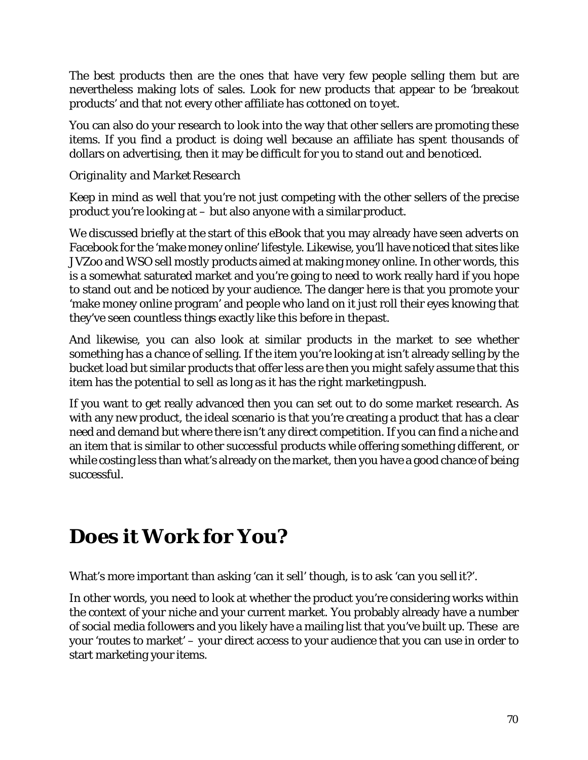The best products then are the ones that have very few people selling them but are nevertheless making lots of sales. Look for new products that appear to be 'breakout products' and that not every other affiliate has cottoned on to yet.

You can also do your research to look into the way that other sellers are promoting these items. If you find a product is doing well because an affiliate has spent thousands of dollars on advertising, then it may be difficult for you to stand out and be noticed.

*Originality and Market Research*

Keep in mind as well that you're not just competing with the other sellers of the precise product you're looking at – but also anyone with a similar product.

We discussed briefly at the start of this eBook that you may already have seen adverts on Facebook for the 'make money online' lifestyle. Likewise, you'll have noticed that sites like JVZoo and WSO sell mostly products aimed at making money online. In other words, this is a somewhat saturated market and you're going to need to work really hard if you hope to stand out and be noticed by your audience. The danger here is that you promote your 'make money online program' and people who land on it just roll their eyes knowing that they've seen countless things exactly like this before in the past.

And likewise, you can also look at similar products in the market to see whether something has a chance of selling. If the item you're looking at isn't already selling by the bucket load but similar products that offer less *are* then you might safely assume that this item has the *potential* to sell as long as it has the right marketing push.

If you want to get really advanced then you can set out to do some market research. As with any new product, the ideal scenario is that you're creating a product that has a clear need and demand but where there isn't any direct competition. If you can find a niche and an item that is similar to other successful products while offering something different, or while costing less than what's already on the market, then you have a good chance of being successful.

# Does it Work for You?

What's more important than asking 'can it sell' though, is to ask 'can *you* sell it?'.

In other words, you need to look at whether the product you're considering works within the context of your niche and your current market. You probably already have a number of social media followers and you likely have a mailing list that you've built up. These are your 'routes to market' – your direct access to your audience that you can use in order to start marketing your items.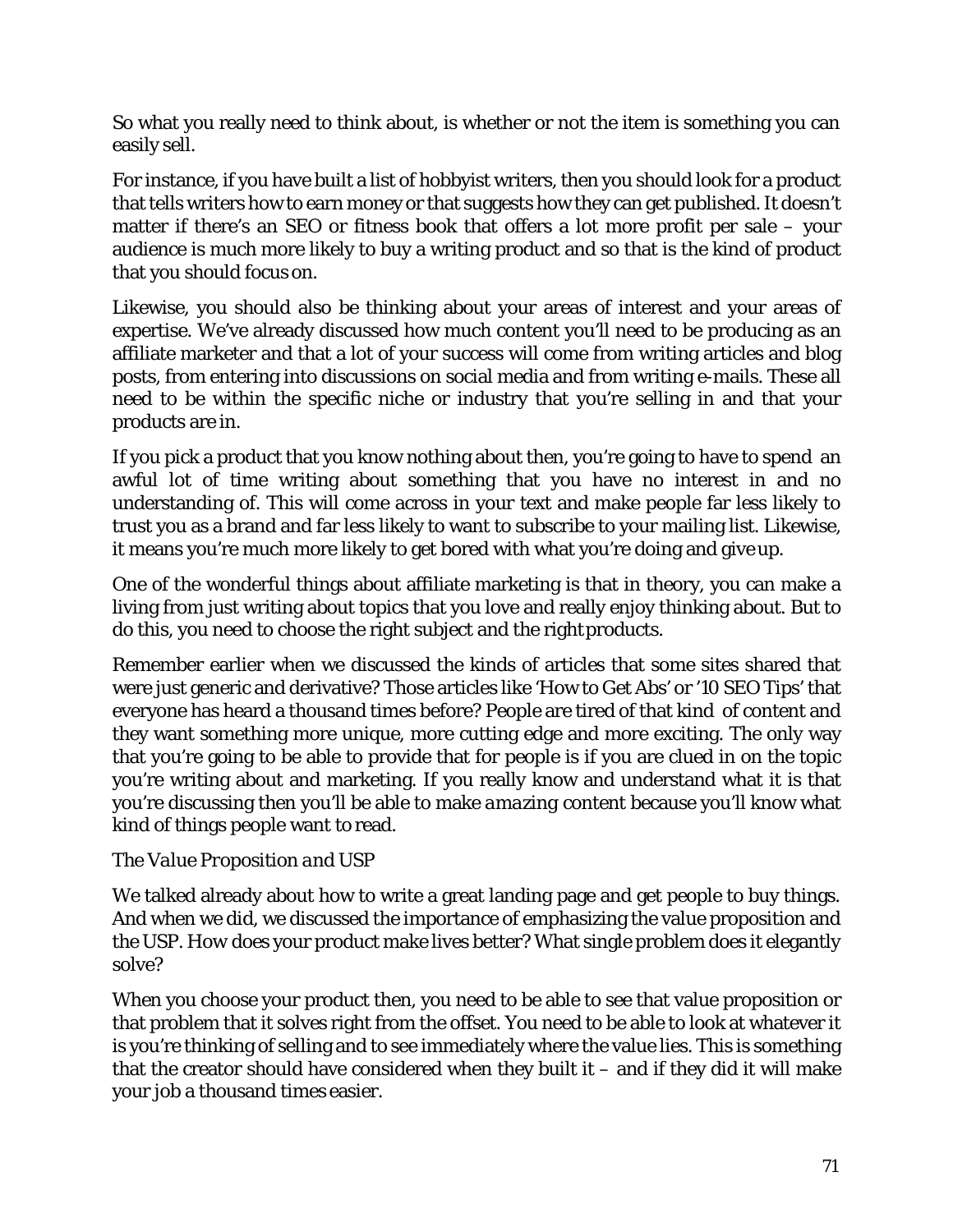So what you really need to think about, is whether or not the item is something you can easily sell.

For instance, if you have built a list of hobbyist writers, then you should look for a product that tells writers how to earn money or that suggests how they can get published. It doesn't matter if there's an SEO or fitness book that offers a lot more profit per sale – your audience is much more likely to buy a writing product and so that is the kind of product that you should focus on.

Likewise, you should also be thinking about your areas of interest and your areas of expertise. We've already discussed how much content you'll need to be producing as an affiliate marketer and that a lot of your success will come from writing articles and blog posts, from entering into discussions on social media and from writing e-mails. These all need to be within the specific niche or industry that you're selling in and that your products are in.

If you pick a product that you know nothing about then, you're going to have to spend an awful lot of time writing about something that you have no interest in and no understanding of. This will come across in your text and make people far less likely to trust you as a brand and far less likely to want to subscribe to your mailing list. Likewise, it means you're much more likely to get bored with what you're doing and give up.

One of the wonderful things about affiliate marketing is that in theory, you can make a living from just writing about topics that you love and really enjoy thinking about. But to do this, you need to choose the right subject and the right products.

Remember earlier when we discussed the kinds of articles that some sites shared that were just generic and derivative? Those articles like 'How to Get Abs' or '10 SEO Tips' that everyone has heard a thousand times before? People are tired of that kind of content and they want something more unique, more cutting edge and more exciting. The only way that you're going to be able to provide that for people is if you are clued in on the topic you're writing about and marketing. If you really know and understand what it is that you're discussing then you'll be able to make *amazing* content because you'll know what kind of things people want to read.

### *The Value Proposition and USP*

We talked already about how to write a great landing page and get people to buy things. And when we did, we discussed the importance of emphasizing the value proposition and the USP. How does your product make lives better? What single problem does it elegantly solve?

When you choose your product then, you need to be able to see that value proposition or that problem that it solves right from the offset. You need to be able to look at whatever it is you're thinking of selling and to see immediately where the value lies. This is something that the creator should have considered when they built it – and if they did it will make your job a thousand times easier.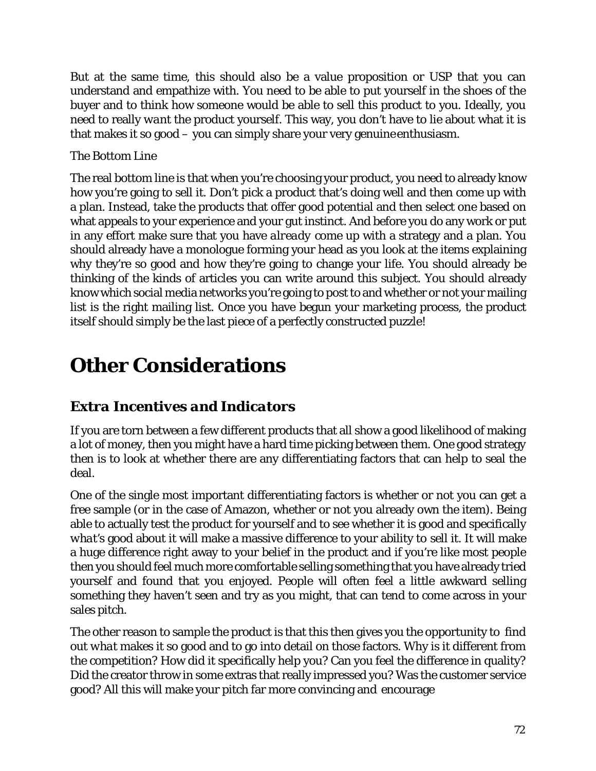But at the same time, this should also be a value proposition or USP that you can understand and empathize with. You need to be able to put yourself in the shoes of the buyer and to think how someone would be able to sell this product to you. Ideally, you need to really *want* the product yourself. This way, you don't have to lie about what it is that makes it so good – you can simply share your very genuine enthusiasm.

The Bottom Line

The real bottom line is that when you're choosing your product, you need to already know how you're going to sell it. Don't pick a product that's doing well and then come up with a plan. Instead, take the products that offer good potential and then select one based on what appeals to your experience and your gut instinct. And before you do any work or put in any effort make sure that you have *already* come up with a strategy and a plan. You should already have a monologue forming your head as you look at the items explaining why they're so good and how they're going to change your life. You should already be thinking of the kinds of articles you can write around this subject. You should already know which social media networks you're going to post to and whether or not your mailing list is the right mailing list. Once you have begun your marketing process, the product itself should simply be the last piece of a perfectly constructed puzzle!

# Other Considerations

## *Extra Incentives and Indicators*

If you are torn between a few different products that all show a good likelihood of making a lot of money, then you might have a hard time picking between them. One good strategy then is to look at whether there are any differentiating factors that can help to seal the deal.

One of the single most important differentiating factors is whether or not you can get a free sample (or in the case of Amazon, whether or not you already own the item). Being able to actually test the product for yourself and to see whether it is good and specifically *what's* good about it will make a massive difference to your ability to sell it. It will make a huge difference right away to your belief in the product and if you're like most people then you should feel much more comfortable selling something that you have already tried yourself and found that you enjoyed. People will often feel a little awkward selling something they haven't seen and try as you might, that can tend to come across in your sales pitch.

The other reason to sample the product is that this then gives you the opportunity to find out *what* makes it so good and to go into detail on those factors. Why is it different from the competition? How did it specifically help you? Can you feel the difference in quality? Did the creator throw in some extras that really impressed you? Was the customer service good? All this will make your pitch far more convincing and encourage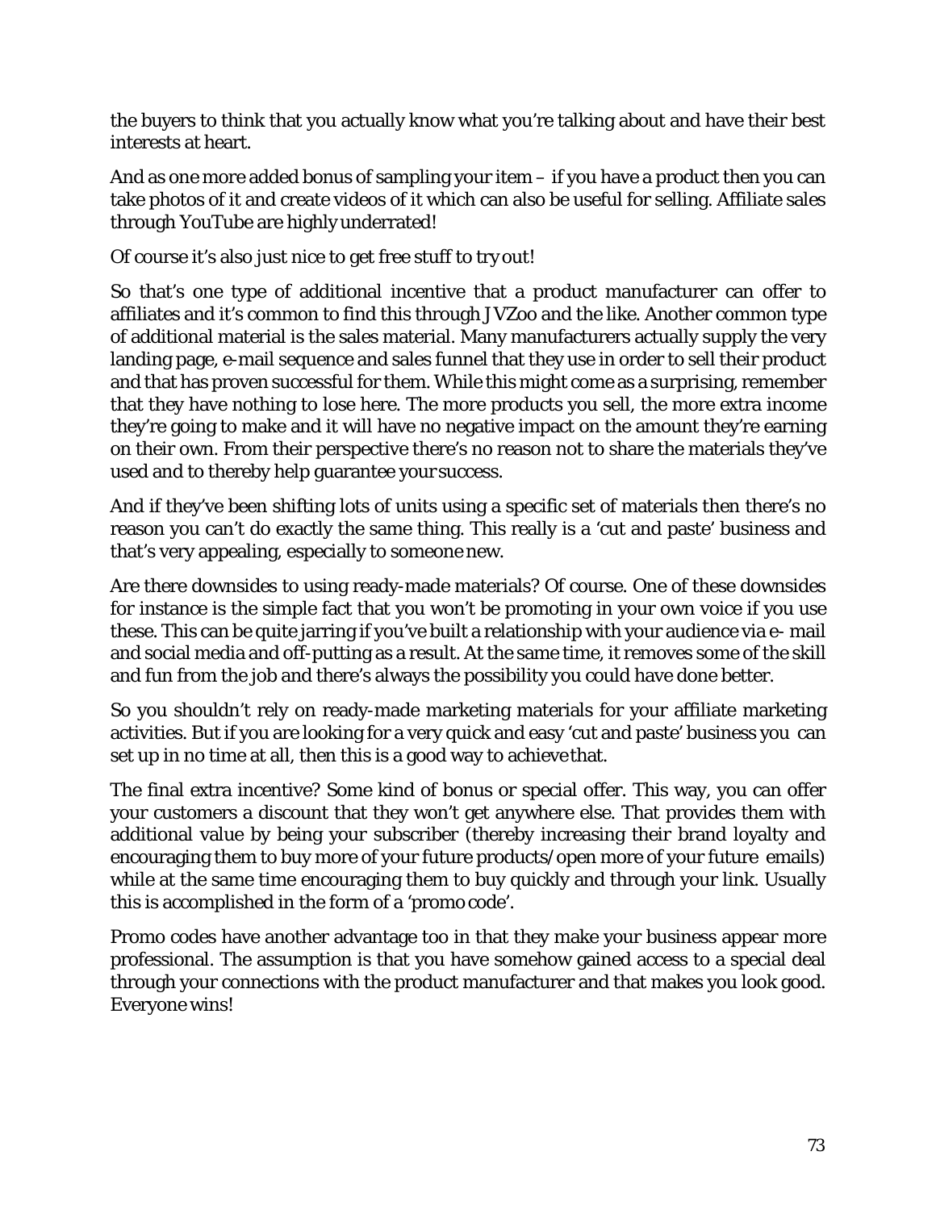the buyers to think that you actually know what you're talking about and have their best interests at heart.

And as one more added bonus of sampling your item – if you have a product then you can take photos of it and create videos of it which can also be useful for selling. Affiliate sales through YouTube are highly underrated!

Of course it's also just nice to get free stuff to try out!

So that's one type of additional incentive that a product manufacturer can offer to affiliates and it's common to find this through JVZoo and the like. Another common type of additional material is the sales material. Many manufacturers actually supply the very landing page, e-mail sequence and sales funnel that they use in order to sell their product and that has proven successful for them. While this might come as a surprising, remember that they have nothing to lose here. The more products you sell, the more extra income they're going to make and it will have no negative impact on the amount they're earning on their own. From their perspective there's no reason not to share the materials they've used and to thereby help guarantee your success.

And if they've been shifting lots of units using a specific set of materials then there's no reason you can't do exactly the same thing. This really is a 'cut and paste' business and that's very appealing, especially to someone new.

Are there downsides to using ready-made materials? Of course. One of these downsides for instance is the simple fact that you won't be promoting in your own voice if you use these. This can be quite jarring if you've built a relationship with your audience via e- mail and social media and off-putting as a result. At the same time, it removes some of the skill and fun from the job and there's always the possibility you could have done better.

So you shouldn't rely on ready-made marketing materials for your affiliate marketing activities. But if you are looking for a very quick and easy 'cut and paste' business you can set up in no time at all, then this is a good way to achieve that.

The final extra incentive? Some kind of bonus or special offer. This way, you can offer your customers a discount that they won't get anywhere else. That provides them with additional value by being your subscriber (thereby increasing their brand loyalty and encouraging them to buy more of your future products/open more of your future emails) while at the same time encouraging them to buy quickly and through your link. Usually this is accomplished in the form of a 'promo code'.

Promo codes have another advantage too in that they make your business appear more professional. The assumption is that you have somehow gained access to a special deal through your connections with the product manufacturer and that makes you look good. Everyone wins!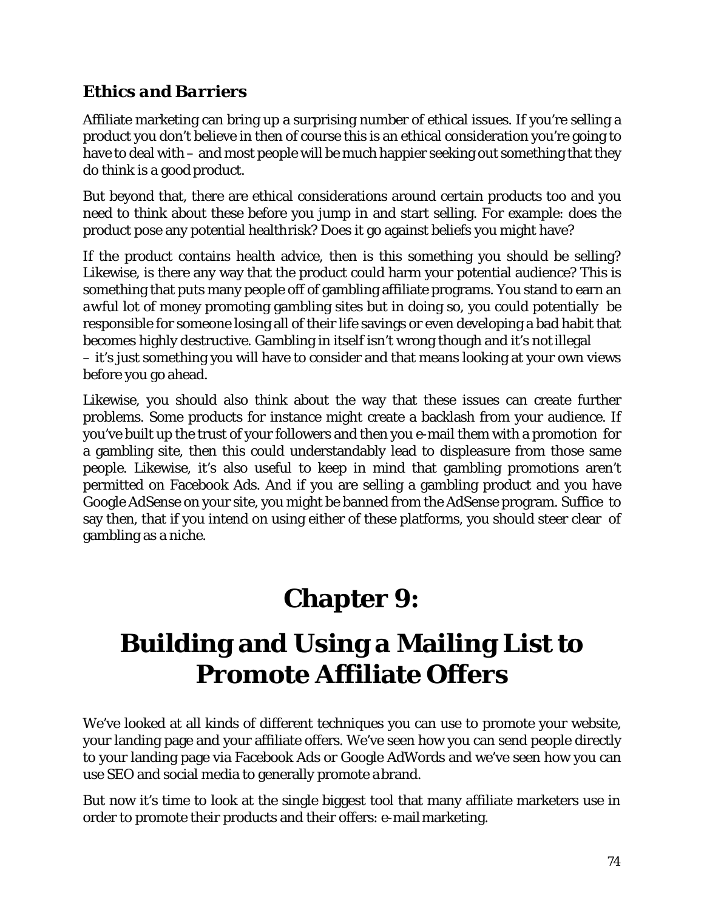### *Ethics and Barriers*

Affiliate marketing can bring up a surprising number of ethical issues. If you're selling a product you don't believe in then of course this is an ethical consideration you're going to have to deal with – and most people will be much happier seeking out something that they do think is a good product.

But beyond that, there are ethical considerations around certain products too and you need to think about these before you jump in and start selling. For example: does the product pose any potential health risk? Does it go against beliefs you might have?

If the product contains health advice, then is this something you should be selling? Likewise, is there any way that the product could harm your potential audience? This is something that puts many people off of gambling affiliate programs. You stand to earn an awful lot of money promoting gambling sites but in doing so, you could potentially be responsible for someone losing all of their life savings or even developing a bad habit that becomes highly destructive. Gambling in itself isn't wrong though and it's not illegal – it's just something you will have to consider and that means looking at your own views before you go ahead.

Likewise, you should also think about the way that these issues can create further problems. Some products for instance might create a backlash from your audience. If you've built up the trust of your followers and then you e-mail them with a promotion for a gambling site, then this could understandably lead to displeasure from those same people. Likewise, it's also useful to keep in mind that gambling promotions aren't permitted on Facebook Ads. And if you are selling a gambling product and you have Google AdSense on your site, you might be banned from the AdSense program. Suffice to say then, that if you intend on using either of these platforms, you should steer clear of gambling as a niche.

# Chapter 9:

# Building and Using a Mailing List to Promote Affiliate Offers

We've looked at all kinds of different techniques you can use to promote your website, your landing page and your affiliate offers. We've seen how you can send people directly to your landing page via Facebook Ads or Google AdWords and we've seen how you can use SEO and social media to generally promote a brand.

But now it's time to look at the single biggest tool that many affiliate marketers use in order to promote their products and their offers: e-mail marketing.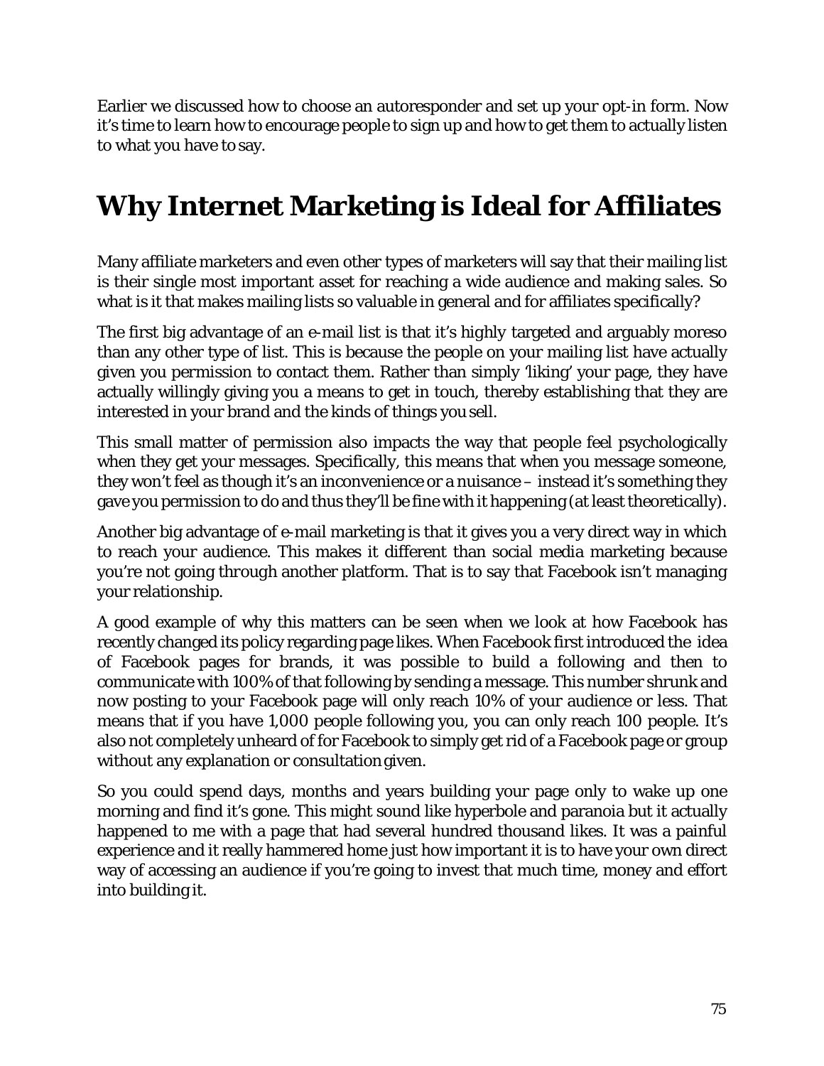Earlier we discussed how to choose an autoresponder and set up your opt-in form. Now it's time to learn how to encourage people to sign up and how to get them to actually listen to what you have to say.

# Why Internet Marketing is Ideal for Affiliates

Many affiliate marketers and even other types of marketers will say that their mailing list is their single most important asset for reaching a wide audience and making sales. So what is it that makes mailing lists so valuable in general and for affiliates specifically?

The first big advantage of an e-mail list is that it's highly targeted and arguably moreso than any other type of list. This is because the people on your mailing list have actually given you permission to contact them. Rather than simply 'liking' your page, they have actually willingly giving you a means to get in touch, thereby establishing that they are interested in your brand and the kinds of things you sell.

This small matter of permission also impacts the way that people feel psychologically when they get your messages. Specifically, this means that when you message someone, they won't feel as though it's an inconvenience or a nuisance – instead it's something they gave you permission to do and thus they'll be fine with it happening (at least theoretically).

Another big advantage of e-mail marketing is that it gives you a very direct way in which to reach your audience. This makes it different than social media marketing because you're not going through another platform. That is to say that Facebook isn't managing your relationship.

A good example of why this matters can be seen when we look at how Facebook has recently changed its policy regarding page likes. When Facebook first introduced the idea of Facebook pages for brands, it was possible to build a following and then to communicate with 100% of that following by sending a message. This number shrunk and now posting to your Facebook page will only reach 10% of your audience or less. That means that if you have 1,000 people following you, you can only reach 100 people. It's also not completely unheard of for Facebook to simply get rid of a Facebook page or group without any explanation or consultation given.

So you could spend days, months and years building your page only to wake up one morning and find it's gone. This might sound like hyperbole and paranoia but it actually happened to me with a page that had several hundred thousand likes. It was a painful experience and it really hammered home just how important it is to have your own direct way of accessing an audience if you're going to invest that much time, money and effort into building it.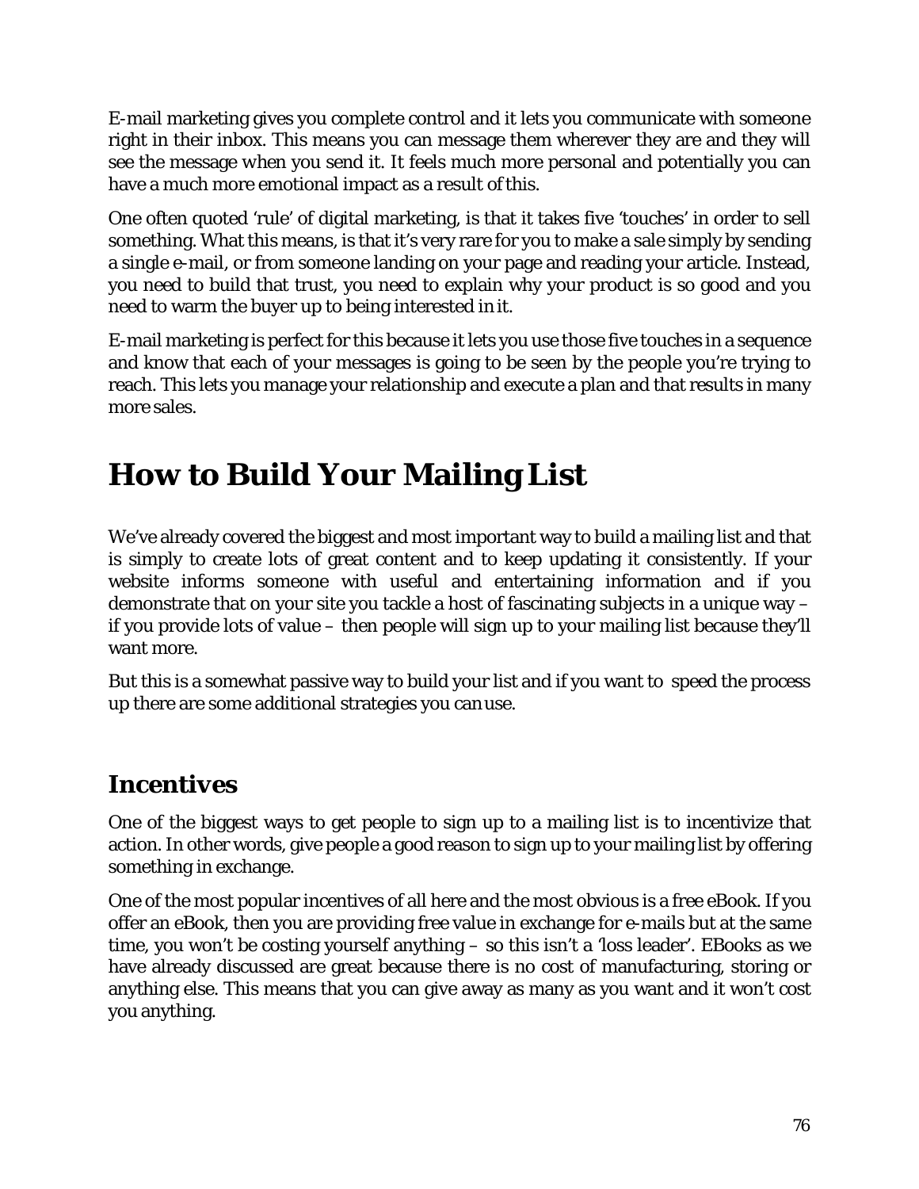E-mail marketing gives you complete control and it lets you communicate with someone right in their inbox. This means you can message them wherever they are and they will see the message when you send it. It feels much more personal and potentially you can have a much more emotional impact as a result of this.

One often quoted 'rule' of digital marketing, is that it takes five 'touches' in order to sell something. What this means, is that it's very rare for you to make a sale simply by sending a single e-mail, or from someone landing on your page and reading your article. Instead, you need to build that trust, you need to explain why your product is so good and you need to warm the buyer up to being interested in it.

E-mail marketing is perfect for this because it lets you use those five touches in a sequence and know that each of your messages is going to be seen by the people you're trying to reach. This lets you manage your relationship and execute a plan and that results in many more sales.

# How to Build Your Mailing List

We've already covered the biggest and most important way to build a mailing list and that is simply to create lots of great content and to keep updating it consistently. If your website informs someone with useful and entertaining information and if you demonstrate that on your site you tackle a host of fascinating subjects in a unique way – if you provide lots of value – then people will sign up to your mailing list because they'll want more.

But this is a somewhat passive way to build your list and if you want to speed the process up there are some additional strategies you can use.

## Incentives

One of the biggest ways to get people to sign up to a mailing list is to incentivize that action. In other words, give people a good reason to sign up to your mailing list by offering something in exchange.

One of the most popular incentives of all here and the most obvious is a free eBook. If you offer an eBook, then you are providing free value in exchange for e-mails but at the same time, you won't be costing yourself anything – so this isn't a 'loss leader'. EBooks as we have already discussed are great because there is no cost of manufacturing, storing or anything else. This means that you can give away as many as you want and it won't cost you anything.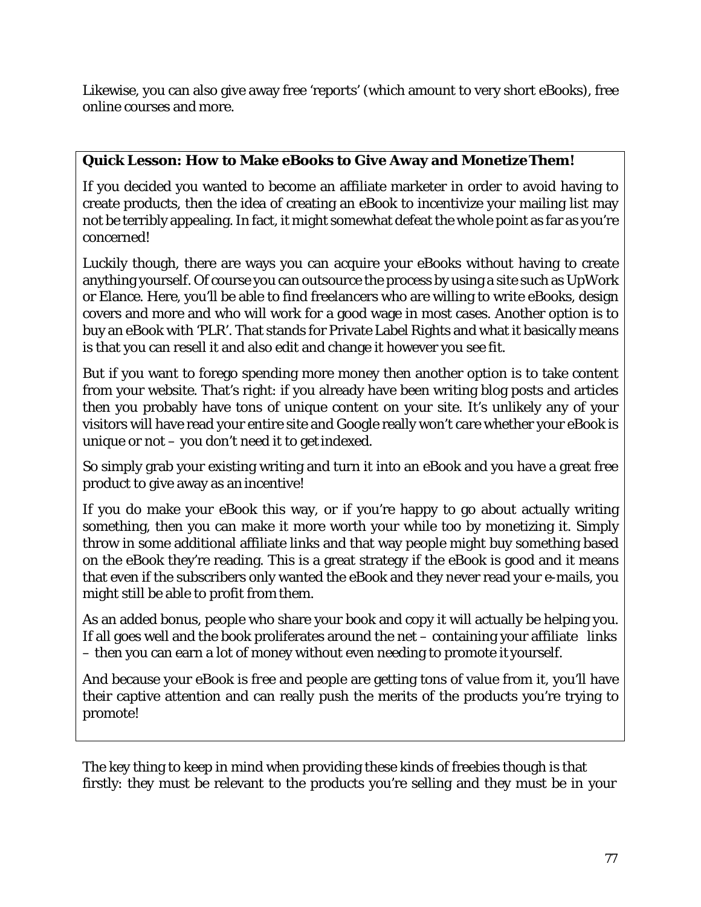Likewise, you can also give away free 'reports' (which amount to very short eBooks), free online courses and more.

**Quick Lesson: How to Make eBooks to Give Away and Monetize Them!**

If you decided you wanted to become an affiliate marketer in order to avoid having to create products, then the idea of creating an eBook to incentivize your mailing list may not be terribly appealing. In fact, it might somewhat defeat the whole point as far as you're concerned!

Luckily though, there are ways you can acquire your eBooks without having to create anything yourself. Of course you can outsource the process by using a site such as UpWork or Elance. Here, you'll be able to find freelancers who are willing to write eBooks, design covers and more and who will work for a good wage in most cases. Another option is to buy an eBook with 'PLR'. That stands for Private Label Rights and what it basically means is that you can resell it and also edit and change it however you see fit.

But if you want to forego spending more money then another option is to take content from your website. That's right: if you already have been writing blog posts and articles then you probably have tons of unique content on your site. It's unlikely any of your visitors will have read your entire site and Google really won't care whether your eBook is unique or not – you don't need it to get indexed.

So simply grab your existing writing and turn it into an eBook and you have a great free product to give away as an incentive!

If you do make your eBook this way, or if you're happy to go about actually writing something, then you can make it more worth your while too by monetizing it. Simply throw in some additional affiliate links and that way people might buy something based on the eBook they're reading. This is a great strategy if the eBook is good and it means that even if the subscribers only wanted the eBook and they never read your e-mails, you might still be able to profit from them.

As an added bonus, people who share your book and copy it will actually be helping you. If all goes well and the book proliferates around the net – containing your affiliate links – then you can earn a lot of money without even needing to promote it yourself.

And because your eBook is free and people are getting tons of value from it, you'll have their captive attention and can really push the merits of the products you're trying to promote!

The key thing to keep in mind when providing these kinds of freebies though is that firstly: they must be relevant to the products you're selling and they must be in your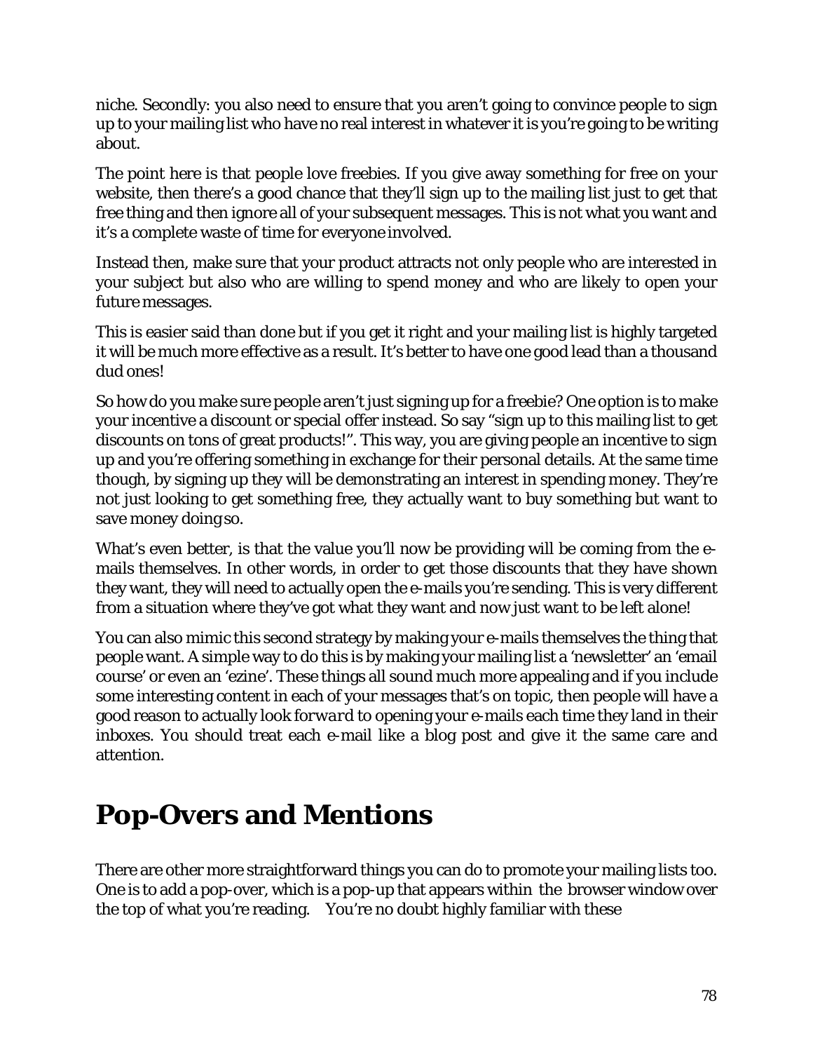niche. Secondly: you also need to ensure that you aren't going to convince people to sign up to your mailing list who have no real interest in whatever it is you're going to be writing about.

The point here is that people love freebies. If you give away something for free on your website, then there's a good chance that they'll sign up to the mailing list just to get that free thing and then ignore all of your subsequent messages. This is not what you want and it's a complete waste of time for everyone involved.

Instead then, make sure that your product attracts not only people who are interested in your subject but also who are willing to spend money and who are likely to open your future messages.

This is easier said than done but if you get it right and your mailing list is highly targeted it will be much more effective as a result. It's better to have one good lead than a thousand dud ones!

So how do you make sure people aren't just signing up for a freebie? One option is to make your incentive a discount or special offer instead. So say "sign up to this mailing list to get discounts on tons of great products!". This way, you are giving people an incentive to sign up and you're offering something in exchange for their personal details. At the same time though, by signing up they will be demonstrating an interest in spending money. They're not just looking to get something free, they actually want to buy something but want to save money doing so.

What's even better, is that the value you'll now be providing will be coming from the e-mails themselves. In other words, in order to get those discounts that they have shown they want, they will need to actually open the e-mails you're sending. This is very different from a situation where they've got what they want and now just want to be left alone!

You can also mimic this second strategy by making your e-mails themselves the thing that people want. A simple way to do this is by making your mailing list a 'newsletter' an 'email course' or even an 'ezine'. These things all sound much more appealing and if you include some interesting content in each of your messages that's on topic, then people will have a good reason to actually look *forward* to opening your e-mails each time they land in their inboxes. You should treat each e-mail like a blog post and give it the same care and attention.

# Pop-Overs and Mentions

There are other more straightforward things you can do to promote your mailing lists too. One is to add a pop-over, which is a pop-up that appears within the browser window over the top of what you're reading. You're no doubt highly familiar with these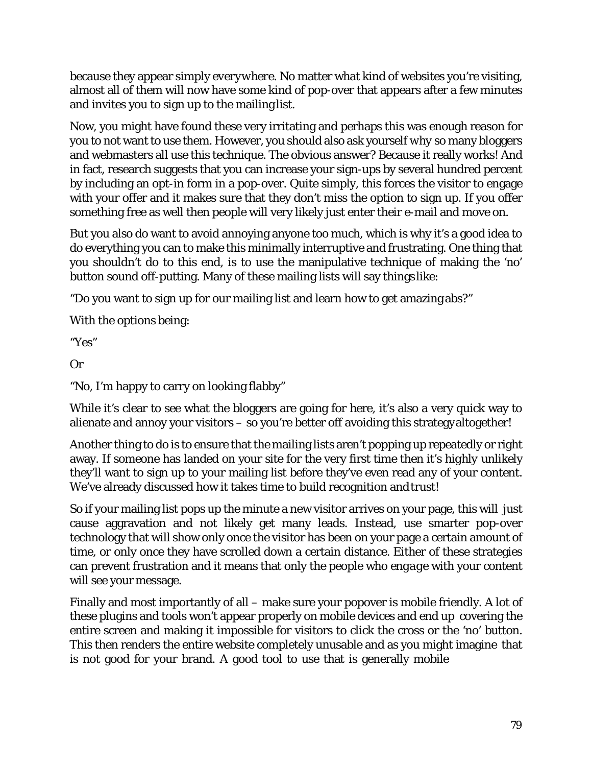because they appear simply *everywhere*. No matter what kind of websites you're visiting, almost all of them will now have some kind of pop-over that appears after a few minutes and invites you to sign up to the mailing list.

Now, you might have found these very irritating and perhaps this was enough reason for you to not want to use them. However, you should also ask yourself why so many bloggers and webmasters all use this technique. The obvious answer? Because it really works! And in fact, research suggests that you can increase your sign-ups by several hundred percent by including an opt-in form in a pop-over. Quite simply, this forces the visitor to engage with your offer and it makes sure that they don't miss the option to sign up. If you offer something free as well then people will very likely just enter their e-mail and move on.

But you also do want to avoid annoying anyone too much, which is why it's a good idea to do everything you can to make this minimally interruptive and frustrating. One thing that you shouldn't do to this end, is to use the manipulative technique of making the 'no' button sound off-putting. Many of these mailing lists will say things like:

"Do you want to sign up for our mailing list and learn how to get amazing abs?"

With the options being:

"Yes"

Or

"No, I'm happy to carry on looking flabby"

While it's clear to see what the bloggers are going for here, it's also a very quick way to alienate and annoy your visitors – so you're better off avoiding this strategy altogether!

Another thing to do is to ensure that the mailing lists aren't popping up repeatedly or right away. If someone has landed on your site for the very first time then it's highly unlikely they'll want to sign up to your mailing list before they've even read any of your content. We've already discussed how it takes time to build recognition and trust!

So if your mailing list pops up the minute a new visitor arrives on your page, this will just cause aggravation and not likely get many leads. Instead, use smarter pop-over technology that will show only once the visitor has been on your page a certain amount of time, or only once they have scrolled down a certain distance. Either of these strategies can prevent frustration and it means that only the people who *engage* with your content will see your message.

Finally and most importantly of all – make sure your popover is mobile friendly. A lot of these plugins and tools won't appear properly on mobile devices and end up covering the entire screen and making it impossible for visitors to click the cross or the 'no' button. This then renders the entire website completely unusable and as you might imagine that is not good for your brand. A good tool to use that is generally mobile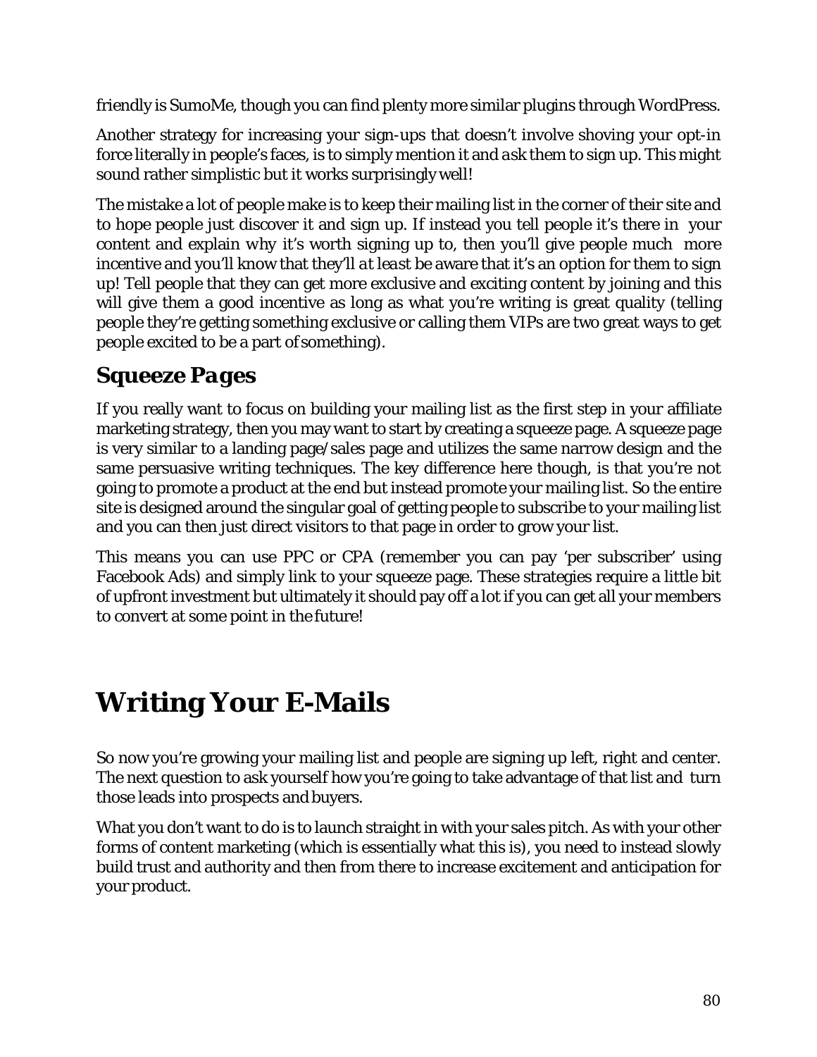friendly is SumoMe, though you can find plenty more similar plugins through WordPress.

Another strategy for increasing your sign-ups that doesn't involve shoving your opt-in force literally in people's faces, is to simply mention it and *ask* them to sign up. This might sound rather simplistic but it works surprisingly well!

The mistake a lot of people make is to keep their mailing list in the corner of their site and to hope people just discover it and sign up. If instead you tell people it's there in your content and explain why it's worth signing up to, then you'll give people much more incentive and you'll know that they'll *at least* be aware that it's an option for them to sign up! Tell people that they can get more exclusive and exciting content by joining and this will give them a good incentive as long as what you're writing is great quality (telling people they're getting something exclusive or calling them VIPs are two great ways to get people excited to be a part of something).

## Squeeze Pages

If you really want to focus on building your mailing list as the first step in your affiliate marketing strategy, then you may want to start by creating a squeeze page. A squeeze page is very similar to a landing page/sales page and utilizes the same narrow design and the same persuasive writing techniques. The key difference here though, is that you're not going to promote a product at the end but instead promote your mailing list. So the entire site is designed around the singular goal of getting people to subscribe to your mailing list and you can then just direct visitors to that page in order to grow your list.

This means you can use PPC or CPA (remember you can pay 'per subscriber' using Facebook Ads) and simply link to your squeeze page. These strategies require a little bit of upfront investment but ultimately it should pay off a lot if you can get all your members to convert at some point in the future!

# Writing Your E-Mails

So now you're growing your mailing list and people are signing up left, right and center. The next question to ask yourself how you're going to take advantage of that list and turn those leads into prospects and buyers.

What you don't want to do is to launch straight in with your sales pitch. As with your other forms of content marketing (which is essentially what this is), you need to instead slowly build trust and authority and then from there to increase excitement and anticipation for your product.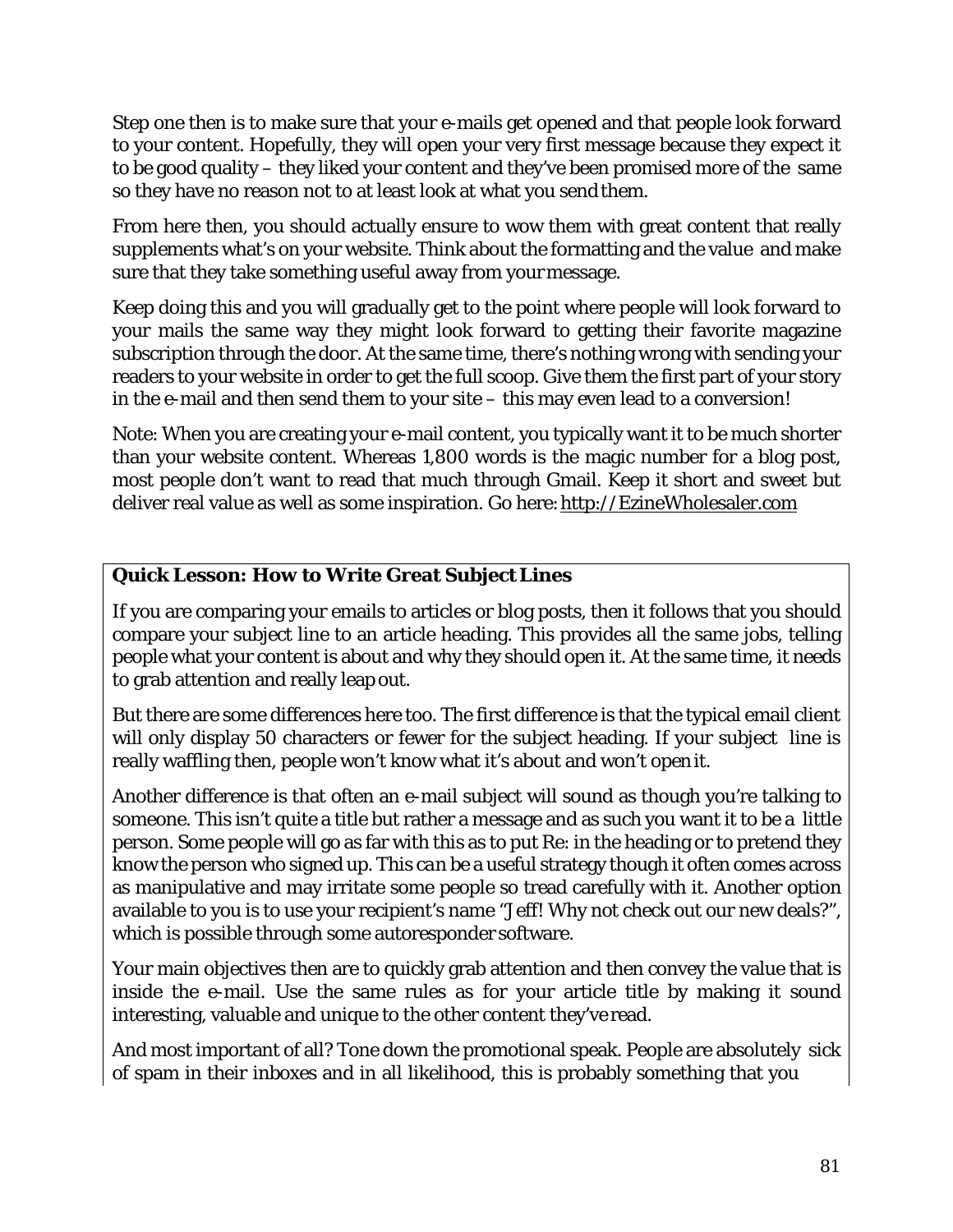Step one then is to make sure that your e-mails get opened and that people look forward to your content. Hopefully, they will open your very first message because they expect it to be good quality – they liked your content and they've been promised more of the same so they have no reason not to at least look at what you send them.

From here then, you should actually ensure to wow them with great content that really supplements what's on your website. Think about the formatting and the value and make sure that they take something useful away from your message.

Keep doing this and you will gradually get to the point where people will look forward to your mails the same way they might look forward to getting their favorite magazine subscription through the door. At the same time, there's nothing wrong with sending your readers to your website in order to get the full scoop. Give them the first part of your story in the e-mail and then send them to your site – this may even lead to a conversion!

Note: When you are creating your e-mail content, you typically want it to be much shorter than your website content. Whereas 1,800 words is the magic number for a blog post, most people don't want to read that much through Gmail. Keep it short and sweet but deliver real value as well as some inspiration. Go here: http://EzineWholesaler.com

**Quick Lesson: How to Write Great Subject Lines**

If you are comparing your emails to articles or blog posts, then it follows that you should compare your subject line to an article heading. This provides all the same jobs, telling people what your content is about and why they should open it. At the same time, it needs to grab attention and really leap out.

But there are some differences here too. The first difference is that the typical email client will only display 50 characters or fewer for the subject heading. If your subject line is really waffling then, people won't know what it's about and won't open it.

Another difference is that often an e-mail subject will sound as though you're talking to someone. This isn't quite a title but rather a message and as such you want it to be a little person. Some people will go as far with this as to put Re: in the heading or to pretend they know the person who signed up. This can be a useful strategy though it often comes across as manipulative and may irritate some people so tread carefully with it. Another option available to you is to use your recipient's name "Jeff! Why not check out our new deals?", which is possible through some autoresponder software.

Your main objectives then are to quickly grab attention and then convey the value that is inside the e-mail. Use the same rules as for your article title by making it sound interesting, valuable and unique to the other content they've read.

And most important of all? Tone down the promotional speak. People are absolutely sick of spam in their inboxes and in all likelihood, this is probably something that you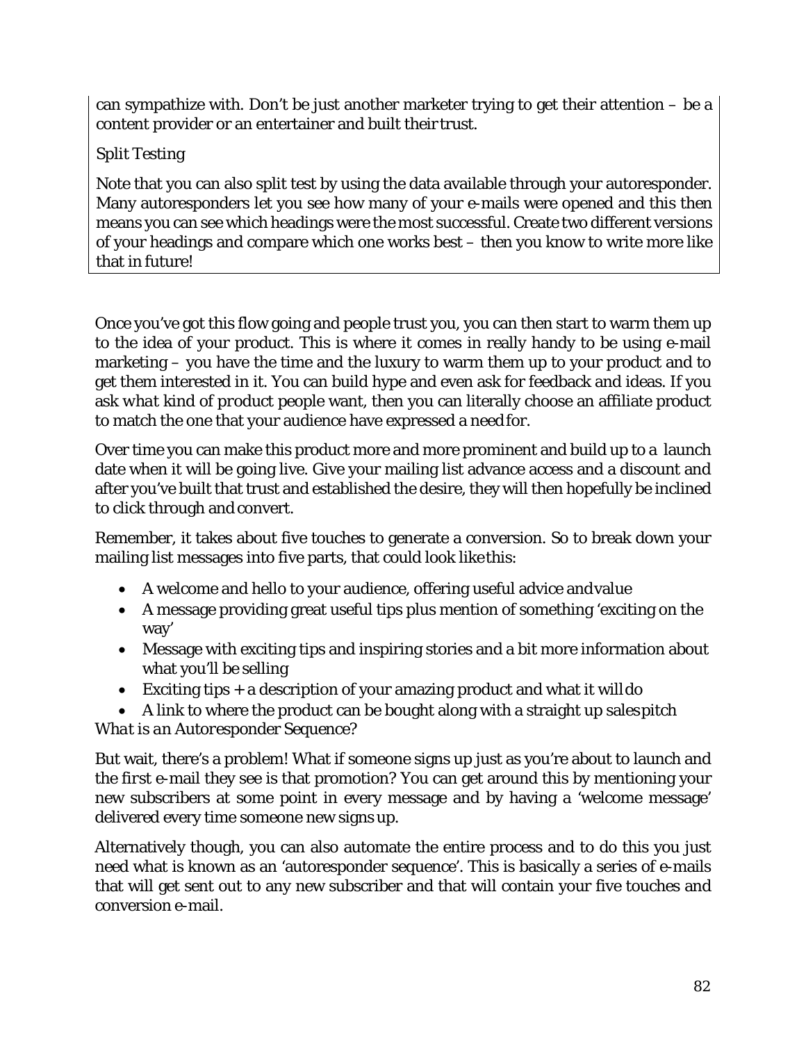can sympathize with. Don't be just another marketer trying to get their attention – be a content provider or an entertainer and built their trust.

*Split Testing*

Note that you can also split test by using the data available through your autoresponder. Many autoresponders let you see how many of your e-mails were opened and this then means you can see which headings were the most successful. Create two different versions of your headings and compare which one works best – then you know to write more like that in future!

Once you've got this flow going and people trust you, you can then start to warm them up to the idea of your product. This is where it comes in really handy to be using e-mail marketing – you have the time and the luxury to warm them up to your product and to get them interested in it. You can build hype and even ask for feedback and ideas. If you ask *what kind of product* people want, then you can literally choose an affiliate product to match the one that your audience have expressed a need for.

Over time you can make this product more and more prominent and build up to a launch date when it will be going live. Give your mailing list advance access and a discount and after you've built that trust and established the desire, they will then hopefully be inclined to click through and convert.

Remember, it takes about five touches to generate a conversion. So to break down your mailing list messages into five parts, that could look like this:

- A welcome and hello to your audience, offering useful advice and value
- A message providing great useful tips plus mention of something 'exciting on the way'
- Message with exciting tips and inspiring stories and a bit more information about what you'll be selling
- Exciting tips + a description of your amazing product and what it will do
- A link to where the product can be bought along with a straight up sales pitch

*What is an Autoresponder Sequence?*

But wait, there's a problem! What if someone signs up just as you're about to launch and the *first* e-mail they see is that promotion? You can get around this by mentioning your new subscribers at some point in every message and by having a 'welcome message' delivered every time someone new signs up.

Alternatively though, you can also automate the entire process and to do this you just need what is known as an 'autoresponder sequence'. This is basically a series of e-mails that will get sent out to any new subscriber and that will contain your five touches and conversion e-mail.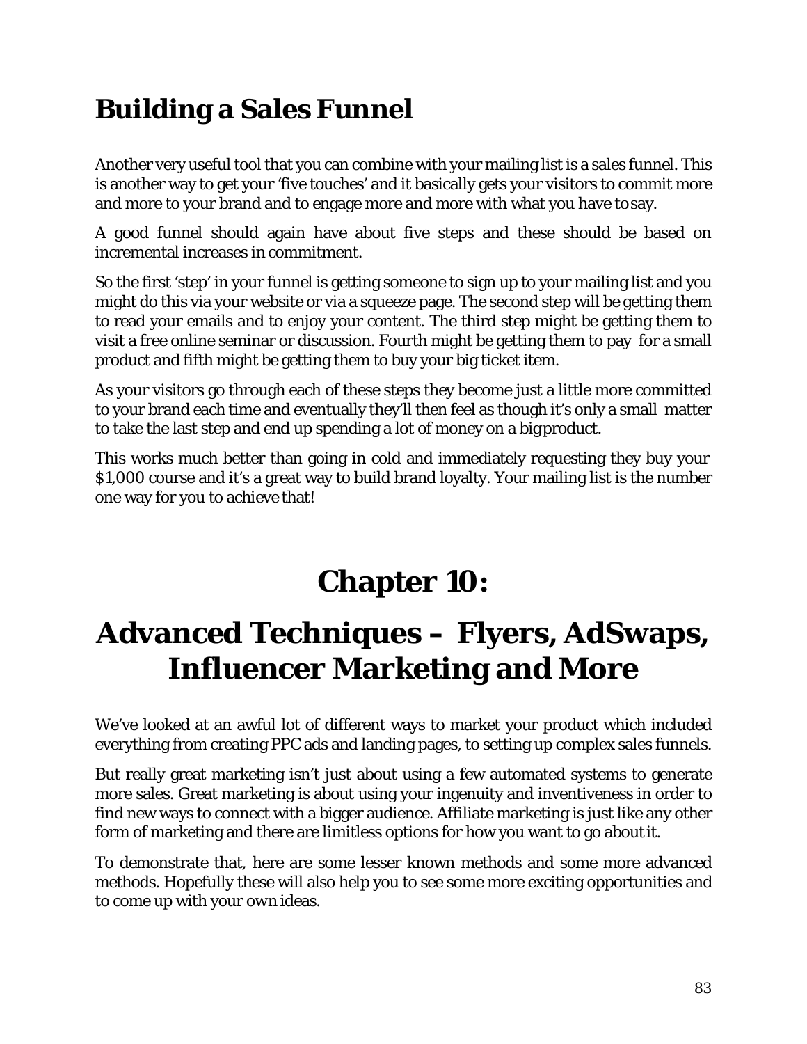## Building a Sales Funnel

Another very useful tool that you can combine with your mailing list is a sales funnel. This is another way to get your 'five touches' and it basically gets your visitors to commit more and more to your brand and to engage more and more with what you have to say.

A good funnel should again have about five steps and these should be based on incremental increases in commitment.

So the first 'step' in your funnel is getting someone to sign up to your mailing list and you might do this via your website or via a squeeze page. The second step will be getting them to read your emails and to enjoy your content. The third step might be getting them to visit a free online seminar or discussion. Fourth might be getting them to pay for a small product and fifth might be getting them to buy your big ticket item.

As your visitors go through each of these steps they become just a little more committed to your brand each time and eventually they'll then feel as though it's only a small matter to take the last step and end up spending a lot of money on a big product.

This works much better than going in cold and immediately requesting they buy your $1,000 course and it's a great way to build brand loyalty. Your mailing list is the number one way for you to achieve that!

# Chapter 10:

# Advanced Techniques – Flyers, AdSwaps, Influencer Marketing and More

We've looked at an awful lot of different ways to market your product which included everything from creating PPC ads and landing pages, to setting up complex sales funnels.

But really great marketing isn't just about using a few automated systems to generate more sales. Great marketing is about using your ingenuity and inventiveness in order to find new ways to connect with a bigger audience. Affiliate marketing is just like any other form of marketing and there are limitless options for how you want to go about it.

To demonstrate that, here are some lesser known methods and some more advanced methods. Hopefully these will also help you to see some more exciting opportunities and to come up with your own ideas.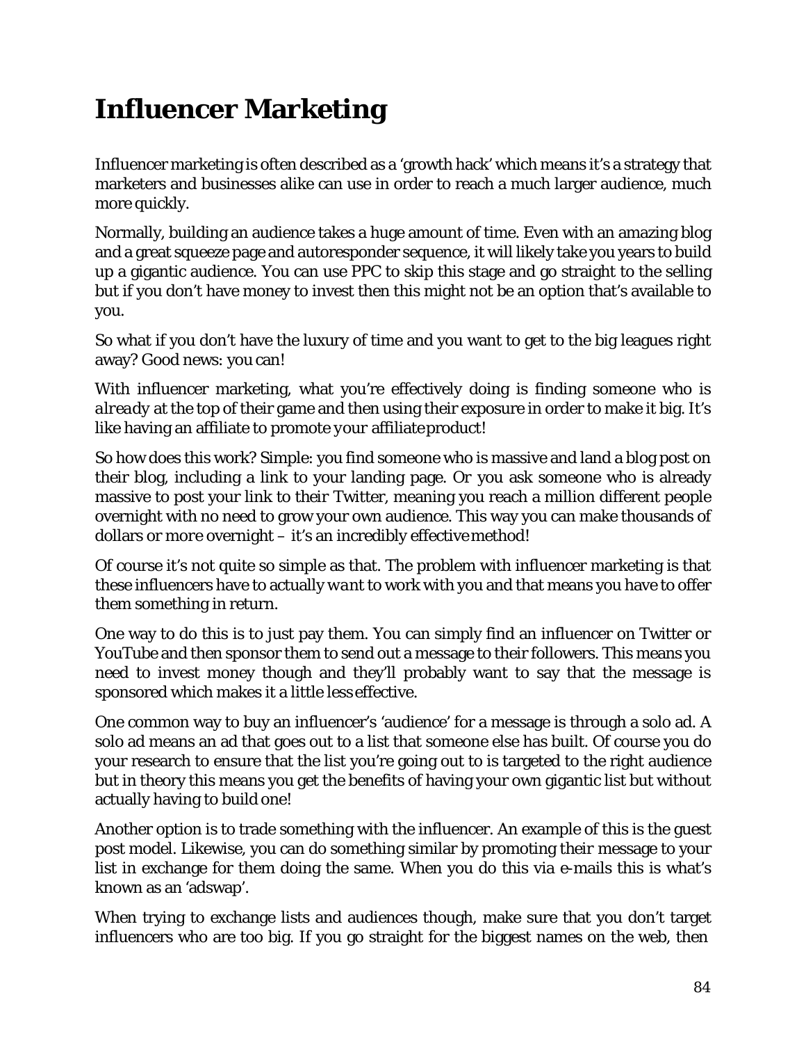# Influencer Marketing

Influencer marketing is often described as a 'growth hack' which means it's a strategy that marketers and businesses alike can use in order to reach a much larger audience, much more quickly.

Normally, building an audience takes a huge amount of time. Even with an amazing blog and a great squeeze page and autoresponder sequence, it will likely take you years to build up a gigantic audience. You can use PPC to skip this stage and go straight to the selling but if you don't have money to invest then this might not be an option that's available to you.

So what if you don't have the luxury of time and you want to get to the big leagues right away? Good news: you can!

With influencer marketing, what you're effectively doing is finding someone who is *already* at the top of their game and then using their exposure in order to make it big. It's like having an affiliate to promote your affiliate product!

So how does this work? Simple: you find someone who is massive and land a blog post on their blog, including a link to your landing page. Or you ask someone who is already massive to post your link to their Twitter, meaning you reach a million different people overnight with no need to grow your own audience. This way you can make thousands of dollars or more overnight – it's an incredibly effective method!

Of course it's not quite so simple as that. The problem with influencer marketing is that these influencers have to actually *want* to work with you and that means you have to offer them something in return.

One way to do this is to just pay them. You can simply find an influencer on Twitter or YouTube and then sponsor them to send out a message to their followers. This means you need to invest money though and they'll probably want to say that the message is sponsored which makes it a little less effective.

One common way to buy an influencer's 'audience' for a message is through a solo ad. A solo ad means an ad that goes out to a list that someone else has built. Of course you do your research to ensure that the list you're going out to is targeted to the right audience but in theory this means you get the benefits of having your own gigantic list but without actually having to build one!

Another option is to trade something with the influencer. An example of this is the guest post model. Likewise, you can do something similar by promoting their message to your list in exchange for them doing the same. When you do this via e-mails this is what's known as an 'adswap'.

When trying to exchange lists and audiences though, make sure that you don't target influencers who are too big. If you go straight for the biggest names on the web, then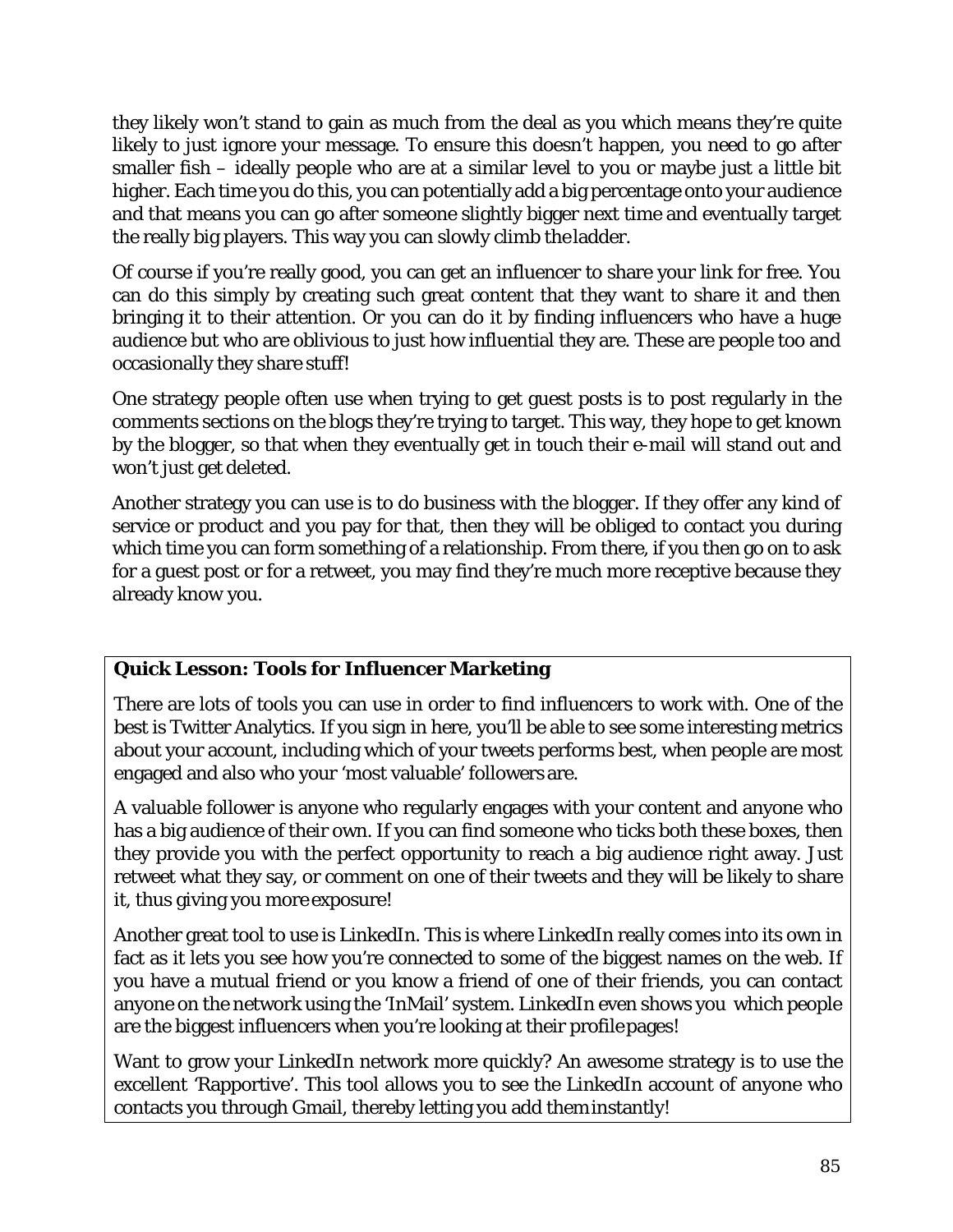they likely won't stand to gain as much from the deal as you which means they're quite likely to just ignore your message. To ensure this doesn't happen, you need to go after smaller fish – ideally people who are at a similar level to you or maybe just a little bit higher. Each time you do this, you can potentially add a big percentage onto your audience and that means you can go after someone slightly bigger next time and eventually target the really big players. This way you can slowly climb the ladder.

Of course if you're really good, you can get an influencer to share your link for free. You can do this simply by creating such great content that they want to share it and then bringing it to their attention. Or you can do it by finding influencers who have a huge audience but who are oblivious to just how influential they are. These are people too and occasionally they share stuff!

One strategy people often use when trying to get guest posts is to post regularly in the comments sections on the blogs they're trying to target. This way, they hope to get known by the blogger, so that when they eventually get in touch their e-mail will stand out and won't just get deleted.

Another strategy you can use is to do business with the blogger. If they offer any kind of service or product and you pay for that, then they will be obliged to contact you during which time you can form something of a relationship. From there, if you then go on to ask for a guest post or for a retweet, you may find they're much more receptive because they already know you.

**Quick Lesson: Tools for Influencer Marketing**

There are lots of tools you can use in order to find influencers to work with. One of the best is Twitter Analytics. If you sign in here, you'll be able to see some interesting metrics about your account, including which of your tweets performs best, when people are most engaged and also who your 'most valuable' followers are.

A valuable follower is anyone who regularly engages with your content and anyone who has a big audience of their own. If you can find someone who ticks both these boxes, then they provide you with the perfect opportunity to reach a big audience right away. Just retweet what they say, or comment on one of their tweets and they will be likely to share it, thus giving you more exposure!

Another great tool to use is LinkedIn. This is where LinkedIn really comes into its own in fact as it lets you see how you're connected to some of the biggest names on the web. If you have a mutual friend or you know a friend of one of their friends, you can contact anyone on the network using the 'InMail' system. LinkedIn even shows you which people are the biggest influencers when you're looking at their profile pages!

Want to grow your LinkedIn network more quickly? An awesome strategy is to use the excellent 'Rapportive'. This tool allows you to see the LinkedIn account of anyone who contacts you through Gmail, thereby letting you add them instantly!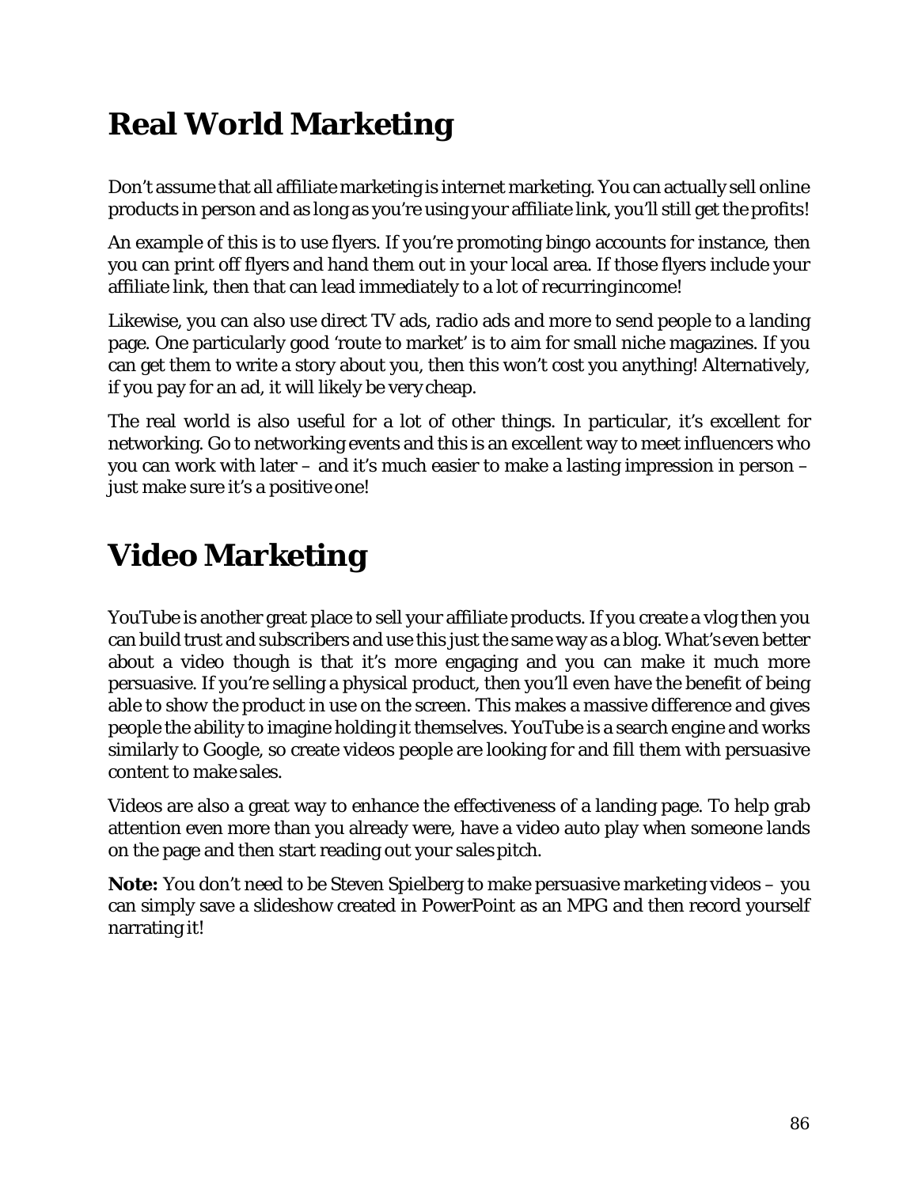# Real World Marketing

Don't assume that all affiliate marketing is internet marketing. You can actually sell online products in person and as long as you're using your affiliate link, you'll still get the profits!

An example of this is to use flyers. If you're promoting bingo accounts for instance, then you can print off flyers and hand them out in your local area. If those flyers include your affiliate link, then that can lead immediately to a lot of recurring income!

Likewise, you can also use direct TV ads, radio ads and more to send people to a landing page. One particularly good 'route to market' is to aim for small niche magazines. If you can get them to write a story about you, then this won't cost you anything! Alternatively, if you pay for an ad, it will likely be very cheap.

The real world is also useful for a lot of other things. In particular, it's excellent for networking. Go to networking events and this is an excellent way to meet influencers who you can work with later – and it's much easier to make a lasting impression in person – just make sure it's a positive one!

# Video Marketing

YouTube is another great place to sell your affiliate products. If you create a vlog then you can build trust and subscribers and use this just the same way as a blog. What's even better about a video though is that it's more engaging and you can make it much more persuasive. If you're selling a physical product, then you'll even have the benefit of being able to show the product in use on the screen. This makes a massive difference and gives people the ability to imagine holding it themselves. YouTube is a search engine and works similarly to Google, so create videos people are looking for and fill them with persuasive content to make sales.

Videos are also a great way to enhance the effectiveness of a landing page. To help grab attention even more than you already were, have a video auto play when someone lands on the page and then start reading out your sales pitch.

**Note:** You don't need to be Steven Spielberg to make persuasive marketing videos – you can simply save a slideshow created in PowerPoint as an MPG and then record yourself narrating it!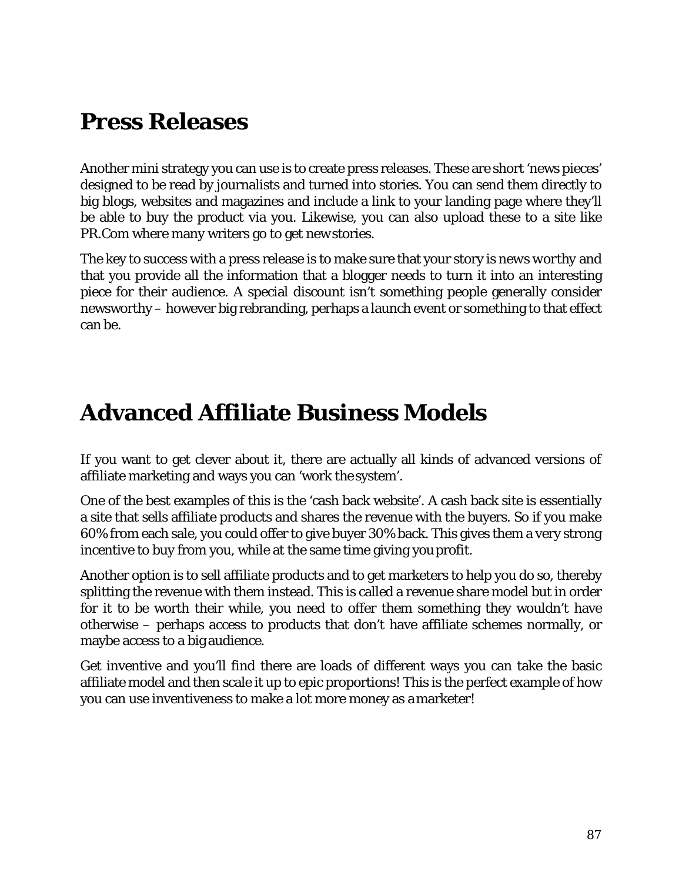## Press Releases

Another mini strategy you can use is to create press releases. These are short 'news pieces' designed to be read by journalists and turned into stories. You can send them directly to big blogs, websites and magazines and include a link to your landing page where they'll be able to buy the product via you. Likewise, you can also upload these to a site like PR.Com where many writers go to get new stories.

The key to success with a press release is to make sure that your story is news worthy and that you provide all the information that a blogger needs to turn it into an interesting piece for their audience. A special discount isn't something people generally consider newsworthy – however big rebranding, perhaps a launch event or something to that effect can be.

## Advanced Affiliate Business Models

If you want to get clever about it, there are actually all kinds of advanced versions of affiliate marketing and ways you can 'work the system'.

One of the best examples of this is the 'cash back website'. A cash back site is essentially a site that sells affiliate products and shares the revenue with the buyers. So if you make 60% from each sale, you could offer to give buyer 30% back. This gives them a very strong incentive to buy from you, while at the same time giving you profit.

Another option is to sell affiliate products and to get marketers to help you do so, thereby splitting the revenue with them instead. This is called a revenue share model but in order for it to be worth their while, you need to offer them something they wouldn't have otherwise – perhaps access to products that don't have affiliate schemes normally, or maybe access to a big audience.

Get inventive and you'll find there are loads of different ways you can take the basic affiliate model and then scale it up to epic proportions! This is the perfect example of how you can use inventiveness to make a lot more money as a marketer!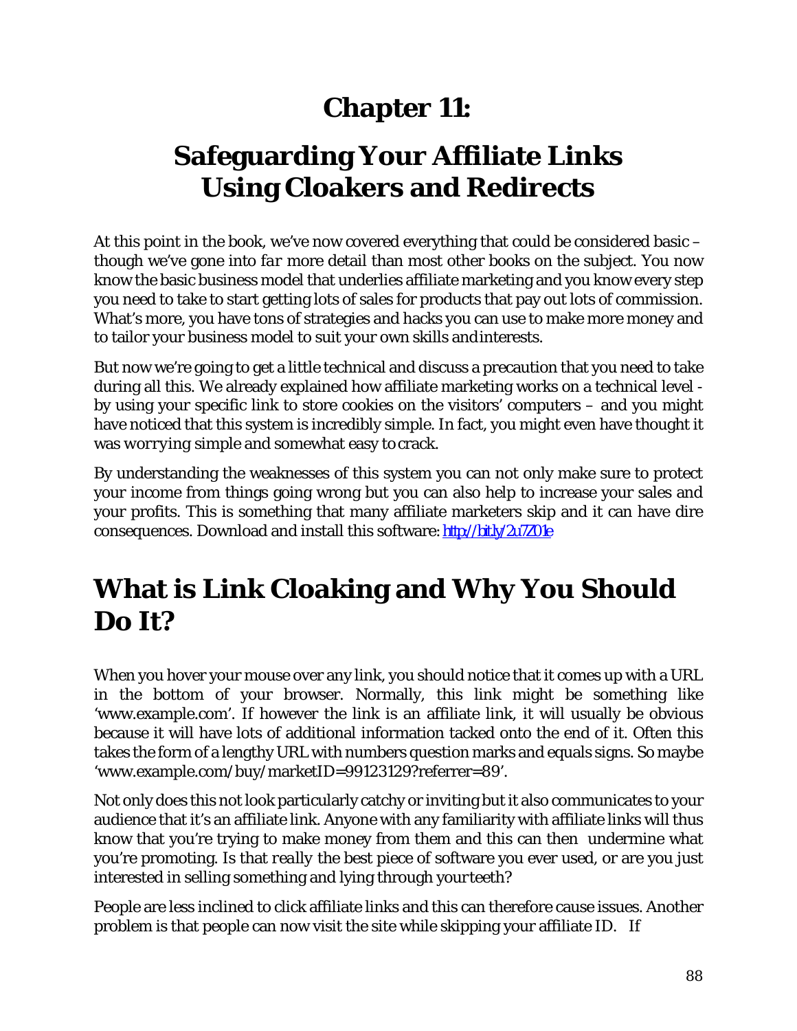# Chapter 11:

# Safeguarding Your Affiliate Links Using Cloakers and Redirects

At this point in the book, we've now covered everything that could be considered basic – though we've gone into *far* more detail than most other books on the subject. You now know the basic business model that underlies affiliate marketing and you know every step you need to take to start getting lots of sales for products that pay out lots of commission. What's more, you have tons of strategies and hacks you can use to make more money and to tailor your business model to suit your own skills and interests.

But now we're going to get a little technical and discuss a precaution that you need to take during all this. We already explained how affiliate marketing works on a technical level - by using your specific link to store cookies on the visitors' computers – and you might have noticed that this system is incredibly simple. In fact, you might even have thought it was *worrying* simple and somewhat easy to crack.

By understanding the weaknesses of this system you can not only make sure to protect your income from things going wrong but you can also help to increase your sales and your profits. This is something that many affiliate marketers skip and it can have dire consequences. Download and install this software: http://bit.ly/2u7Z01e

## What is Link Cloaking and Why You Should Do It?

When you hover your mouse over any link, you should notice that it comes up with a URL in the bottom of your browser. Normally, this link might be something like 'www.example.com'. If however the link is an affiliate link, it will usually be obvious because it will have lots of additional information tacked onto the end of it. Often this takes the form of a lengthy URL with numbers question marks and equals signs. So maybe 'www.example.com/buy/marketID=99123129?referrer=89'.

Not only does this not look particularly catchy or inviting but it also communicates to your audience that it's an affiliate link. Anyone with any familiarity with affiliate links will thus know that you're trying to make money from them and this can then undermine what you're promoting. *Is that really the best piece of software you ever used, or are you just interested in selling something and lying through your teeth?*

People are less inclined to click affiliate links and this can therefore cause issues. Another problem is that people can now visit the site while skipping your affiliate ID. If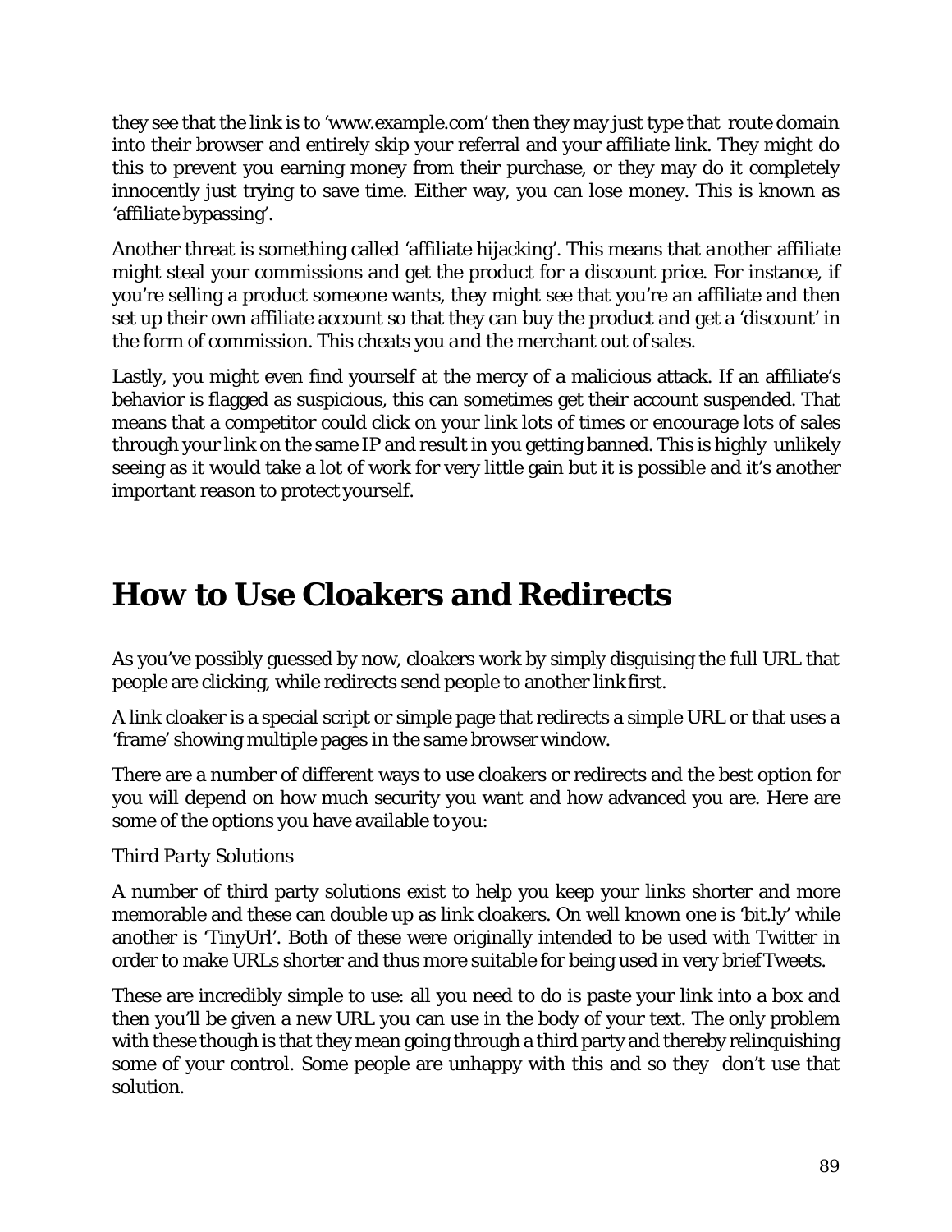they see that the link is to 'www.example.com' then they may just type that route domain into their browser and entirely skip your referral and your affiliate link. They might do this to prevent you earning money from their purchase, or they may do it completely innocently just trying to save time. Either way, you can lose money. This is known as 'affiliate bypassing'.

Another threat is something called 'affiliate hijacking'. This means that another affiliate might steal your commissions and get the product for a discount price. For instance, if you're selling a product someone wants, they might see that you're an affiliate and then set up their own affiliate account so that they can buy the product and get a 'discount' in the form of commission. This cheats you and the merchant out of sales.

Lastly, you might even find yourself at the mercy of a malicious attack. If an affiliate's behavior is flagged as suspicious, this can sometimes get their account suspended. That means that a competitor could click on your link lots of times or encourage lots of sales through your link on the same IP and result in you getting banned. This is highly unlikely seeing as it would take a lot of work for very little gain but it is possible and it's another important reason to protect yourself.

# How to Use Cloakers and Redirects

As you've possibly guessed by now, cloakers work by simply disguising the full URL that people are clicking, while redirects send people to another link first.

A link cloaker is a special script or simple page that redirects a simple URL or that uses a 'frame' showing multiple pages in the same browser window.

There are a number of different ways to use cloakers or redirects and the best option for you will depend on how much security you want and how advanced you are. Here are some of the options you have available to you:

*Third Party Solutions*

A number of third party solutions exist to help you keep your links shorter and more memorable and these can double up as link cloakers. On well known one is 'bit.ly' while another is 'TinyUrl'. Both of these were originally intended to be used with Twitter in order to make URLs shorter and thus more suitable for being used in very brief Tweets.

These are incredibly simple to use: all you need to do is paste your link into a box and then you'll be given a new URL you can use in the body of your text. The only problem with these though is that they mean going through a third party and thereby relinquishing some of your control. Some people are unhappy with this and so they don't use that solution.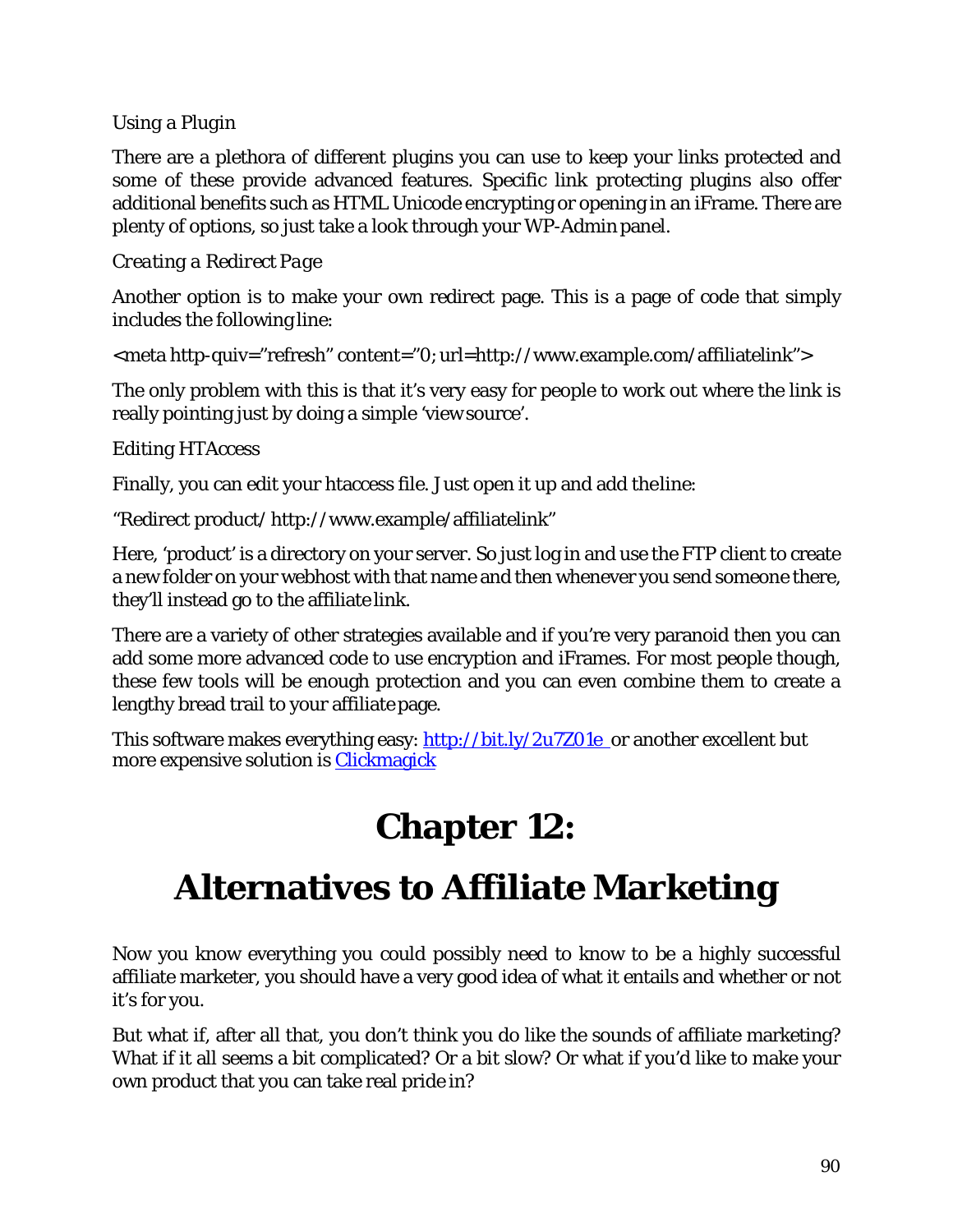Using a Plugin

There are a plethora of different plugins you can use to keep your links protected and some of these provide advanced features. Specific link protecting plugins also offer additional benefits such as HTML Unicode encrypting or opening in an iFrame. There are plenty of options, so just take a look through your WP-Admin panel.

*Creating a Redirect Page*

Another option is to make your own redirect page. This is a page of code that simply includes the following line:

<meta http-quiv="refresh" content="0; url=http://www.example.com/affiliatelink">

The only problem with this is that it's very easy for people to work out where the link is really pointing just by doing a simple 'view source'.

Editing HTAccess

Finally, you can edit your htaccess file. Just open it up and add the line:

"Redirect product/ http://www.example/affiliatelink"

Here, 'product' is a directory on your server. So just log in and use the FTP client to create a new folder on your webhost with that name and then whenever you send someone there, they'll instead go to the affiliate link.

There are a variety of other strategies available and if you're very paranoid then you can add some more advanced code to use encryption and iFrames. For most people though, these few tools will be enough protection and you can even combine them to create a lengthy bread trail to your affiliate page.

This software makes everything easy: [http://bit.ly/2u7Z01e](http://bit.ly/2u7Z01e) or another excellent but more expensive solution is [Clickmagick](Clickmagick)

# Chapter 12:

# Alternatives to Affiliate Marketing

Now you know everything you could possibly need to know to be a highly successful affiliate marketer, you should have a very good idea of what it entails and whether or not it's for you.

But what if, after all that, you don't think you do like the sounds of affiliate marketing? What if it all seems a bit complicated? Or a bit slow? Or what if you'd like to make your own product that you can take real pride in?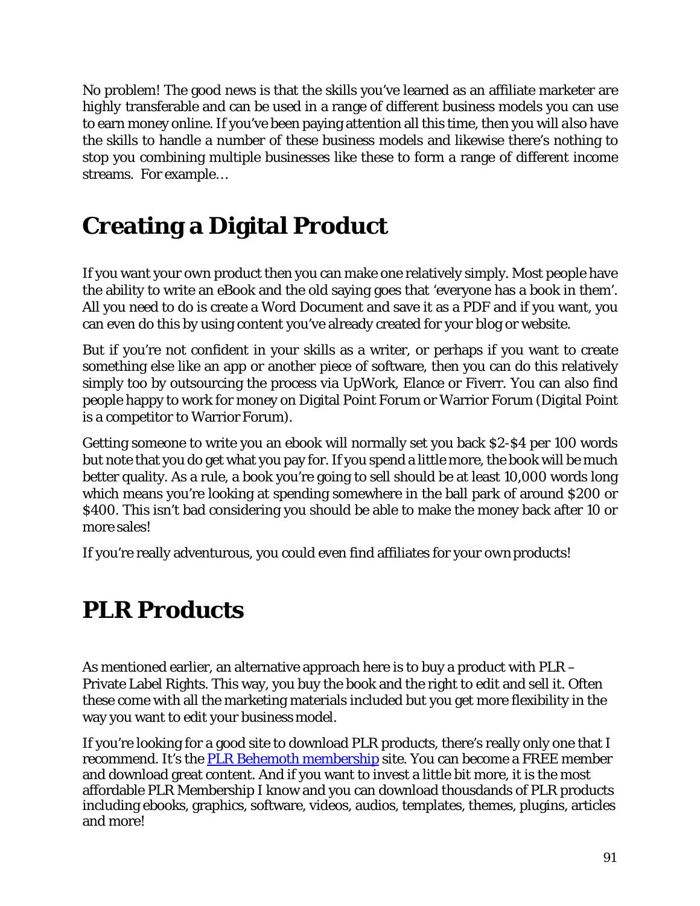No problem! The good news is that the skills you've learned as an affiliate marketer are highly transferable and can be used in a range of different business models you can use to earn money online. If you've been paying attention all this time, then you will also have the skills to handle a number of these business models and likewise there's nothing to stop you combining multiple businesses like these to form a range of different income streams. For example…

# Creating a Digital Product

If you want your own product then you can make one relatively simply. Most people have the ability to write an eBook and the old saying goes that 'everyone has a book in them'. All you need to do is create a Word Document and save it as a PDF and if you want, you can even do this by using content you've already created for your blog or website.

But if you're not confident in your skills as a writer, or perhaps if you want to create something else like an app or another piece of software, then you can do this relatively simply too by outsourcing the process via UpWork, Elance or Fiverr. You can also find people happy to work for money on Digital Point Forum or Warrior Forum (Digital Point is a competitor to Warrior Forum).

Getting someone to write you an ebook will normally set you back $2-$4 per 100 words but note that you do get what you pay for. If you spend a little more, the book will be much better quality. As a rule, a book you're going to sell should be at least 10,000 words long which means you're looking at spending somewhere in the ball park of around $200 or $400. This isn't bad considering you should be able to make the money back after 10 or more sales!

If you're really adventurous, you could even find affiliates for your own products!

# PLR Products

As mentioned earlier, an alternative approach here is to buy a product with PLR – Private Label Rights. This way, you buy the book and the right to edit and sell it. Often these come with all the marketing materials included but you get more flexibility in the way you want to edit your business model.

If you're looking for a good site to download PLR products, there's really only one that I recommend. It's the PLR Behemoth membership site. You can become a FREE member and download great content. And if you want to invest a little bit more, it is the most affordable PLR Membership I know and you can download thousands of PLR products including ebooks, graphics, software, videos, audios, templates, themes, plugins, articles and more!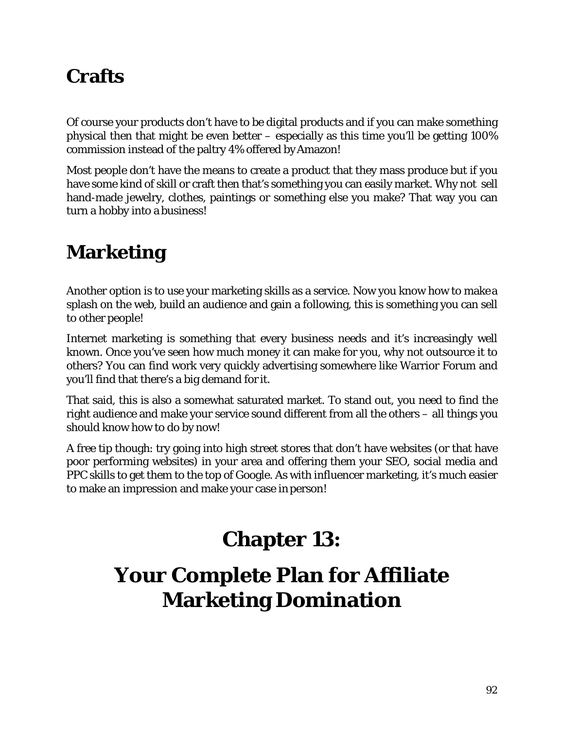## Crafts

Of course your products don't have to be digital products and if you can make something physical then that might be even better – especially as this time you'll be getting 100% commission instead of the paltry 4% offered by Amazon!

Most people don't have the means to create a product that they mass produce but if you have some kind of skill or craft then that's something you can easily market. Why not sell hand-made jewelry, clothes, paintings or something else you make? That way you can turn a hobby into a business!

## Marketing

Another option is to use your marketing skills as a service. Now you know how to make a splash on the web, build an audience and gain a following, this is something you can sell to other people!

Internet marketing is something that every business needs and it's increasingly well known. Once you've seen how much money it can make for you, why not outsource it to others? You can find work very quickly advertising somewhere like Warrior Forum and you'll find that there's a big demand for it.

That said, this is also a somewhat saturated market. To stand out, you need to find the right audience and make your service sound different from all the others – all things you should know how to do by now!

A free tip though: try going into high street stores that don't have websites (or that have poor performing websites) in your area and offering them your SEO, social media and PPC skills to get them to the top of Google. As with influencer marketing, it's much easier to make an impression and make your case in person!

# Chapter 13:

# Your Complete Plan for Affiliate Marketing Domination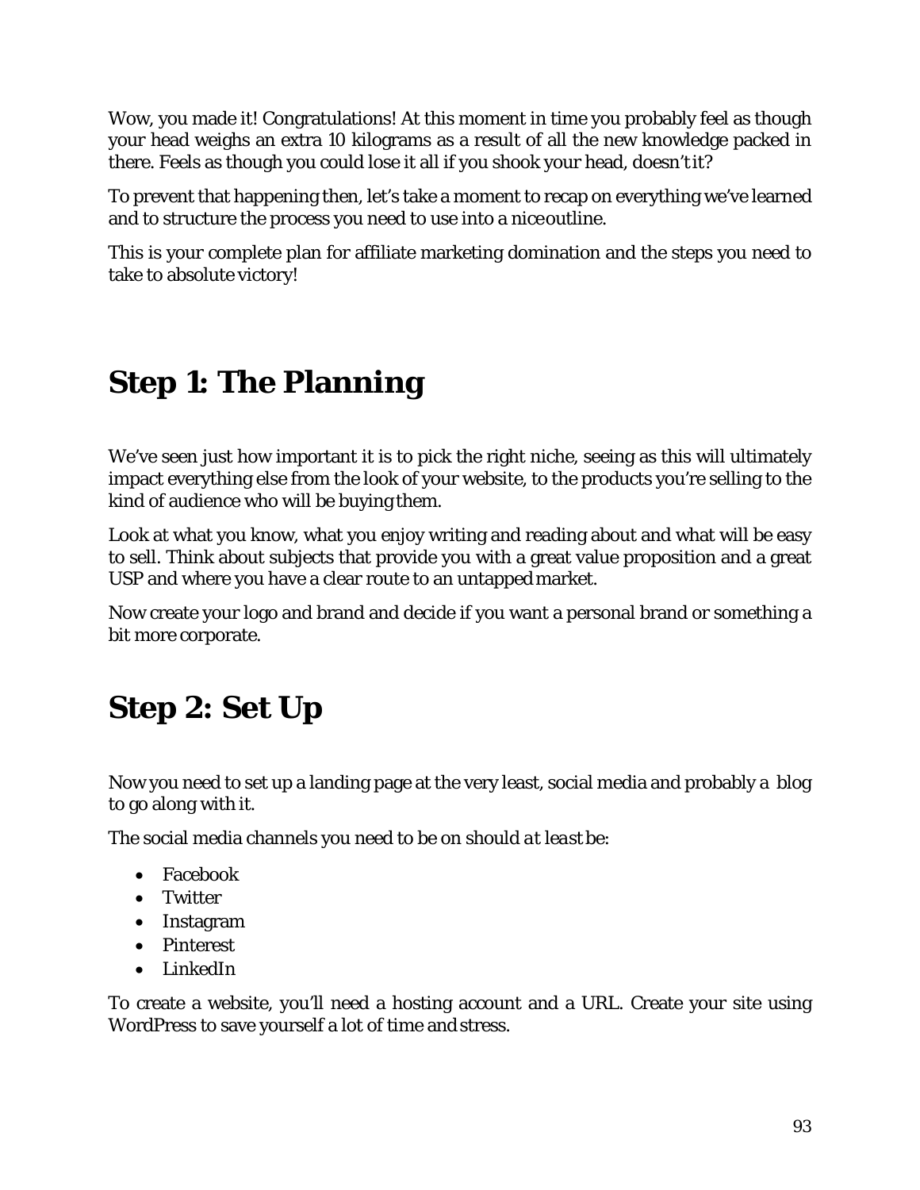Wow, you made it! Congratulations! At this moment in time you probably feel as though your head weighs an extra 10 kilograms as a result of all the new knowledge packed in there. Feels as though you could lose it all if you shook your head, doesn't it?

To prevent that happening then, let's take a moment to recap on everything we've learned and to structure the process you need to use into a nice outline.

This is your complete plan for affiliate marketing domination and the steps you need to take to absolute victory!

# Step 1: The Planning

We've seen just how important it is to pick the right niche, seeing as this will ultimately impact everything else from the look of your website, to the products you're selling to the kind of audience who will be buying them.

Look at what you know, what you enjoy writing and reading about and what will be easy to sell. Think about subjects that provide you with a great value proposition and a great USP and where you have a clear route to an untapped market.

Now create your logo and brand and decide if you want a personal brand or something a bit more corporate.

# Step 2: Set Up

Now you need to set up a landing page at the very least, social media and probably a blog to go along with it.

The social media channels you need to be on should *at least* be:

- Facebook
- Twitter
- Instagram
- Pinterest
- LinkedIn

To create a website, you'll need a hosting account and a URL. Create your site using WordPress to save yourself a lot of time and stress.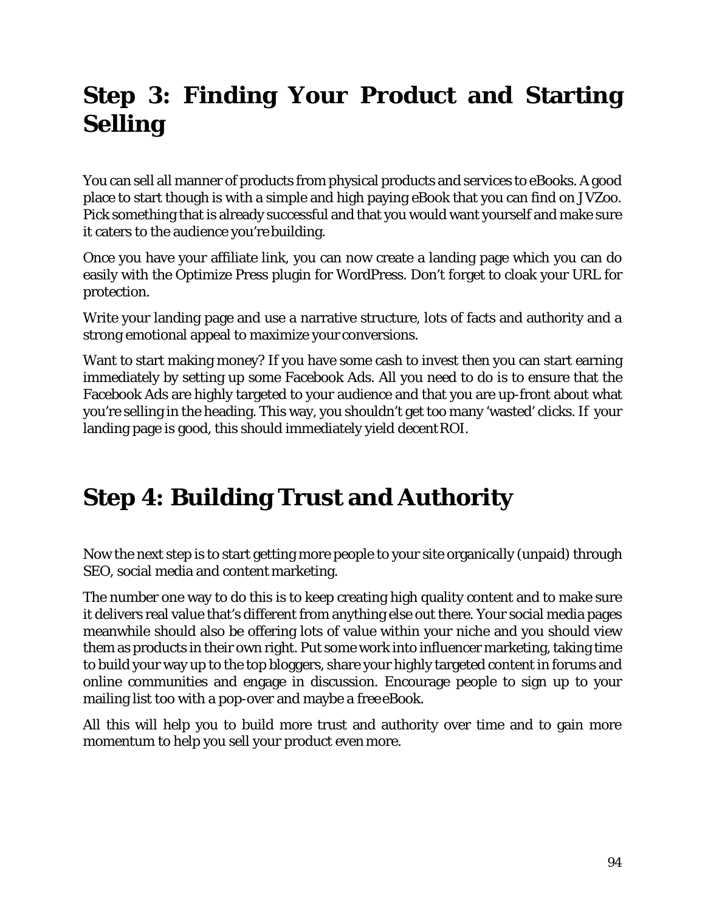## Step 3: Finding Your Product and Starting Selling

You can sell all manner of products from physical products and services to eBooks. A good place to start though is with a simple and high paying eBook that you can find on JVZoo. Pick something that is already successful and that you would want yourself and make sure it caters to the audience you're building.

Once you have your affiliate link, you can now create a landing page which you can do easily with the Optimize Press plugin for WordPress. Don't forget to cloak your URL for protection.

Write your landing page and use a narrative structure, lots of facts and authority and a strong emotional appeal to maximize your conversions.

Want to start making money? If you have some cash to invest then you can start earning immediately by setting up some Facebook Ads. All you need to do is to ensure that the Facebook Ads are highly targeted to your audience and that you are up-front about what you're selling in the heading. This way, you shouldn't get too many 'wasted' clicks. If your landing page is good, this should immediately yield decent ROI.

## Step 4: Building Trust and Authority

Now the next step is to start getting more people to your site organically (unpaid) through SEO, social media and content marketing.

The number one way to do this is to keep creating high quality content and to make sure it delivers real value that's different from anything else out there. Your social media pages meanwhile should also be offering lots of value within your niche and you should view them as products in their own right. Put some work into influencer marketing, taking time to build your way up to the top bloggers, share your highly targeted content in forums and online communities and engage in discussion. Encourage people to sign up to your mailing list too with a pop-over and maybe a free eBook.

All this will help you to build more trust and authority over time and to gain more momentum to help you sell your product even more.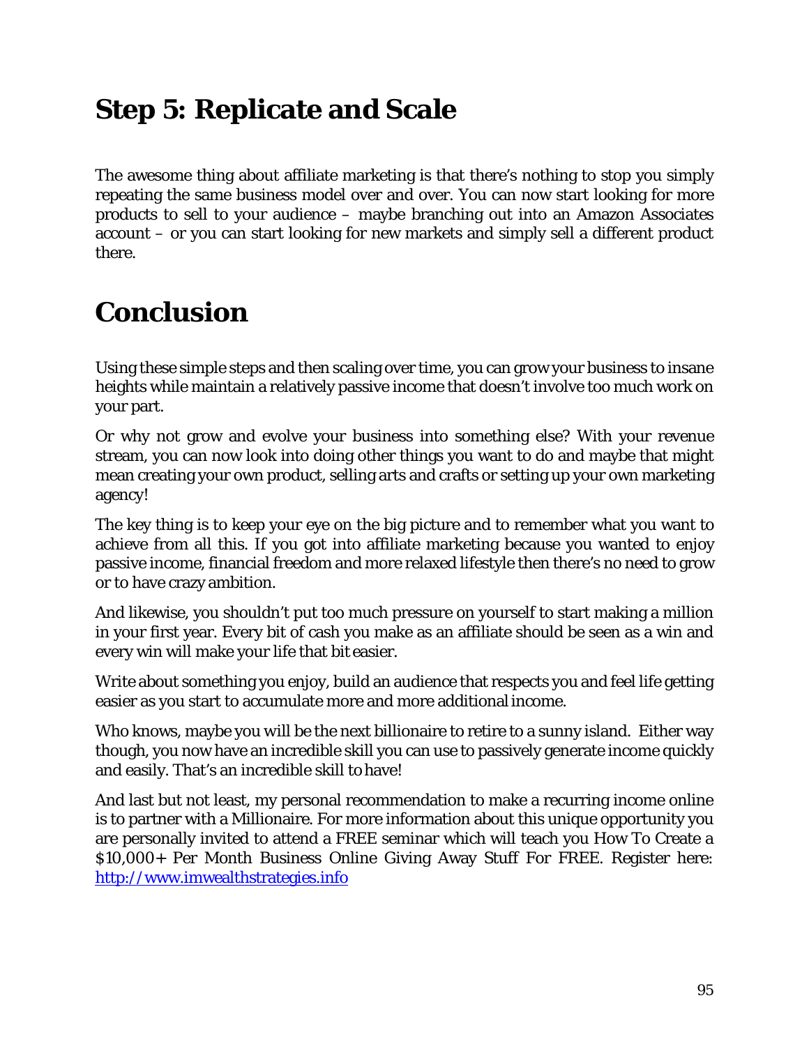## Step 5: Replicate and Scale

The awesome thing about affiliate marketing is that there's nothing to stop you simply repeating the same business model over and over. You can now start looking for more products to sell to your audience – maybe branching out into an Amazon Associates account – or you can start looking for new markets and simply sell a different product there.

## Conclusion

Using these simple steps and then scaling over time, you can grow your business to insane heights while maintain a relatively passive income that doesn't involve too much work on your part.

Or why not grow and evolve your business into something else? With your revenue stream, you can now look into doing other things you want to do and maybe that might mean creating your own product, selling arts and crafts or setting up your own marketing agency!

The key thing is to keep your eye on the big picture and to remember what you want to achieve from all this. If you got into affiliate marketing because you wanted to enjoy passive income, financial freedom and more relaxed lifestyle then there's no need to grow or to have crazy ambition.

And likewise, you shouldn't put too much pressure on yourself to start making a million in your first year. Every bit of cash you make as an affiliate should be seen as a win and every win will make your life that bit easier.

Write about something you enjoy, build an audience that respects you and feel life getting easier as you start to accumulate more and more additional income.

Who knows, maybe you will be the next billionaire to retire to a sunny island. Either way though, you now have an incredible skill you can use to passively generate income quickly and easily. That's an incredible skill to have!

And last but not least, my personal recommendation to make a recurring income online is to partner with a Millionaire. For more information about this unique opportunity you are personally invited to attend a FREE seminar which will teach you How To Create a $10,000+ Per Month Business Online Giving Away Stuff For FREE. Register here: [http://www.imwealthstrategies.info](http://www.imwealthstrategies.info)